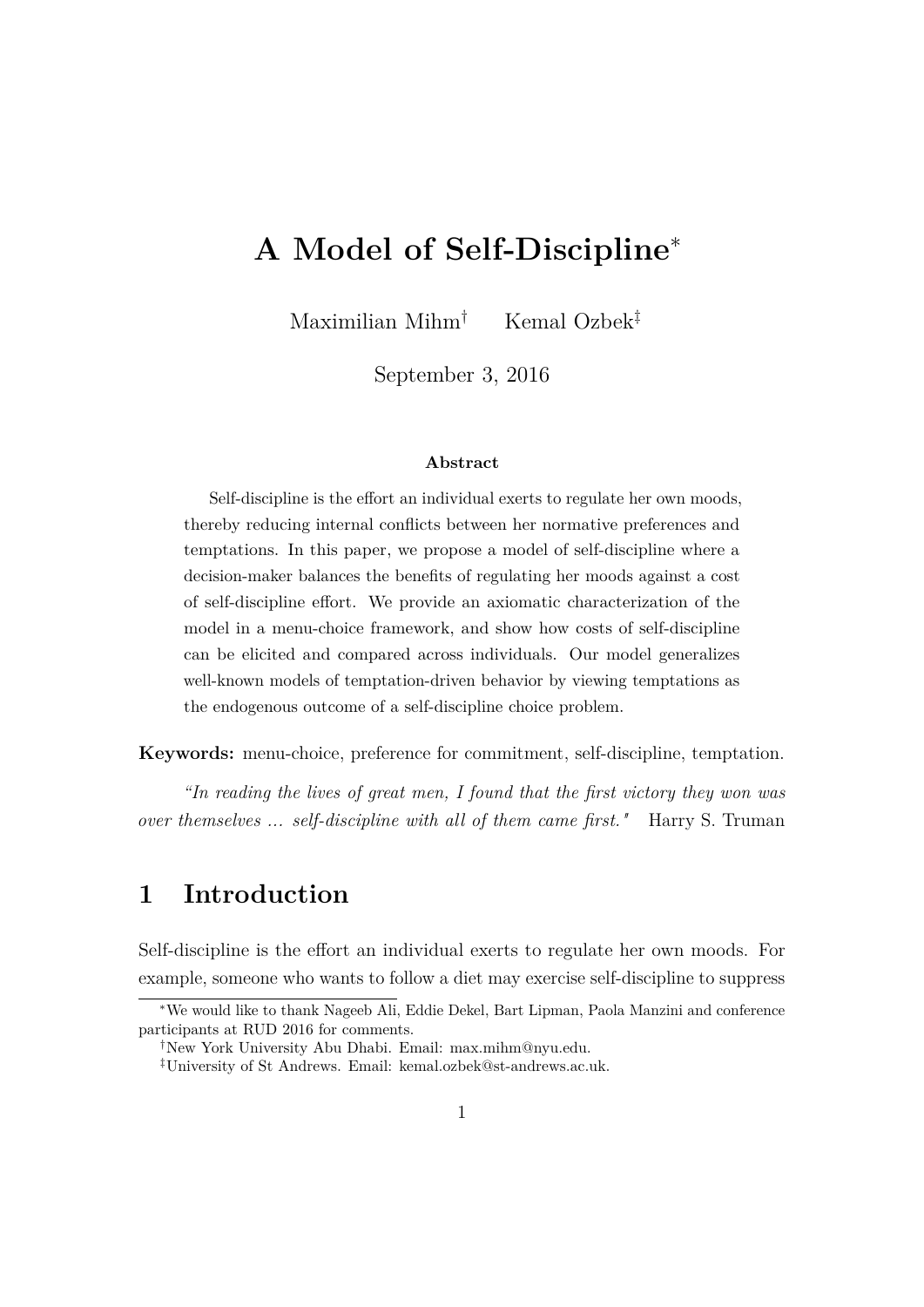# A Model of Self-Discipline[*]

Maximilian Mihm[†] Kemal Ozbek[‡]

September 3, 2016

### Abstract

Self-discipline is the effort an individual exerts to regulate her own moods, thereby reducing internal conflicts between her normative preferences and temptations. In this paper, we propose a model of self-discipline where a decision-maker balances the benefits of regulating her moods against a cost of self-discipline effort. We provide an axiomatic characterization of the model in a menu-choice framework, and show how costs of self-discipline can be elicited and compared across individuals. Our model generalizes well-known models of temptation-driven behavior by viewing temptations as the endogenous outcome of a self-discipline choice problem.

**Keywords:** menu-choice, preference for commitment, self-discipline, temptation.

*"In reading the lives of great men, I found that the first victory they won was over themselves ... self-discipline with all of them came first."* Harry S. Truman

## 1 Introduction

Self-discipline is the effort an individual exerts to regulate her own moods. For example, someone who wants to follow a diet may exercise self-discipline to suppress

---

[*] We would like to thank Nageeb Ali, Eddie Dekel, Bart Lipman, Paola Manzini and conference participants at RUD 2016 for comments.

[†] New York University Abu Dhabi. Email: max.mihm@nyu.edu.

[‡] University of St Andrews. Email: kemal.ozbek@st-andrews.ac.uk.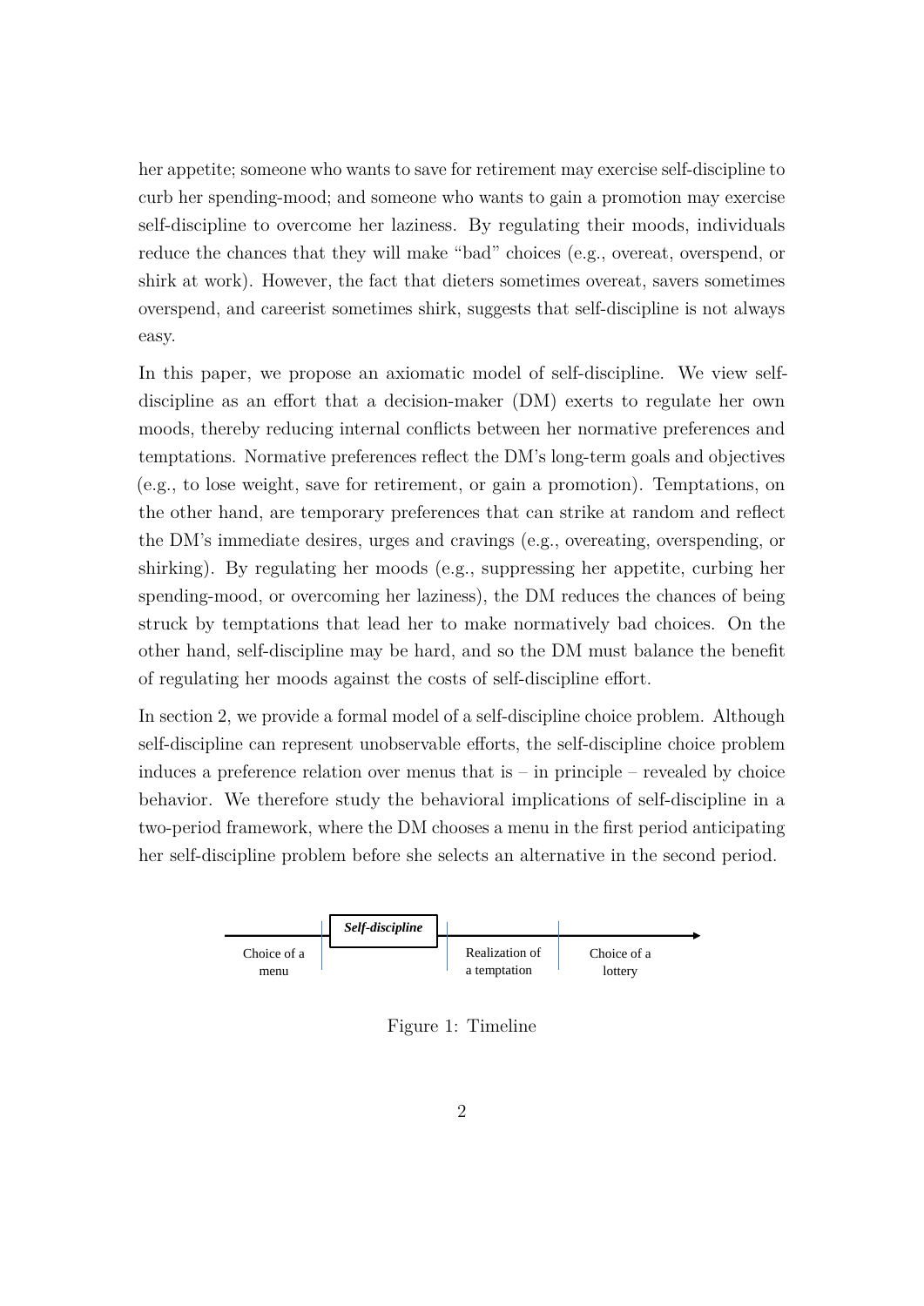her appetite; someone who wants to save for retirement may exercise self-discipline to curb her spending-mood; and someone who wants to gain a promotion may exercise self-discipline to overcome her laziness. By regulating their moods, individuals reduce the chances that they will make "bad" choices (e.g., overeat, overspend, or shirk at work). However, the fact that dieters sometimes overeat, savers sometimes overspend, and careerist sometimes shirk, suggests that self-discipline is not always easy.

In this paper, we propose an axiomatic model of self-discipline. We view self-discipline as an effort that a decision-maker (DM) exerts to regulate her own moods, thereby reducing internal conflicts between her normative preferences and temptations. Normative preferences reflect the DM's long-term goals and objectives (e.g., to lose weight, save for retirement, or gain a promotion). Temptations, on the other hand, are temporary preferences that can strike at random and reflect the DM's immediate desires, urges and cravings (e.g., overeating, overspending, or shirking). By regulating her moods (e.g., suppressing her appetite, curbing her spending-mood, or overcoming her laziness), the DM reduces the chances of being struck by temptations that lead her to make normatively bad choices. On the other hand, self-discipline may be hard, and so the DM must balance the benefit of regulating her moods against the costs of self-discipline effort.

In section 2, we provide a formal model of a self-discipline choice problem. Although self-discipline can represent unobservable efforts, the self-discipline choice problem induces a preference relation over menus that is – in principle – revealed by choice behavior. We therefore study the behavioral implications of self-discipline in a two-period framework, where the DM chooses a menu in the first period anticipating her self-discipline problem before she selects an alternative in the second period.

Choice of a menu | ***Self-discipline*** | Realization of a temptation | Choice of a lottery

Figure 1: Timeline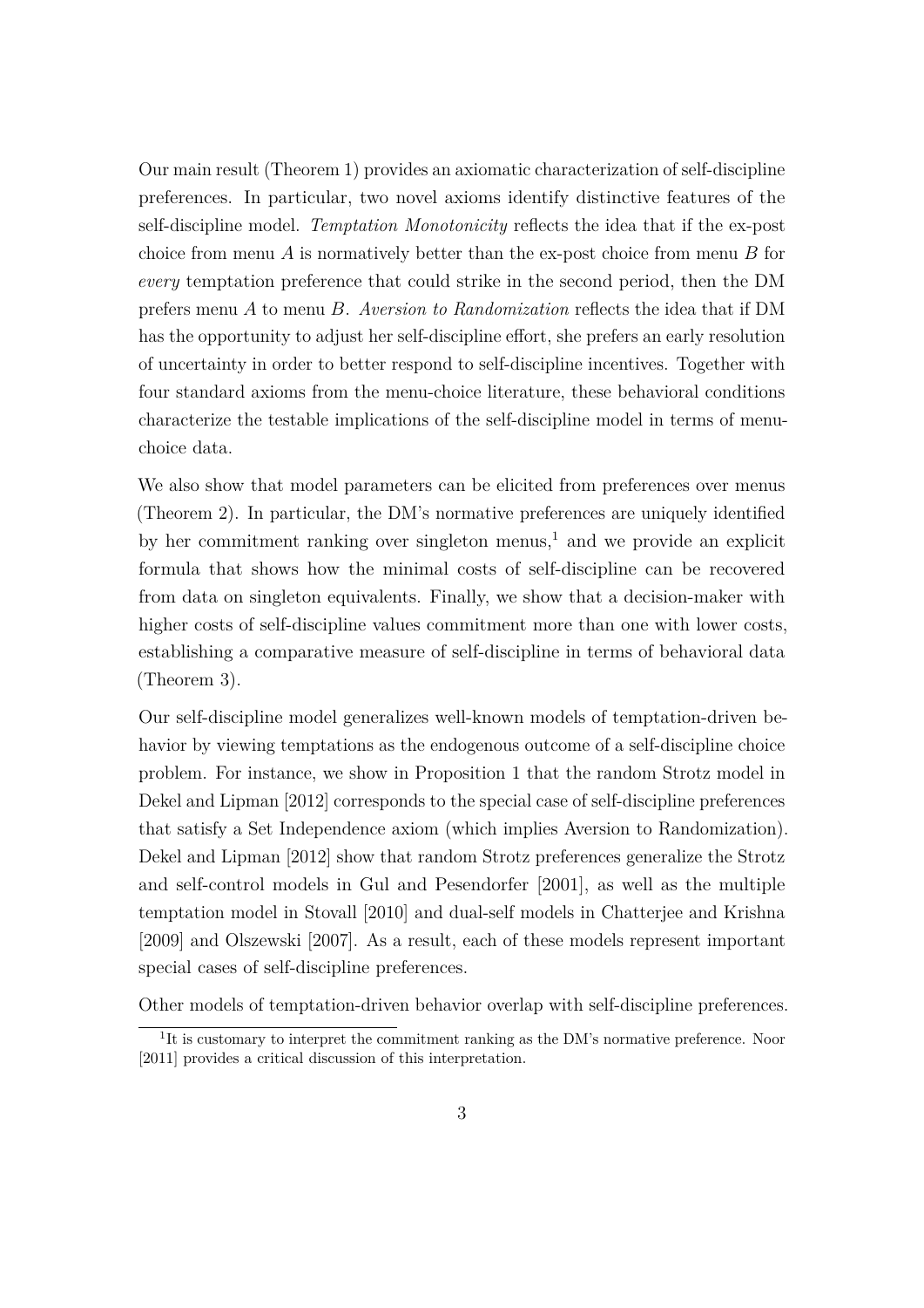Our main result (Theorem 1) provides an axiomatic characterization of self-discipline preferences. In particular, two novel axioms identify distinctive features of the self-discipline model. *Temptation Monotonicity* reflects the idea that if the ex-post choice from menu $A$ is normatively better than the ex-post choice from menu $B$ for *every* temptation preference that could strike in the second period, then the DM prefers menu $A$ to menu $B$. *Aversion to Randomization* reflects the idea that if DM has the opportunity to adjust her self-discipline effort, she prefers an early resolution of uncertainty in order to better respond to self-discipline incentives. Together with four standard axioms from the menu-choice literature, these behavioral conditions characterize the testable implications of the self-discipline model in terms of menu-choice data.

We also show that model parameters can be elicited from preferences over menus (Theorem 2). In particular, the DM's normative preferences are uniquely identified by her commitment ranking over singleton menus,[1] and we provide an explicit formula that shows how the minimal costs of self-discipline can be recovered from data on singleton equivalents. Finally, we show that a decision-maker with higher costs of self-discipline values commitment more than one with lower costs, establishing a comparative measure of self-discipline in terms of behavioral data (Theorem 3).

Our self-discipline model generalizes well-known models of temptation-driven behavior by viewing temptations as the endogenous outcome of a self-discipline choice problem. For instance, we show in Proposition 1 that the random Strotz model in Dekel and Lipman [2012] corresponds to the special case of self-discipline preferences that satisfy a Set Independence axiom (which implies Aversion to Randomization). Dekel and Lipman [2012] show that random Strotz preferences generalize the Strotz and self-control models in Gul and Pesendorfer [2001], as well as the multiple temptation model in Stovall [2010] and dual-self models in Chatterjee and Krishna [2009] and Olszewski [2007]. As a result, each of these models represent important special cases of self-discipline preferences.

Other models of temptation-driven behavior overlap with self-discipline preferences.

[1] It is customary to interpret the commitment ranking as the DM's normative preference. Noor [2011] provides a critical discussion of this interpretation.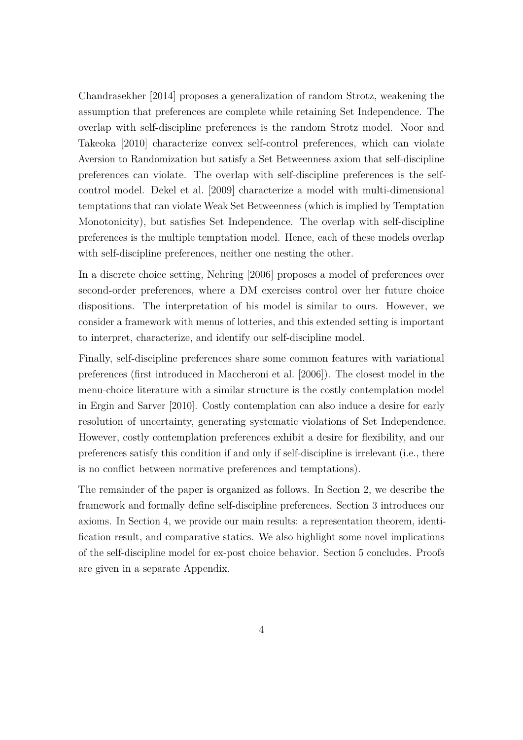Chandrasekher [2014] proposes a generalization of random Strotz, weakening the assumption that preferences are complete while retaining Set Independence. The overlap with self-discipline preferences is the random Strotz model. Noor and Takeoka [2010] characterize convex self-control preferences, which can violate Aversion to Randomization but satisfy a Set Betweenness axiom that self-discipline preferences can violate. The overlap with self-discipline preferences is the self-control model. Dekel et al. [2009] characterize a model with multi-dimensional temptations that can violate Weak Set Betweenness (which is implied by Temptation Monotonicity), but satisfies Set Independence. The overlap with self-discipline preferences is the multiple temptation model. Hence, each of these models overlap with self-discipline preferences, neither one nesting the other.

In a discrete choice setting, Nehring [2006] proposes a model of preferences over second-order preferences, where a DM exercises control over her future choice dispositions. The interpretation of his model is similar to ours. However, we consider a framework with menus of lotteries, and this extended setting is important to interpret, characterize, and identify our self-discipline model.

Finally, self-discipline preferences share some common features with variational preferences (first introduced in Maccheroni et al. [2006]). The closest model in the menu-choice literature with a similar structure is the costly contemplation model in Ergin and Sarver [2010]. Costly contemplation can also induce a desire for early resolution of uncertainty, generating systematic violations of Set Independence. However, costly contemplation preferences exhibit a desire for flexibility, and our preferences satisfy this condition if and only if self-discipline is irrelevant (i.e., there is no conflict between normative preferences and temptations).

The remainder of the paper is organized as follows. In Section 2, we describe the framework and formally define self-discipline preferences. Section 3 introduces our axioms. In Section 4, we provide our main results: a representation theorem, identification result, and comparative statics. We also highlight some novel implications of the self-discipline model for ex-post choice behavior. Section 5 concludes. Proofs are given in a separate Appendix.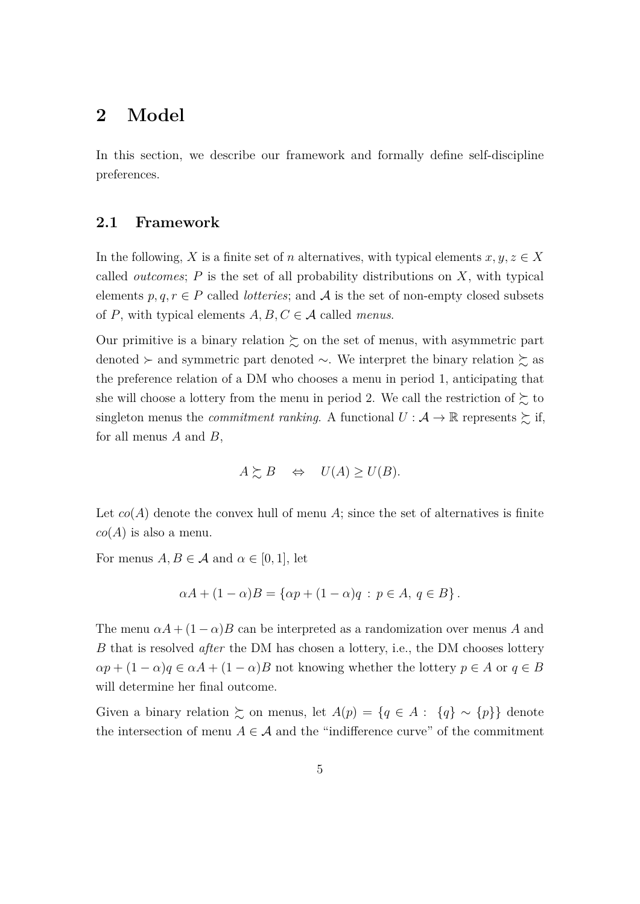# 2 Model

In this section, we describe our framework and formally define self-discipline preferences.

## 2.1 Framework

In the following, $X$ is a finite set of $n$ alternatives, with typical elements $x, y, z \in X$ called *outcomes*; $P$ is the set of all probability distributions on $X$, with typical elements $p, q, r \in P$ called *lotteries*; and $\mathcal{A}$ is the set of non-empty closed subsets of $P$, with typical elements $A, B, C \in \mathcal{A}$ called *menus*.

Our primitive is a binary relation $\succsim$ on the set of menus, with asymmetric part denoted $\succ$ and symmetric part denoted $\sim$. We interpret the binary relation $\succsim$ as the preference relation of a DM who chooses a menu in period 1, anticipating that she will choose a lottery from the menu in period 2. We call the restriction of $\succsim$ to singleton menus the *commitment ranking*. A functional $U : \mathcal{A} \to \mathbb{R}$ represents $\succsim$ if, for all menus $A$ and $B$,

$$A \succsim B \quad \Leftrightarrow \quad U(A) \geq U(B).$$

Let $co(A)$ denote the convex hull of menu $A$; since the set of alternatives is finite $co(A)$ is also a menu.

For menus $A, B \in \mathcal{A}$ and $\alpha \in [0, 1]$, let

$$\alpha A + (1 - \alpha)B = \{\alpha p + (1 - \alpha)q \,:\, p \in A,\, q \in B\}.$$

The menu $\alpha A + (1 - \alpha)B$ can be interpreted as a randomization over menus $A$ and $B$ that is resolved *after* the DM has chosen a lottery, i.e., the DM chooses lottery $\alpha p + (1 - \alpha)q \in \alpha A + (1 - \alpha)B$ not knowing whether the lottery $p \in A$ or $q \in B$ will determine her final outcome.

Given a binary relation $\succsim$ on menus, let $A(p) = \{q \in A : \ \{q\} \sim \{p\}\}$ denote the intersection of menu $A \in \mathcal{A}$ and the "indifference curve" of the commitment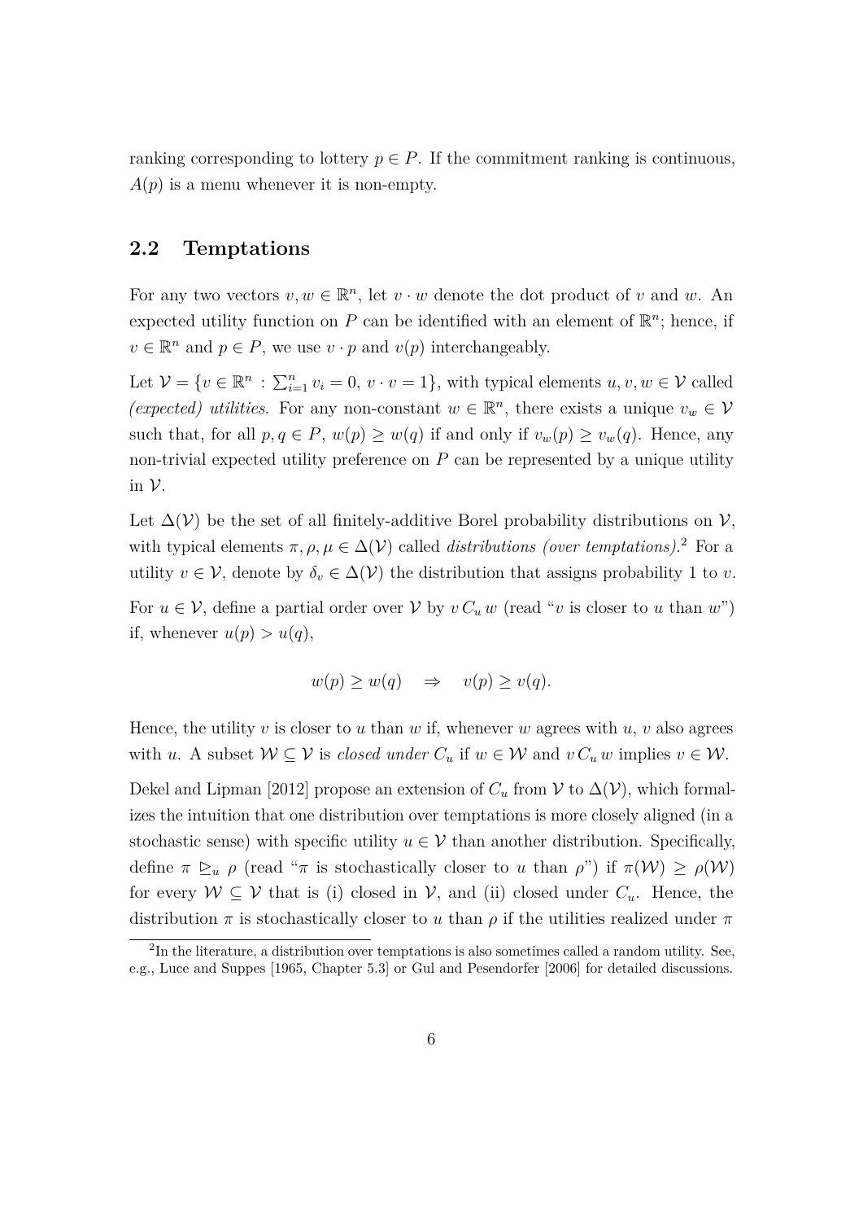ranking corresponding to lottery $p \in P$. If the commitment ranking is continuous, $A(p)$ is a menu whenever it is non-empty.

## 2.2 Temptations

For any two vectors $v, w \in \mathbb{R}^n$, let $v \cdot w$ denote the dot product of $v$ and $w$. An expected utility function on $P$ can be identified with an element of $\mathbb{R}^n$; hence, if $v \in \mathbb{R}^n$ and $p \in P$, we use $v \cdot p$ and $v(p)$ interchangeably.

Let $\mathcal{V} = \{v \in \mathbb{R}^n : \sum_{i=1}^n v_i = 0,\ v \cdot v = 1\}$, with typical elements $u, v, w \in \mathcal{V}$ called *(expected) utilities*. For any non-constant $w \in \mathbb{R}^n$, there exists a unique $v_w \in \mathcal{V}$ such that, for all $p, q \in P$, $w(p) \geq w(q)$ if and only if $v_w(p) \geq v_w(q)$. Hence, any non-trivial expected utility preference on $P$ can be represented by a unique utility in $\mathcal{V}$.

Let $\Delta(\mathcal{V})$ be the set of all finitely-additive Borel probability distributions on $\mathcal{V}$, with typical elements $\pi, \rho, \mu \in \Delta(\mathcal{V})$ called *distributions (over temptations)*.[2] For a utility $v \in \mathcal{V}$, denote by $\delta_v \in \Delta(\mathcal{V})$ the distribution that assigns probability 1 to $v$.

For $u \in \mathcal{V}$, define a partial order over $\mathcal{V}$ by $v\, C_u\, w$ (read "$v$ is closer to $u$ than $w$") if, whenever $u(p) > u(q)$,

$$w(p) \geq w(q) \quad \Rightarrow \quad v(p) \geq v(q).$$

Hence, the utility $v$ is closer to $u$ than $w$ if, whenever $w$ agrees with $u$, $v$ also agrees with $u$. A subset $\mathcal{W} \subseteq \mathcal{V}$ is *closed under* $C_u$ if $w \in \mathcal{W}$ and $v\, C_u\, w$ implies $v \in \mathcal{W}$.

Dekel and Lipman [2012] propose an extension of $C_u$ from $\mathcal{V}$ to $\Delta(\mathcal{V})$, which formalizes the intuition that one distribution over temptations is more closely aligned (in a stochastic sense) with specific utility $u \in \mathcal{V}$ than another distribution. Specifically, define $\pi \trianglerighteq_u \rho$ (read "$\pi$ is stochastically closer to $u$ than $\rho$") if $\pi(\mathcal{W}) \geq \rho(\mathcal{W})$ for every $\mathcal{W} \subseteq \mathcal{V}$ that is (i) closed in $\mathcal{V}$, and (ii) closed under $C_u$. Hence, the distribution $\pi$ is stochastically closer to $u$ than $\rho$ if the utilities realized under $\pi$

[2] In the literature, a distribution over temptations is also sometimes called a random utility. See, e.g., Luce and Suppes [1965, Chapter 5.3] or Gul and Pesendorfer [2006] for detailed discussions.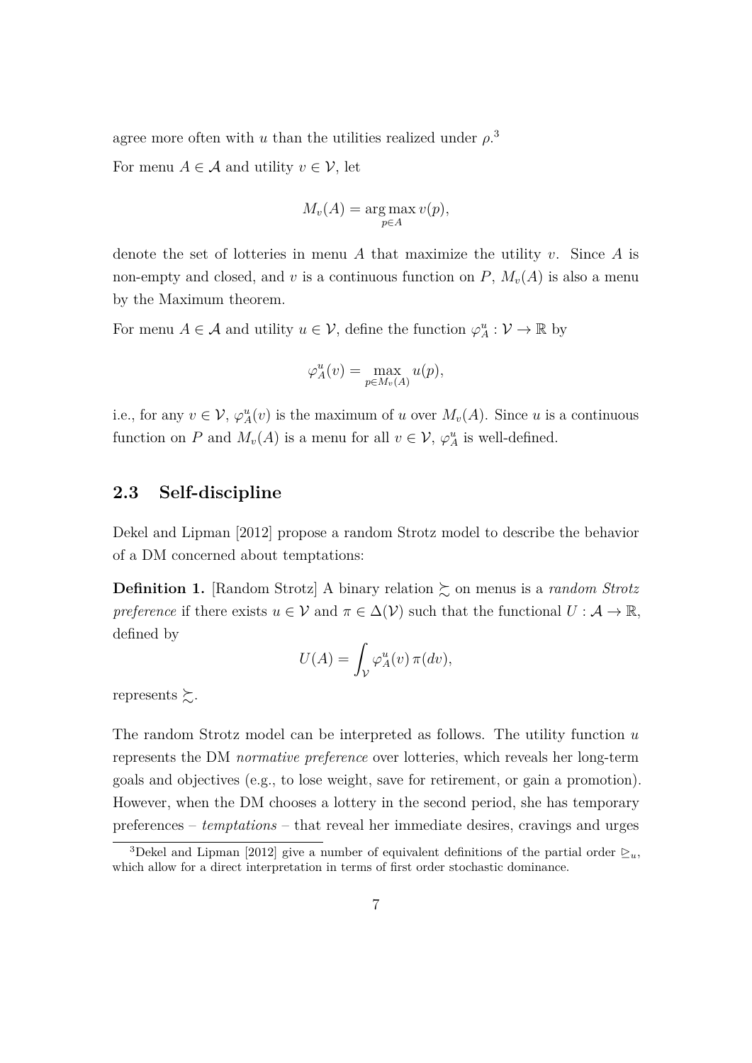agree more often with $u$ than the utilities realized under $\rho$.[3]

For menu $A \in \mathcal{A}$ and utility $v \in \mathcal{V}$, let

$$M_v(A) = \arg\max_{p \in A} v(p),$$

denote the set of lotteries in menu $A$ that maximize the utility $v$. Since $A$ is non-empty and closed, and $v$ is a continuous function on $P$, $M_v(A)$ is also a menu by the Maximum theorem.

For menu $A \in \mathcal{A}$ and utility $u \in \mathcal{V}$, define the function $\varphi_A^u : \mathcal{V} \to \mathbb{R}$ by

$$\varphi_A^u(v) = \max_{p \in M_v(A)} u(p),$$

i.e., for any $v \in \mathcal{V}$, $\varphi_A^u(v)$ is the maximum of $u$ over $M_v(A)$. Since $u$ is a continuous function $P$ and $M_v(A)$ is a menu for all $v \in \mathcal{V}$, $\varphi_A^u$ is well-defined.

## 2.3 Self-discipline

Dekel and Lipman [2012] propose a random Strotz model to describe the behavior of a DM concerned about temptations:

**Definition 1.** [Random Strotz] A binary relation $\succsim$ on menus is a *random Strotz preference* if there exists $u \in \mathcal{V}$ and $\pi \in \Delta(\mathcal{V})$ such that the functional $U : \mathcal{A} \to \mathbb{R}$, defined by

$$U(A) = \int_{\mathcal{V}} \varphi_A^u(v)\, \pi(dv),$$

represents $\succsim$.

The random Strotz model can be interpreted as follows. The utility function $u$ represents the DM *normative preference* over lotteries, which reveals her long-term goals and objectives (e.g., to lose weight, save for retirement, or gain a promotion). However, when the DM chooses a lottery in the second period, she has temporary preferences – *temptations* – that reveal her immediate desires, cravings and urges

[3] Dekel and Lipman [2012] give a number of equivalent definitions of the partial order $\trianglerighteq_u$, which allow for a direct interpretation in terms of first order stochastic dominance.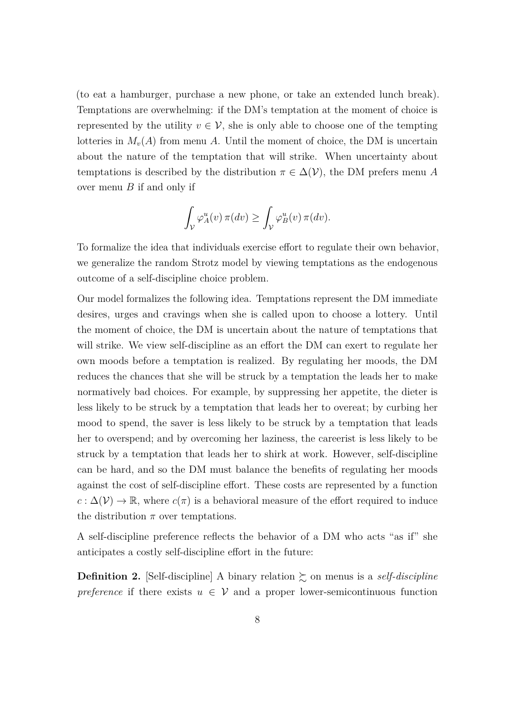(to eat a hamburger, purchase a new phone, or take an extended lunch break). Temptations are overwhelming: if the DM's temptation at the moment of choice is represented by the utility $v \in \mathcal{V}$, she is only able to choose one of the tempting lotteries in $M_v(A)$ from menu $A$. Until the moment of choice, the DM is uncertain about the nature of the temptation that will strike. When uncertainty about temptations is described by the distribution $\pi \in \Delta(\mathcal{V})$, the DM prefers menu $A$ over menu $B$ if and only if

$$\int_{\mathcal{V}} \varphi_A^u(v)\, \pi(dv) \geq \int_{\mathcal{V}} \varphi_B^u(v)\, \pi(dv).$$

To formalize the idea that individuals exercise effort to regulate their own behavior, we generalize the random Strotz model by viewing temptations as the endogenous outcome of a self-discipline choice problem.

Our model formalizes the following idea. Temptations represent the DM immediate desires, urges and cravings when she is called upon to choose a lottery. Until the moment of choice, the DM is uncertain about the nature of temptations that will strike. We view self-discipline as an effort the DM can exert to regulate her own moods before a temptation is realized. By regulating her moods, the DM reduces the chances that she will be struck by a temptation the leads her to make normatively bad choices. For example, by suppressing her appetite, the dieter is less likely to be struck by a temptation that leads her to overeat; by curbing her mood to spend, the saver is less likely to be struck by a temptation that leads her to overspend; and by overcoming her laziness, the careerist is less likely to be struck by a temptation that leads her to shirk at work. However, self-discipline can be hard, and so the DM must balance the benefits of regulating her moods against the cost of self-discipline effort. These costs are represented by a function $c : \Delta(\mathcal{V}) \to \mathbb{R}$, where $c(\pi)$ is a behavioral measure of the effort required to induce the distribution $\pi$ over temptations.

A self-discipline preference reflects the behavior of a DM who acts "as if" she anticipates a costly self-discipline effort in the future:

**Definition 2.** [Self-discipline] A binary relation $\succsim$ on menus is a *self-discipline preference* if there exists $u \in \mathcal{V}$ and a proper lower-semicontinuous function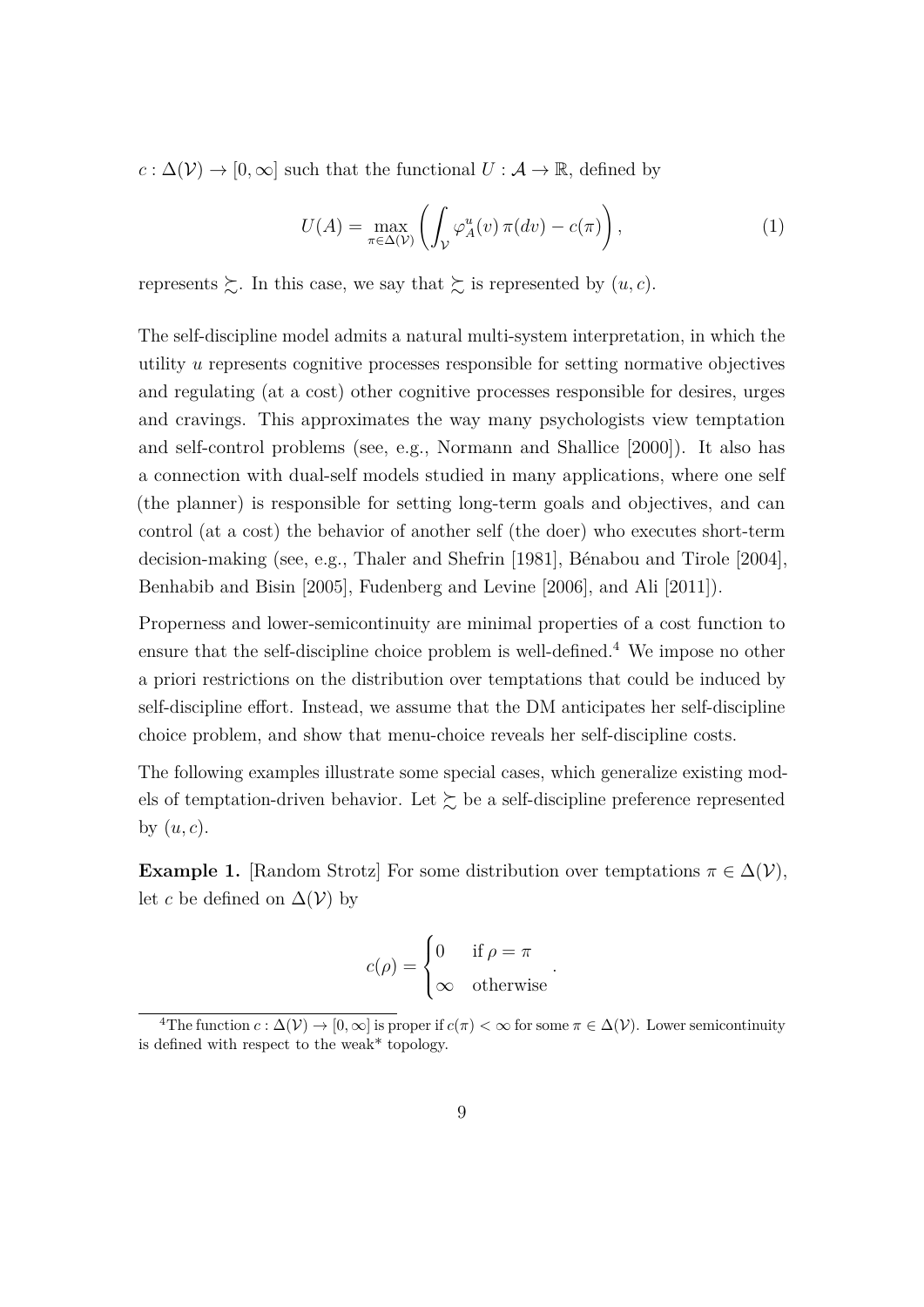$c : \Delta(\mathcal{V}) \to [0, \infty]$ such that the functional $U : \mathcal{A} \to \mathbb{R}$, defined by

$$U(A) = \max_{\pi \in \Delta(\mathcal{V})} \left( \int_{\mathcal{V}} \varphi_A^u(v) \, \pi(dv) - c(\pi) \right), \tag{1}$$

represents $\succsim$. In this case, we say that $\succsim$ is represented by $(u, c)$.

The self-discipline model admits a natural multi-system interpretation, in which the utility $u$ represents cognitive processes responsible for setting normative objectives and regulating (at a cost) other cognitive processes responsible for desires, urges and cravings. This approximates the way many psychologists view temptation and self-control problems (see, e.g., Normann and Shallice [2000]). It also has a connection with dual-self models studied in many applications, where one self (the planner) is responsible for setting long-term goals and objectives, and can control (at a cost) the behavior of another self (the doer) who executes short-term decision-making (see, e.g., Thaler and Shefrin [1981], Bénabou and Tirole [2004], Benhabib and Bisin [2005], Fudenberg and Levine [2006], and Ali [2011]).

Properness and lower-semicontinuity are minimal properties of a cost function to ensure that the self-discipline choice problem is well-defined.[4] We impose no other a priori restrictions on the distribution over temptations that could be induced by self-discipline effort. Instead, we assume that the DM anticipates her self-discipline choice problem, and show that menu-choice reveals her self-discipline costs.

The following examples illustrate some special cases, which generalize existing models of temptation-driven behavior. Let $\succsim$ be a self-discipline preference represented by $(u, c)$.

**Example 1.** [Random Strotz] For some distribution over temptations $\pi \in \Delta(\mathcal{V})$, let $c$ be defined on $\Delta(\mathcal{V})$ by

$$c(\rho) = \begin{cases} 0 & \text{if } \rho = \pi \\ \infty & \text{otherwise} \end{cases}.$$

[4]The function $c : \Delta(\mathcal{V}) \to [0, \infty]$ is proper if $c(\pi) < \infty$ for some $\pi \in \Delta(\mathcal{V})$. Lower semicontinuity is defined with respect to the weak* topology.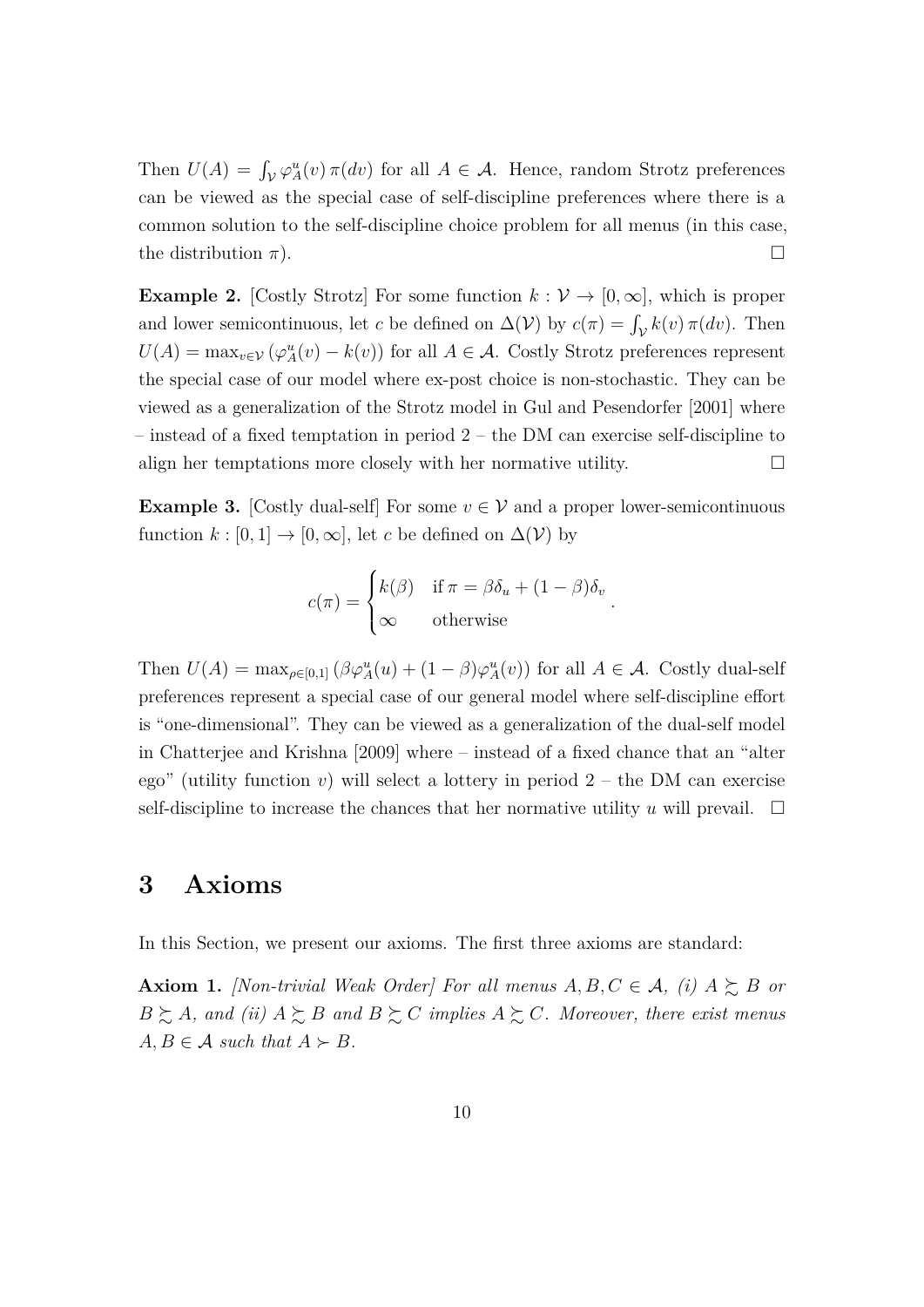Then $U(A) = \int_{\mathcal{V}} \varphi^u_A(v)\,\pi(dv)$ for all $A \in \mathcal{A}$. Hence, random Strotz preferences can be viewed as the special case of self-discipline preferences where there is a common solution to the self-discipline choice problem for all menus (in this case, the distribution $\pi$). $\square$

**Example 2.** [Costly Strotz] For some function $k : \mathcal{V} \to [0, \infty]$, which is proper and lower semicontinuous, let $c$ be defined on $\Delta(\mathcal{V})$ by $c(\pi) = \int_{\mathcal{V}} k(v)\,\pi(dv)$. Then $U(A) = \max_{v \in \mathcal{V}} (\varphi^u_A(v) - k(v))$ for all $A \in \mathcal{A}$. Costly Strotz preferences represent the special case of our model where ex-post choice is non-stochastic. They can be viewed as a generalization of the Strotz model in Gul and Pesendorfer [2001] where – instead of a fixed temptation in period 2 – the DM can exercise self-discipline to align her temptations more closely with her normative utility. $\square$

**Example 3.** [Costly dual-self] For some $v \in \mathcal{V}$ and a proper lower-semicontinuous function $k : [0, 1] \to [0, \infty]$, let $c$ be defined on $\Delta(\mathcal{V})$ by

$$c(\pi) = \begin{cases} k(\beta) & \text{if } \pi = \beta\delta_u + (1-\beta)\delta_v \\ \infty & \text{otherwise} \end{cases}.$$

Then $U(A) = \max_{\rho \in [0,1]} (\beta\varphi^u_A(u) + (1-\beta)\varphi^u_A(v))$ for all $A \in \mathcal{A}$. Costly dual-self preferences represent a special case of our general model where self-discipline effort is "one-dimensional". They can be viewed as a generalization of the dual-self model in Chatterjee and Krishna [2009] where – instead of a fixed chance that an "alter ego" (utility function $v$) will select a lottery in period 2 – the DM can exercise self-discipline to increase the chances that her normative utility $u$ will prevail. $\square$

# 3 Axioms

In this Section, we present our axioms. The first three axioms are standard:

**Axiom 1.** *[Non-trivial Weak Order] For all menus $A, B, C \in \mathcal{A}$, (i) $A \succsim B$ or $B \succsim A$, and (ii) $A \succsim B$ and $B \succsim C$ implies $A \succsim C$. Moreover, there exist menus $A, B \in \mathcal{A}$ such that $A \succ B$.*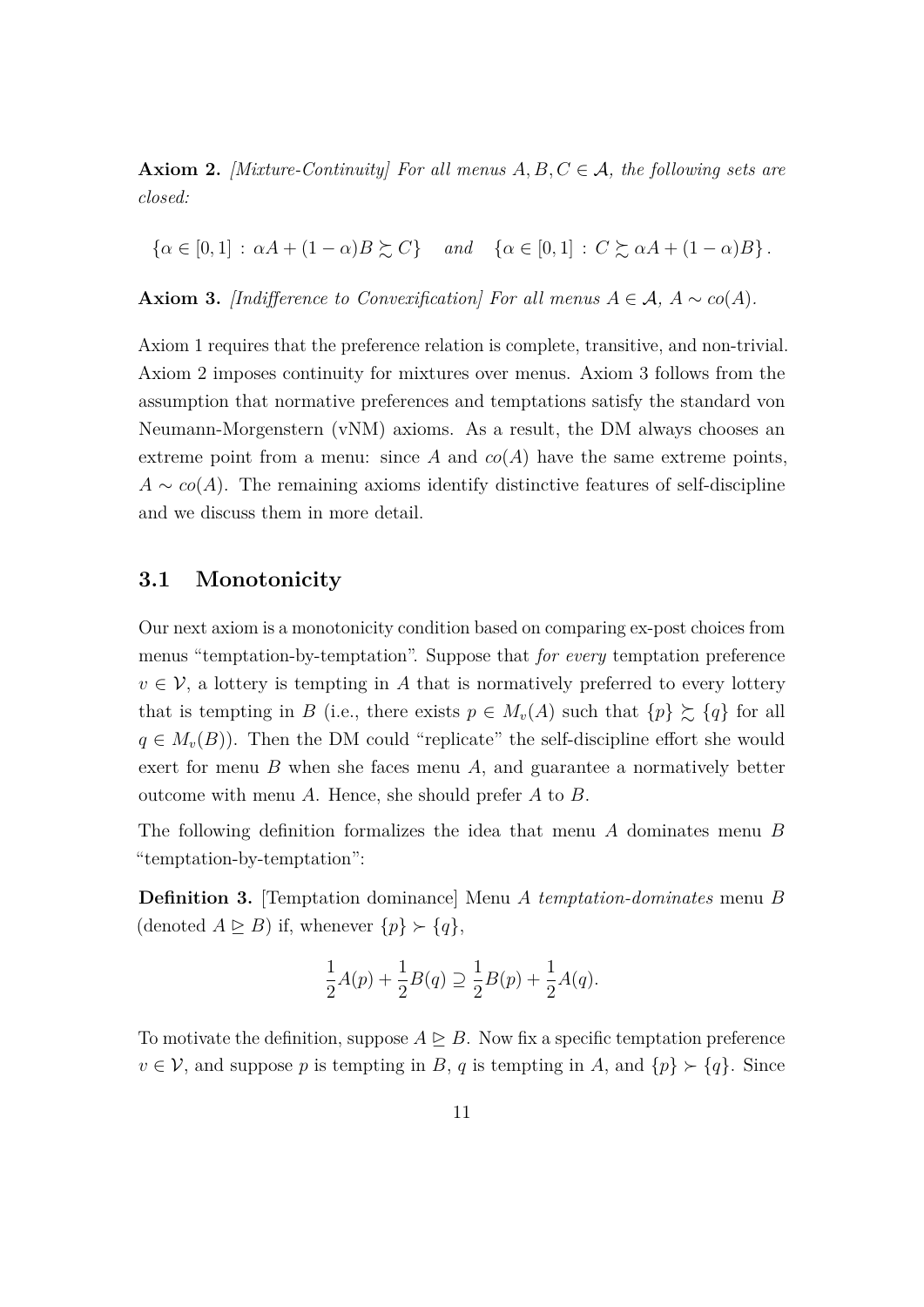**Axiom 2.** *[Mixture-Continuity] For all menus $A, B, C \in \mathcal{A}$, the following sets are closed:*

$$\{\alpha \in [0,1] : \alpha A + (1-\alpha)B \succsim C\} \quad \textit{and} \quad \{\alpha \in [0,1] : C \succsim \alpha A + (1-\alpha)B\}.$$

**Axiom 3.** *[Indifference to Convexification] For all menus $A \in \mathcal{A}$, $A \sim co(A)$.*

Axiom 1 requires that the preference relation is complete, transitive, and non-trivial. Axiom 2 imposes continuity for mixtures over menus. Axiom 3 follows from the assumption that normative preferences and temptations satisfy the standard von Neumann-Morgenstern (vNM) axioms. As a result, the DM always chooses an extreme point from a menu: since $A$ and $co(A)$ have the same extreme points, $A \sim co(A)$. The remaining axioms identify distinctive features of self-discipline and we discuss them in more detail.

## 3.1 Monotonicity

Our next axiom is a monotonicity condition based on comparing ex-post choices from menus "temptation-by-temptation". Suppose that *for every* temptation preference $v \in \mathcal{V}$, a lottery is tempting in $A$ that is normatively preferred to every lottery that is tempting in $B$ (i.e., there exists $p \in M_v(A)$ such that $\{p\} \succsim \{q\}$ for all $q \in M_v(B)$). Then the DM could "replicate" the self-discipline effort she would exert for menu $B$ when she faces menu $A$, and guarantee a normatively better outcome with menu $A$. Hence, she should prefer $A$ to $B$.

The following definition formalizes the idea that menu $A$ dominates menu $B$ "temptation-by-temptation":

**Definition 3.** [Temptation dominance] Menu $A$ *temptation-dominates* menu $B$ (denoted $A \trianglerighteq B$) if, whenever $\{p\} \succ \{q\}$,

$$\frac{1}{2}A(p) + \frac{1}{2}B(q) \supseteq \frac{1}{2}B(p) + \frac{1}{2}A(q).$$

To motivate the definition, suppose $A \trianglerighteq B$. Now fix a specific temptation preference $v \in \mathcal{V}$, and suppose $p$ is tempting in $B$, $q$ is tempting in $A$, and $\{p\} \succ \{q\}$. Since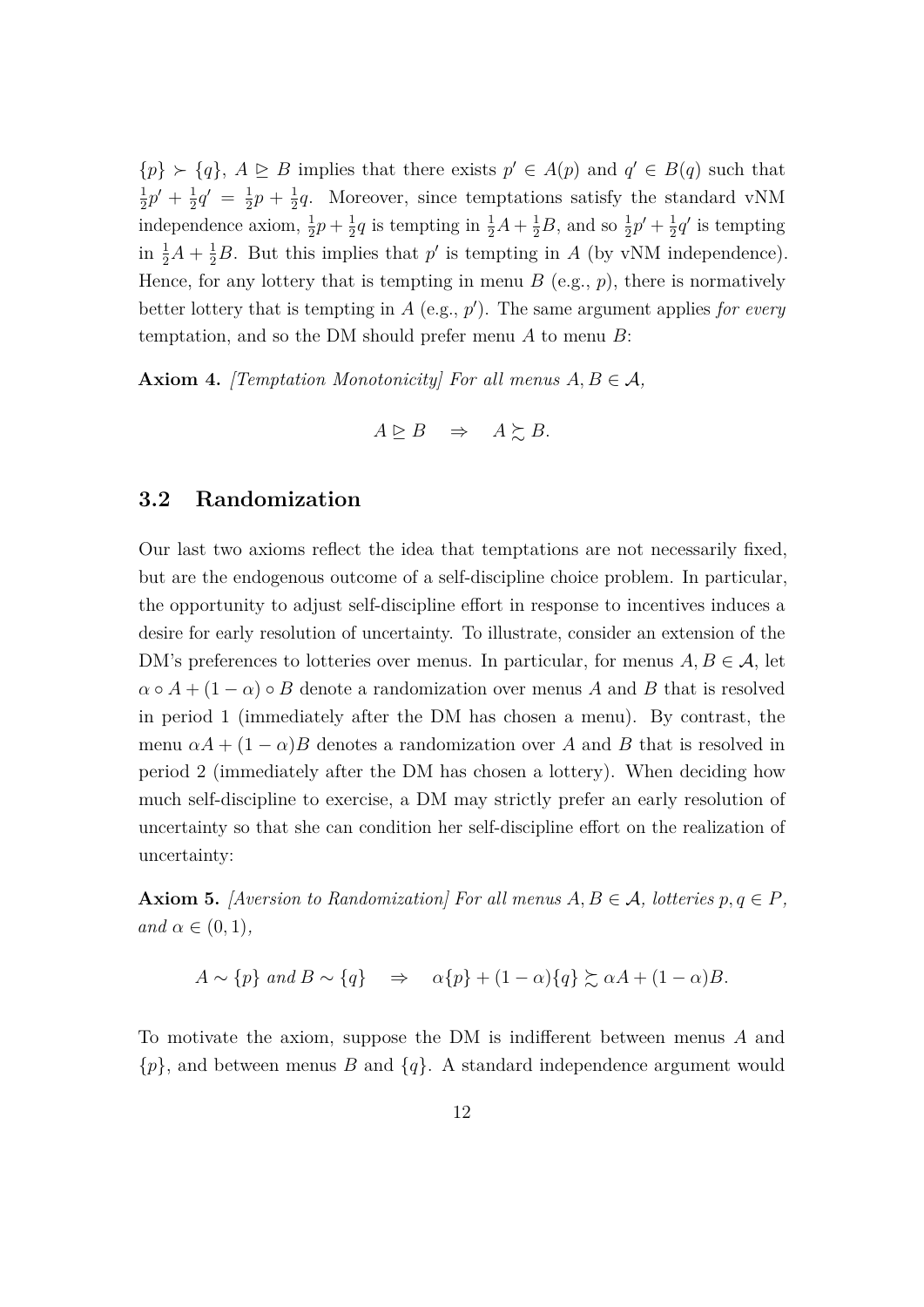$\{p\} \succ \{q\}$, $A \trianglerighteq B$ implies that there exists $p' \in A(p)$ and $q' \in B(q)$ such that $\frac{1}{2}p' + \frac{1}{2}q' = \frac{1}{2}p + \frac{1}{2}q$. Moreover, since temptations satisfy the standard vNM independence axiom, $\frac{1}{2}p + \frac{1}{2}q$ is tempting in $\frac{1}{2}A + \frac{1}{2}B$, and so $\frac{1}{2}p' + \frac{1}{2}q'$ is tempting in $\frac{1}{2}A + \frac{1}{2}B$. But this implies that $p'$ is tempting in $A$ (by vNM independence). Hence, for any lottery that is tempting in menu $B$ (e.g., $p$), there is normatively better lottery that is tempting in $A$ (e.g., $p'$). The same argument applies *for every* temptation, and so the DM should prefer menu $A$ to menu $B$:

**Axiom 4.** *[Temptation Monotonicity] For all menus $A, B \in \mathcal{A}$,*

$$A \trianglerighteq B \quad \Rightarrow \quad A \succsim B.$$

## 3.2 Randomization

Our last two axioms reflect the idea that temptations are not necessarily fixed, but are the endogenous outcome of a self-discipline choice problem. In particular, the opportunity to adjust self-discipline effort in response to incentives induces a desire for early resolution of uncertainty. To illustrate, consider an extension of the DM's preferences to lotteries over menus. In particular, for menus $A, B \in \mathcal{A}$, let $\alpha \circ A + (1 - \alpha) \circ B$ denote a randomization over menus $A$ and $B$ that is resolved in period 1 (immediately after the DM has chosen a menu). By contrast, the menu $\alpha A + (1 - \alpha)B$ denotes a randomization over $A$ and $B$ that is resolved in period 2 (immediately after the DM has chosen a lottery). When deciding how much self-discipline to exercise, a DM may strictly prefer an early resolution of uncertainty so that she can condition her self-discipline effort on the realization of uncertainty:

**Axiom 5.** *[Aversion to Randomization] For all menus $A, B \in \mathcal{A}$, lotteries $p, q \in P$, and $\alpha \in (0, 1)$,*

$$A \sim \{p\} \text{ and } B \sim \{q\} \quad \Rightarrow \quad \alpha\{p\} + (1 - \alpha)\{q\} \succsim \alpha A + (1 - \alpha)B.$$

To motivate the axiom, suppose the DM is indifferent between menus $A$ and $\{p\}$, and between menus $B$ and $\{q\}$. A standard independence argument would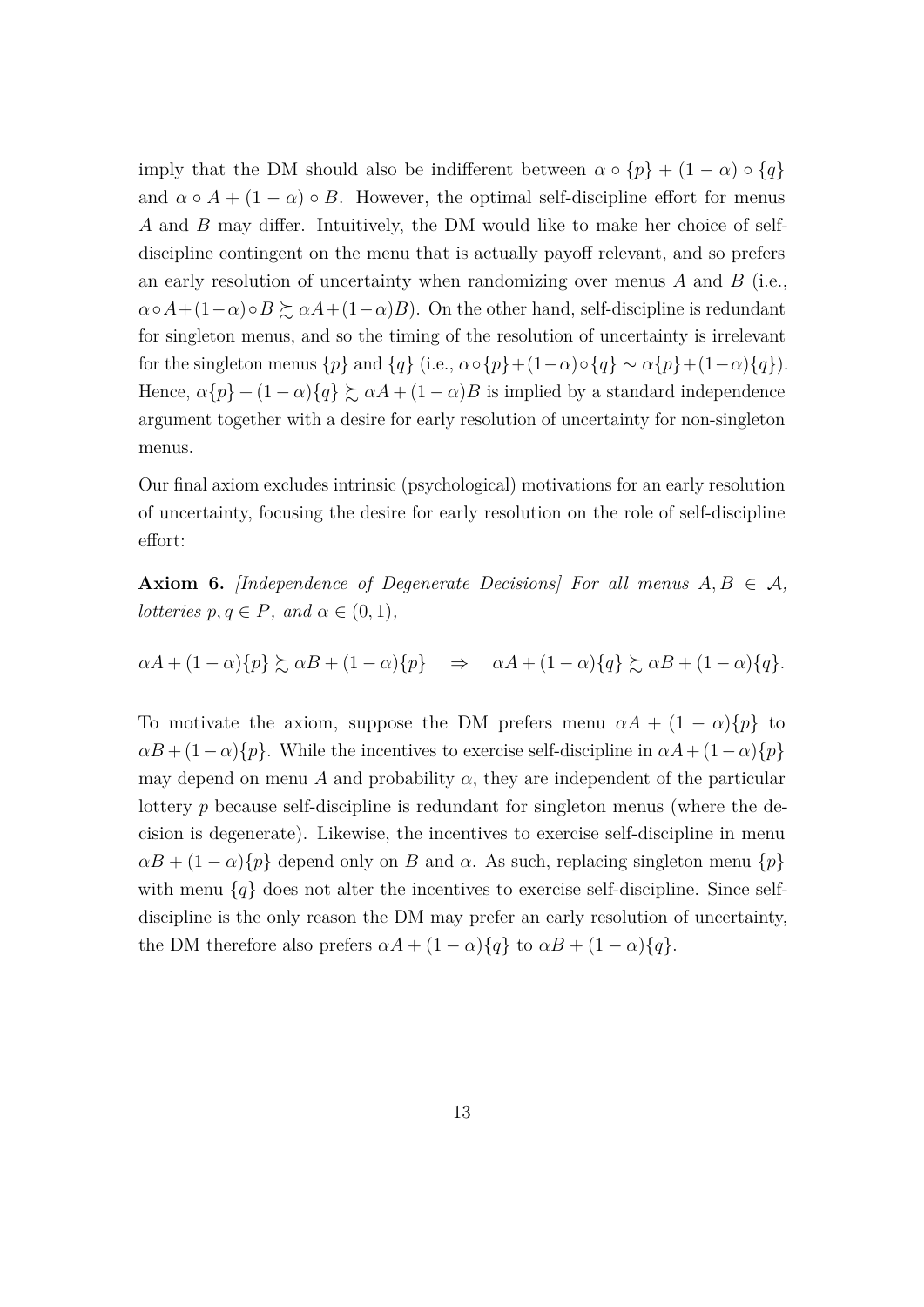imply that the DM should also be indifferent between $\alpha \circ \{p\} + (1-\alpha) \circ \{q\}$ and $\alpha \circ A + (1-\alpha) \circ B$. However, the optimal self-discipline effort for menus $A$ and $B$ may differ. Intuitively, the DM would like to make her choice of self-discipline contingent on the menu that is actually payoff relevant, and so prefers an early resolution of uncertainty when randomizing over menus $A$ and $B$ (i.e., $\alpha \circ A + (1-\alpha) \circ B \succsim \alpha A + (1-\alpha) B$). On the other hand, self-discipline is redundant for singleton menus, and so the timing of the resolution of uncertainty is irrelevant for the singleton menus $\{p\}$ and $\{q\}$ (i.e., $\alpha \circ \{p\} + (1-\alpha) \circ \{q\} \sim \alpha\{p\} + (1-\alpha)\{q\}$). Hence, $\alpha\{p\} + (1-\alpha)\{q\} \succsim \alpha A + (1-\alpha) B$ is implied by a standard independence argument together with a desire for early resolution of uncertainty for non-singleton menus.

Our final axiom excludes intrinsic (psychological) motivations for an early resolution of uncertainty, focusing the desire for early resolution on the role of self-discipline effort:

**Axiom 6.** *[Independence of Degenerate Decisions] For all menus $A, B \in \mathcal{A}$, lotteries $p, q \in P$, and $\alpha \in (0,1)$,*

$$\alpha A + (1-\alpha)\{p\} \succsim \alpha B + (1-\alpha)\{p\} \quad \Rightarrow \quad \alpha A + (1-\alpha)\{q\} \succsim \alpha B + (1-\alpha)\{q\}.$$

To motivate the axiom, suppose the DM prefers menu $\alpha A + (1-\alpha)\{p\}$ to $\alpha B + (1-\alpha)\{p\}$. While the incentives to exercise self-discipline in $\alpha A + (1-\alpha)\{p\}$ may depend on menu $A$ and probability $\alpha$, they are independent of the particular lottery $p$ because self-discipline is redundant for singleton menus (where the decision is degenerate). Likewise, the incentives to exercise self-discipline in menu $\alpha B + (1-\alpha)\{p\}$ depend only on $B$ and $\alpha$. As such, replacing singleton menu $\{p\}$ with menu $\{q\}$ does not alter the incentives to exercise self-discipline. Since self-discipline is the only reason the DM may prefer an early resolution of uncertainty, the DM therefore also prefers $\alpha A + (1-\alpha)\{q\}$ to $\alpha B + (1-\alpha)\{q\}$.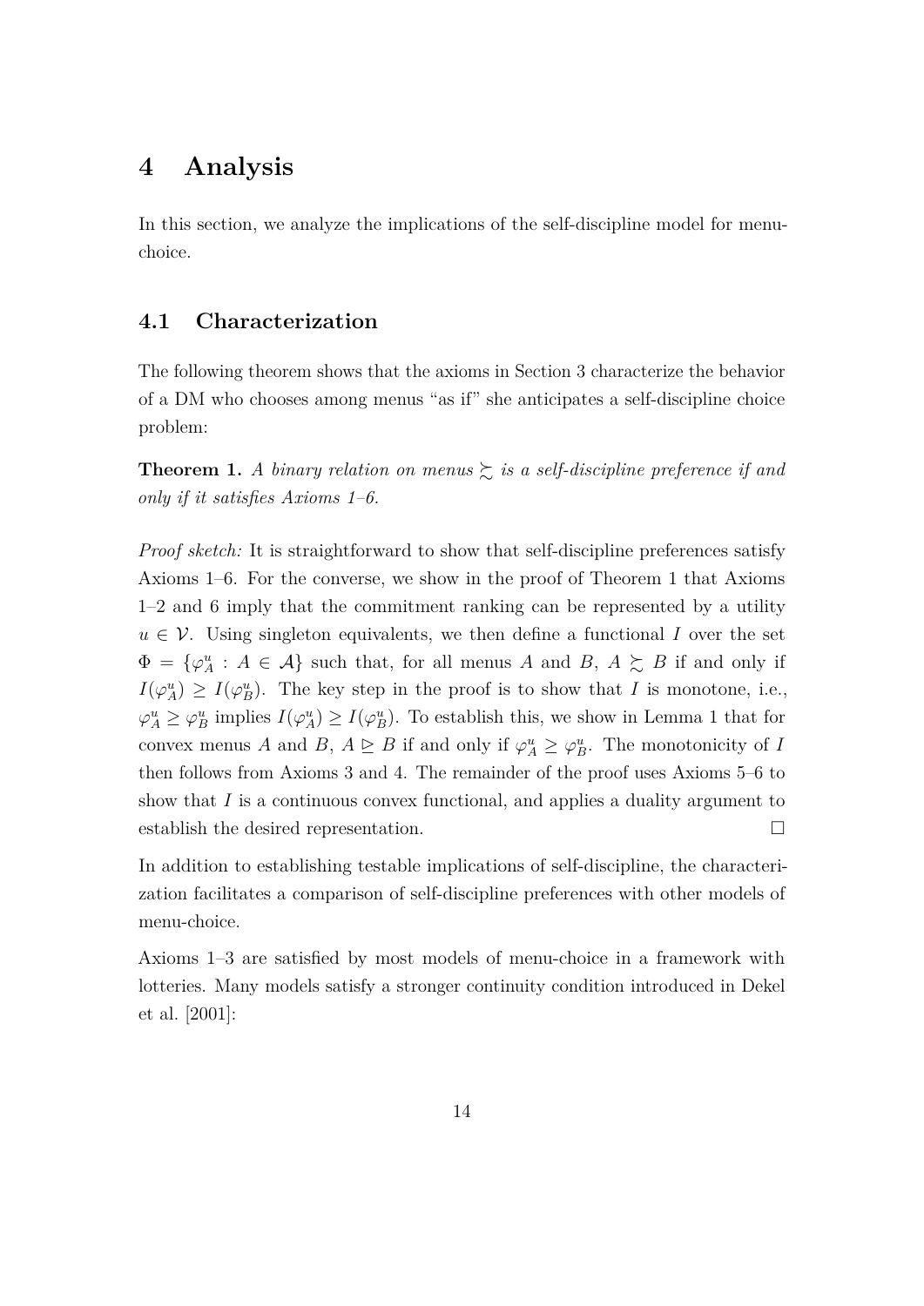# 4 Analysis

In this section, we analyze the implications of the self-discipline model for menu-choice.

## 4.1 Characterization

The following theorem shows that the axioms in Section 3 characterize the behavior of a DM who chooses among menus "as if" she anticipates a self-discipline choice problem:

**Theorem 1.** *A binary relation on menus $\succsim$ is a self-discipline preference if and only if it satisfies Axioms 1–6.*

*Proof sketch:* It is straightforward to show that self-discipline preferences satisfy Axioms 1–6. For the converse, we show in the proof of Theorem 1 that Axioms 1–2 and 6 imply that the commitment ranking can be represented by a utility $u \in \mathcal{V}$. Using singleton equivalents, we then define a functional $I$ over the set $\Phi = \{\varphi_A^u : A \in \mathcal{A}\}$ such that, for all menus $A$ and $B$, $A \succsim B$ if and only if $I(\varphi_A^u) \geq I(\varphi_B^u)$. The key step in the proof is to show that $I$ is monotone, i.e., $\varphi_A^u \geq \varphi_B^u$ implies $I(\varphi_A^u) \geq I(\varphi_B^u)$. To establish this, we show in Lemma 1 that for convex menus $A$ and $B$, $A \trianglerighteq B$ if and only if $\varphi_A^u \geq \varphi_B^u$. The monotonicity of $I$ then follows from Axioms 3 and 4. The remainder of the proof uses Axioms 5–6 to show that $I$ is a continuous convex functional, and applies a duality argument to establish the desired representation. $\square$

In addition to establishing testable implications of self-discipline, the characterization facilitates a comparison of self-discipline preferences with other models of menu-choice.

Axioms 1–3 are satisfied by most models of menu-choice in a framework with lotteries. Many models satisfy a stronger continuity condition introduced in Dekel et al. [2001]: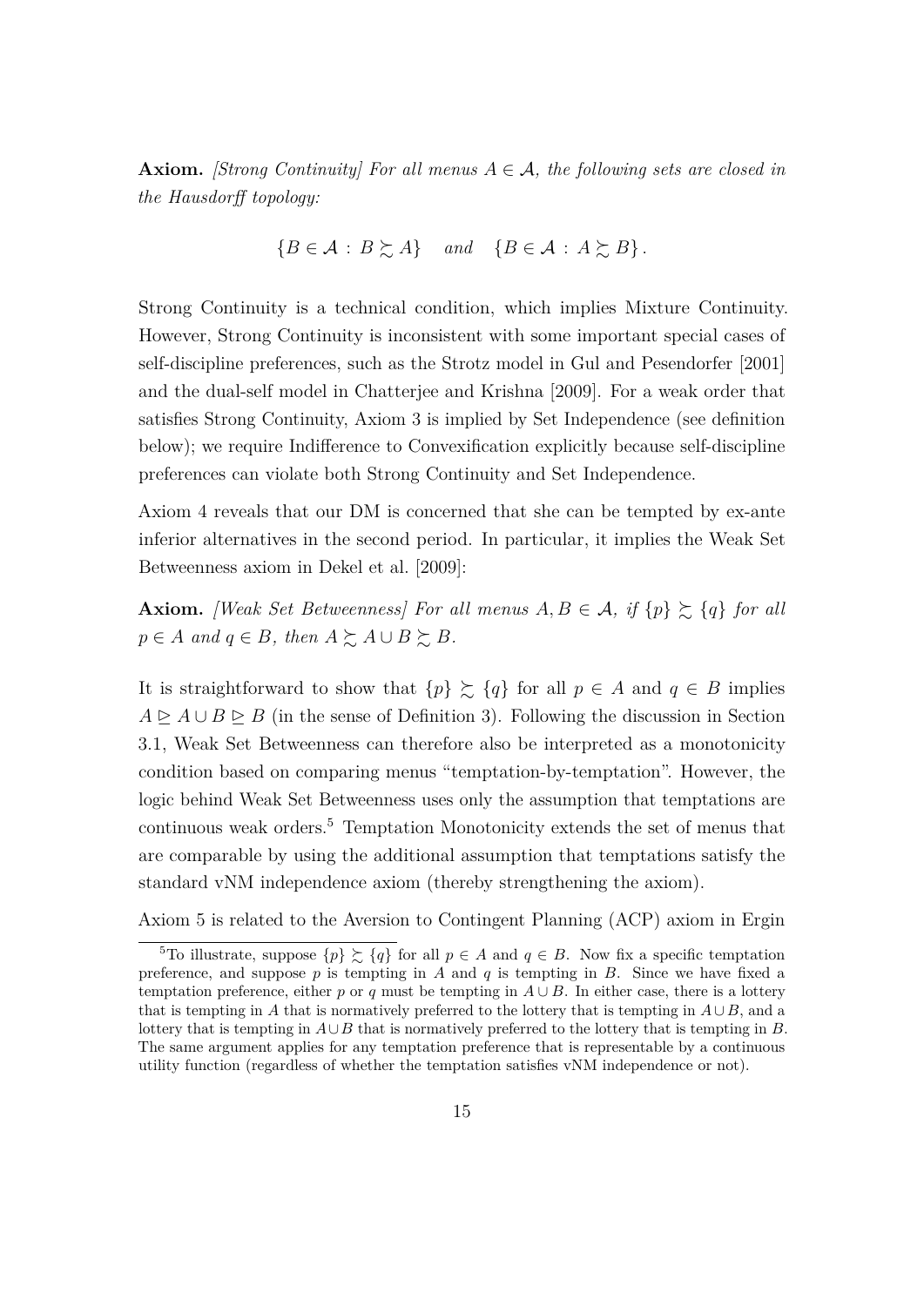**Axiom.** *[Strong Continuity] For all menus $A \in \mathcal{A}$, the following sets are closed in the Hausdorff topology:*

$$\{B \in \mathcal{A} : B \succsim A\} \quad \text{and} \quad \{B \in \mathcal{A} : A \succsim B\}.$$

Strong Continuity is a technical condition, which implies Mixture Continuity. However, Strong Continuity is inconsistent with some important special cases of self-discipline preferences, such as the Strotz model in Gul and Pesendorfer [2001] and the dual-self model in Chatterjee and Krishna [2009]. For a weak order that satisfies Strong Continuity, Axiom 3 is implied by Set Independence (see definition below); we require Indifference to Convexification explicitly because self-discipline preferences can violate both Strong Continuity and Set Independence.

Axiom 4 reveals that our DM is concerned that she can be tempted by ex-ante inferior alternatives in the second period. In particular, it implies the Weak Set Betweenness axiom in Dekel et al. [2009]:

**Axiom.** *[Weak Set Betweenness] For all menus $A, B \in \mathcal{A}$, if $\{p\} \succsim \{q\}$ for all $p \in A$ and $q \in B$, then $A \succsim A \cup B \succsim B$.*

It is straightforward to show that $\{p\} \succsim \{q\}$ for all $p \in A$ and $q \in B$ implies $A \trianglerighteq A \cup B \trianglerighteq B$ (in the sense of Definition 3). Following the discussion in Section 3.1, Weak Set Betweenness can therefore also be interpreted as a monotonicity condition based on comparing menus "temptation-by-temptation". However, the logic behind Weak Set Betweenness uses only the assumption that temptations are continuous weak orders.[5] Temptation Monotonicity extends the set of menus that are comparable by using the additional assumption that temptations satisfy the standard vNM independence axiom (thereby strengthening the axiom).

Axiom 5 is related to the Aversion to Contingent Planning (ACP) axiom in Ergin

[5] To illustrate, suppose $\{p\} \succsim \{q\}$ for all $p \in A$ and $q \in B$. Now fix a specific temptation preference, and suppose $p$ is tempting in $A$ and $q$ is tempting in $B$. Since we have fixed a temptation preference, either $p$ or $q$ must be tempting in $A \cup B$. In either case, there is a lottery that is tempting in $A$ that is normatively preferred to the lottery that is tempting in $A \cup B$, and a lottery that is tempting in $A \cup B$ that is normatively preferred to the lottery that is tempting in $B$. The same argument applies for any temptation preference that is representable by a continuous utility function (regardless of whether the temptation satisfies vNM independence or not).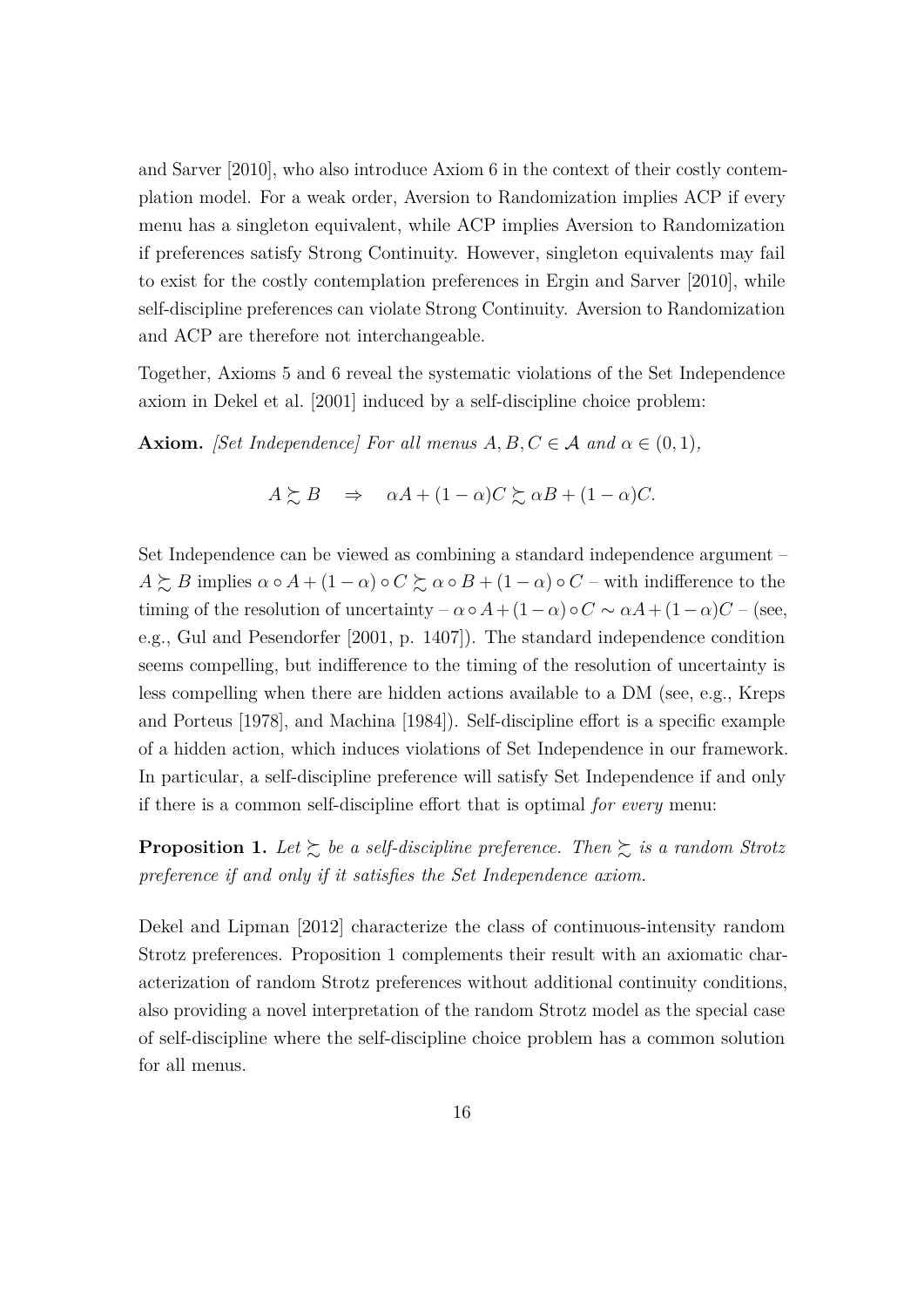and Sarver [2010], who also introduce Axiom 6 in the context of their costly contemplation model. For a weak order, Aversion to Randomization implies ACP if every menu has a singleton equivalent, while ACP implies Aversion to Randomization if preferences satisfy Strong Continuity. However, singleton equivalents may fail to exist for the costly contemplation preferences in Ergin and Sarver [2010], while self-discipline preferences can violate Strong Continuity. Aversion to Randomization and ACP are therefore not interchangeable.

Together, Axioms 5 and 6 reveal the systematic violations of the Set Independence axiom in Dekel et al. [2001] induced by a self-discipline choice problem:

**Axiom.** *[Set Independence] For all menus $A, B, C \in \mathcal{A}$ and $\alpha \in (0, 1)$,*

$$A \succsim B \quad \Rightarrow \quad \alpha A + (1 - \alpha)C \succsim \alpha B + (1 - \alpha)C.$$

Set Independence can be viewed as combining a standard independence argument – $A \succsim B$ implies $\alpha \circ A + (1 - \alpha) \circ C \succsim \alpha \circ B + (1 - \alpha) \circ C$ – with indifference to the timing of the resolution of uncertainty – $\alpha \circ A + (1 - \alpha) \circ C \sim \alpha A + (1 - \alpha)C$ – (see, e.g., Gul and Pesendorfer [2001, p. 1407]). The standard independence condition seems compelling, but indifference to the timing of the resolution of uncertainty is less compelling when there are hidden actions available to a DM (see, e.g., Kreps and Porteus [1978], and Machina [1984]). Self-discipline effort is a specific example of a hidden action, which induces violations of Set Independence in our framework. In particular, a self-discipline preference will satisfy Set Independence if and only if there is a common self-discipline effort that is optimal *for every* menu:

**Proposition 1.** *Let $\succsim$ be a self-discipline preference. Then $\succsim$ is a random Strotz preference if and only if it satisfies the Set Independence axiom.*

Dekel and Lipman [2012] characterize the class of continuous-intensity random Strotz preferences. Proposition 1 complements their result with an axiomatic characterization of random Strotz preferences without additional continuity conditions, also providing a novel interpretation of the random Strotz model as the special case of self-discipline where the self-discipline choice problem has a common solution for all menus.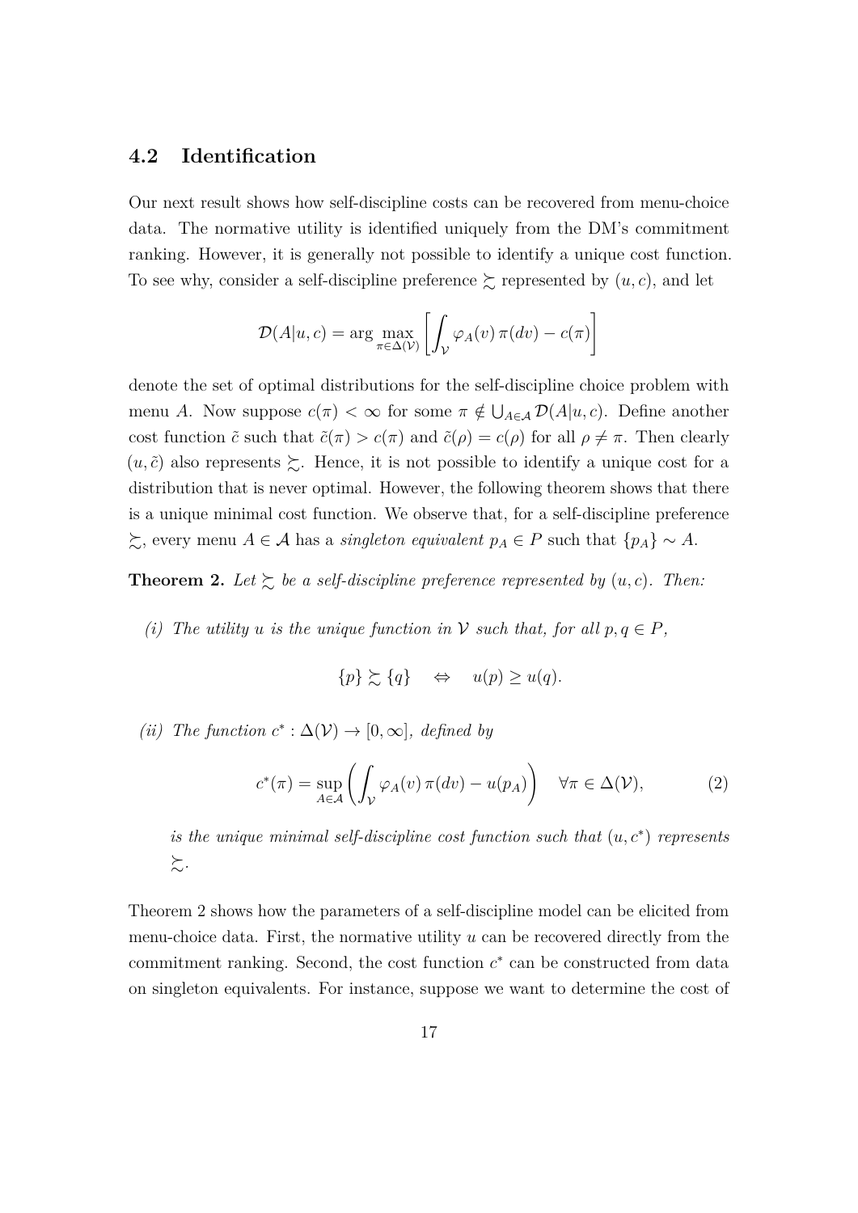### 4.2 Identification

Our next result shows how self-discipline costs can be recovered from menu-choice data. The normative utility is identified uniquely from the DM's commitment ranking. However, it is generally not possible to identify a unique cost function. To see why, consider a self-discipline preference $\succsim$ represented by $(u, c)$, and let

$$\mathcal{D}(A|u,c) = \arg \max_{\pi \in \Delta(\mathcal{V})} \left[ \int_{\mathcal{V}} \varphi_A(v)\, \pi(dv) - c(\pi) \right]$$

denote the set of optimal distributions for the self-discipline choice problem with menu $A$. Now suppose $c(\pi) < \infty$ for some $\pi \notin \bigcup_{A \in \mathcal{A}} \mathcal{D}(A|u,c)$. Define another cost function $\tilde{c}$ such that $\tilde{c}(\pi) > c(\pi)$ and $\tilde{c}(\rho) = c(\rho)$ for all $\rho \neq \pi$. Then clearly $(u, \tilde{c})$ also represents $\succsim$. Hence, it is not possible to identify a unique cost for a distribution that is never optimal. However, the following theorem shows that there is a unique minimal cost function. We observe that, for a self-discipline preference $\succsim$, every menu $A \in \mathcal{A}$ has a *singleton equivalent* $p_A \in P$ such that $\{p_A\} \sim A$.

**Theorem 2.** *Let $\succsim$ be a self-discipline preference represented by $(u, c)$. Then:*

*(i) The utility $u$ is the unique function in $\mathcal{V}$ such that, for all $p, q \in P$,*

$$\{p\} \succsim \{q\} \quad \Leftrightarrow \quad u(p) \geq u(q).$$

*(ii) The function $c^* : \Delta(\mathcal{V}) \to [0, \infty]$, defined by*

$$c^*(\pi) = \sup_{A \in \mathcal{A}} \left( \int_{\mathcal{V}} \varphi_A(v)\, \pi(dv) - u(p_A) \right) \quad \forall \pi \in \Delta(\mathcal{V}), \tag{2}$$

*is the unique minimal self-discipline cost function such that $(u, c^*)$ represents $\succsim$.*

Theorem 2 shows how the parameters of a self-discipline model can be elicited from menu-choice data. First, the normative utility $u$ can be recovered directly from the commitment ranking. Second, the cost function $c^*$ can be constructed from data on singleton equivalents. For instance, suppose we want to determine the cost of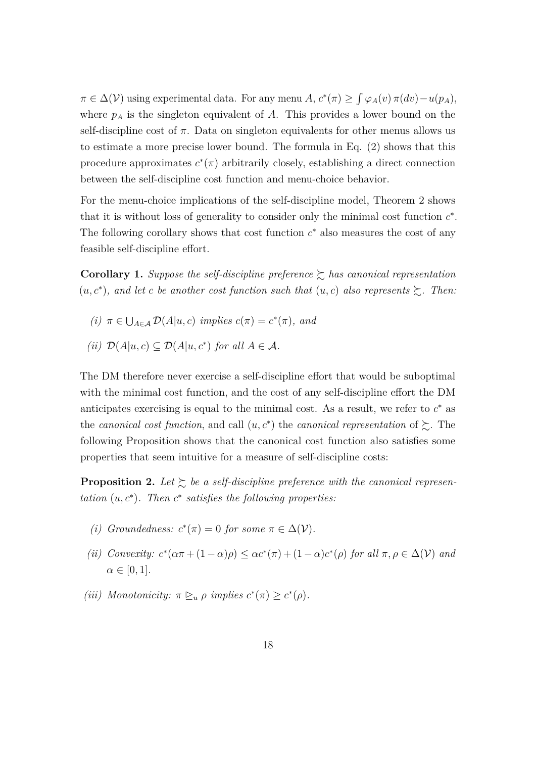$\pi \in \Delta(\mathcal{V})$ using experimental data. For any menu $A$, $c^*(\pi) \geq \int \varphi_A(v)\,\pi(dv) - u(p_A)$, where $p_A$ is the singleton equivalent of $A$. This provides a lower bound on the self-discipline cost of $\pi$. Data on singleton equivalents for other menus allows us to estimate a more precise lower bound. The formula in Eq. (2) shows that this procedure approximates $c^*(\pi)$ arbitrarily closely, establishing a direct connection between the self-discipline cost function and menu-choice behavior.

For the menu-choice implications of the self-discipline model, Theorem 2 shows that it is without loss of generality to consider only the minimal cost function $c^*$. The following corollary shows that cost function $c^*$ also measures the cost of any feasible self-discipline effort.

**Corollary 1.** *Suppose the self-discipline preference $\succsim$ has canonical representation $(u, c^*)$, and let $c$ be another cost function such that $(u, c)$ also represents $\succsim$. Then:*

*(i)* $\pi \in \bigcup_{A \in \mathcal{A}} \mathcal{D}(A|u, c)$ *implies* $c(\pi) = c^*(\pi)$*, and*

*(ii)* $\mathcal{D}(A|u, c) \subseteq \mathcal{D}(A|u, c^*)$ *for all* $A \in \mathcal{A}$*.*

The DM therefore never exercise a self-discipline effort that would be suboptimal with the minimal cost function, and the cost of any self-discipline effort the DM anticipates exercising is equal to the minimal cost. As a result, we refer to $c^*$ as the *canonical cost function*, and call $(u, c^*)$ the *canonical representation* of $\succsim$. The following Proposition shows that the canonical cost function also satisfies some properties that seem intuitive for a measure of self-discipline costs:

**Proposition 2.** *Let $\succsim$ be a self-discipline preference with the canonical representation $(u, c^*)$. Then $c^*$ satisfies the following properties:*

*(i) Groundedness:* $c^*(\pi) = 0$ *for some* $\pi \in \Delta(\mathcal{V})$*.*

*(ii) Convexity:* $c^*(\alpha\pi + (1-\alpha)\rho) \leq \alpha c^*(\pi) + (1-\alpha)c^*(\rho)$ *for all* $\pi, \rho \in \Delta(\mathcal{V})$ *and* $\alpha \in [0, 1]$*.*

*(iii) Monotonicity:* $\pi \trianglerighteq_u \rho$ *implies* $c^*(\pi) \geq c^*(\rho)$*.*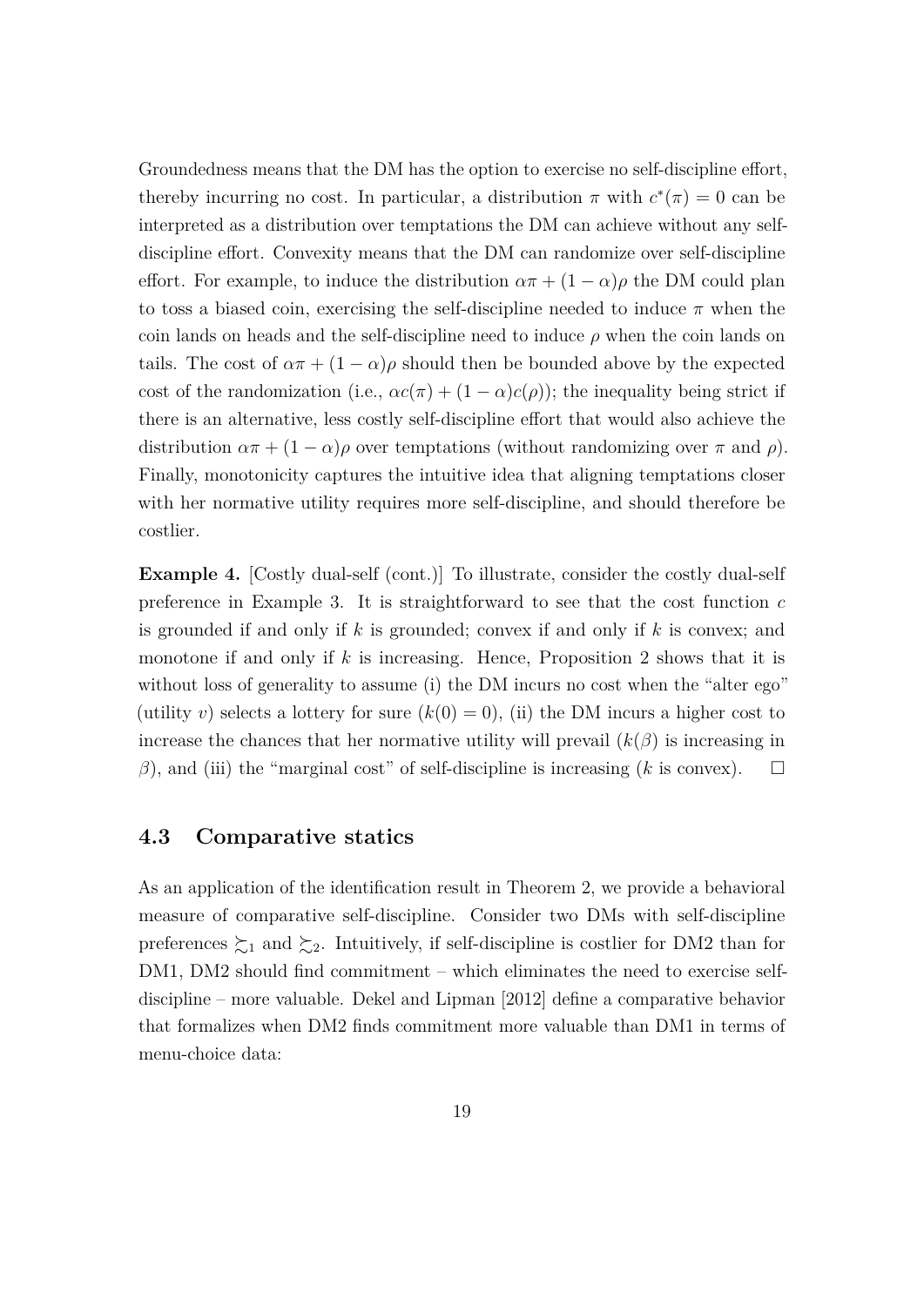Groundedness means that the DM has the option to exercise no self-discipline effort, thereby incurring no cost. In particular, a distribution $\pi$ with $c^*(\pi) = 0$ can be interpreted as a distribution over temptations the DM can achieve without any self-discipline effort. Convexity means that the DM can randomize over self-discipline effort. For example, to induce the distribution $\alpha\pi + (1-\alpha)\rho$ the DM could plan to toss a biased coin, exercising the self-discipline needed to induce $\pi$ when the coin lands on heads and the self-discipline need to induce $\rho$ when the coin lands on tails. The cost of $\alpha\pi + (1-\alpha)\rho$ should then be bounded above by the expected cost of the randomization (i.e., $\alpha c(\pi) + (1-\alpha)c(\rho)$); the inequality being strict if there is an alternative, less costly self-discipline effort that would also achieve the distribution $\alpha\pi + (1-\alpha)\rho$ over temptations (without randomizing over $\pi$ and $\rho$). Finally, monotonicity captures the intuitive idea that aligning temptations closer with her normative utility requires more self-discipline, and should therefore be costlier.

**Example 4.** [Costly dual-self (cont.)] To illustrate, consider the costly dual-self preference in Example 3. It is straightforward to see that the cost function $c$ is grounded if and only if $k$ is grounded; convex if and only if $k$ is convex; and monotone if and only if $k$ is increasing. Hence, Proposition 2 shows that it is without loss of generality to assume (i) the DM incurs no cost when the "alter ego" (utility $v$) selects a lottery for sure ($k(0) = 0$), (ii) the DM incurs a higher cost to increase the chances that her normative utility will prevail ($k(\beta)$ is increasing in $\beta$), and (iii) the "marginal cost" of self-discipline is increasing ($k$ is convex). $\square$

### 4.3 Comparative statics

As an application of the identification result in Theorem 2, we provide a behavioral measure of comparative self-discipline. Consider two DMs with self-discipline preferences $\succsim_1$ and $\succsim_2$. Intuitively, if self-discipline is costlier for DM2 than for DM1, DM2 should find commitment – which eliminates the need to exercise self-discipline – more valuable. Dekel and Lipman [2012] define a comparative behavior that formalizes when DM2 finds commitment more valuable than DM1 in terms of menu-choice data: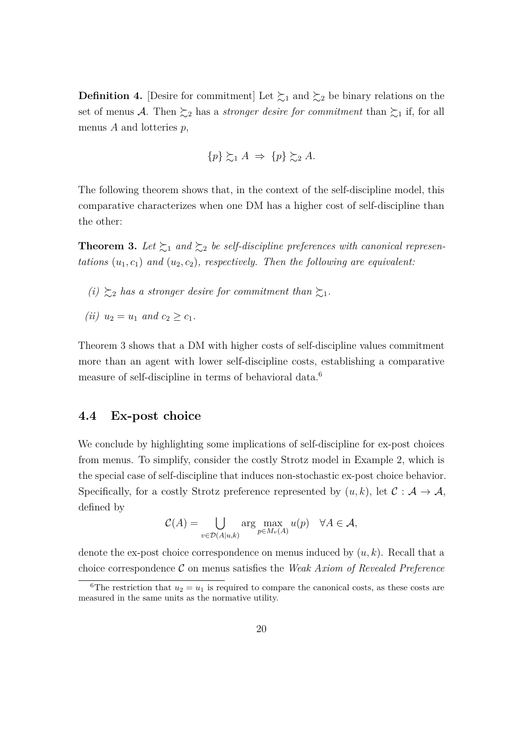**Definition 4.** [Desire for commitment] Let $\succsim_1$ and $\succsim_2$ be binary relations on the set of menus $\mathcal{A}$. Then $\succsim_2$ has a *stronger desire for commitment* than $\succsim_1$ if, for all menus $A$ and lotteries $p$,

$$\{p\} \succsim_1 A \Rightarrow \{p\} \succsim_2 A.$$

The following theorem shows that, in the context of the self-discipline model, this comparative characterizes when one DM has a higher cost of self-discipline than the other:

**Theorem 3.** *Let $\succsim_1$ and $\succsim_2$ be self-discipline preferences with canonical representations $(u_1, c_1)$ and $(u_2, c_2)$, respectively. Then the following are equivalent:*

*(i) $\succsim_2$ has a stronger desire for commitment than $\succsim_1$.*

*(ii) $u_2 = u_1$ and $c_2 \geq c_1$.*

Theorem 3 shows that a DM with higher costs of self-discipline values commitment more than an agent with lower self-discipline costs, establishing a comparative measure of self-discipline in terms of behavioral data.[6]

## 4.4 Ex-post choice

We conclude by highlighting some implications of self-discipline for ex-post choices from menus. To simplify, consider the costly Strotz model in Example 2, which is the special case of self-discipline that induces non-stochastic ex-post choice behavior. Specifically, for a costly Strotz preference represented by $(u, k)$, let $\mathcal{C} : \mathcal{A} \to \mathcal{A}$, defined by

$$\mathcal{C}(A) = \bigcup_{v \in \mathcal{D}(A|u,k)} \arg\max_{p \in M_v(A)} u(p) \quad \forall A \in \mathcal{A},$$

denote the ex-post choice correspondence on menus induced by $(u, k)$. Recall that a choice correspondence $\mathcal{C}$ on menus satisfies the *Weak Axiom of Revealed Preference*

[6] The restriction that $u_2 = u_1$ is required to compare the canonical costs, as these costs are measured in the same units as the normative utility.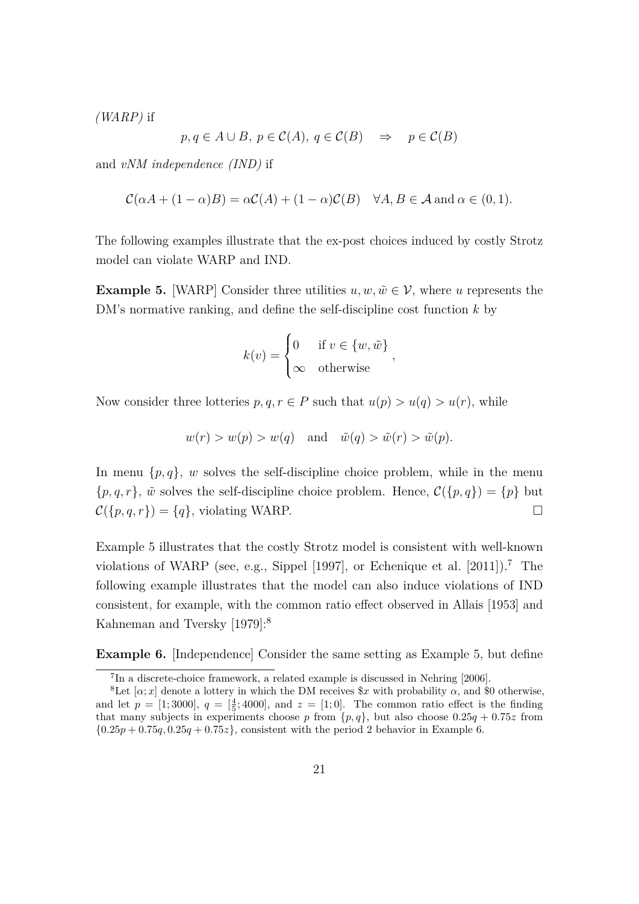*(WARP)* if

$$p, q \in A \cup B,\ p \in \mathcal{C}(A),\ q \in \mathcal{C}(B) \quad \Rightarrow \quad p \in \mathcal{C}(B)$$

and *vNM independence (IND)* if

$$\mathcal{C}(\alpha A + (1-\alpha)B) = \alpha\mathcal{C}(A) + (1-\alpha)\mathcal{C}(B) \quad \forall A, B \in \mathcal{A} \text{ and } \alpha \in (0,1).$$

The following examples illustrate that the ex-post choices induced by costly Strotz model can violate WARP and IND.

**Example 5.** [WARP] Consider three utilities $u, w, \tilde{w} \in \mathcal{V}$, where $u$ represents the DM's normative ranking, and define the self-discipline cost function $k$ by

$$k(v) = \begin{cases} 0 & \text{if } v \in \{w, \tilde{w}\} \\ \infty & \text{otherwise} \end{cases},$$

Now consider three lotteries $p, q, r \in P$ such that $u(p) > u(q) > u(r)$, while

$$w(r) > w(p) > w(q) \quad \text{and} \quad \tilde{w}(q) > \tilde{w}(r) > \tilde{w}(p).$$

In menu $\{p, q\}$, $w$ solves the self-discipline choice problem, while in the menu $\{p, q, r\}$, $\tilde{w}$ solves the self-discipline choice problem. Hence, $\mathcal{C}(\{p, q\}) = \{p\}$ but $\mathcal{C}(\{p, q, r\}) = \{q\}$, violating WARP. □

Example 5 illustrates that the costly Strotz model is consistent with well-known violations of WARP (see, e.g., Sippel [1997], or Echenique et al. [2011]).[7] The following example illustrates that the model can also induce violations of IND consistent, for example, with the common ratio effect observed in Allais [1953] and Kahneman and Tversky [1979]:[8]

**Example 6.** [Independence] Consider the same setting as Example 5, but define

[7] In a discrete-choice framework, a related example is discussed in Nehring [2006].

[8] Let $[\alpha; x]$ denote a lottery in which the DM receives \$$x$ with probability $\alpha$, and \$0 otherwise, and let $p = [1; 3000]$, $q = [\frac{4}{5}; 4000]$, and $z = [1; 0]$. The common ratio effect is the finding that many subjects in experiments choose $p$ from $\{p, q\}$, but also choose $0.25q + 0.75z$ from $\{0.25p + 0.75q, 0.25q + 0.75z\}$, consistent with the period 2 behavior in Example 6.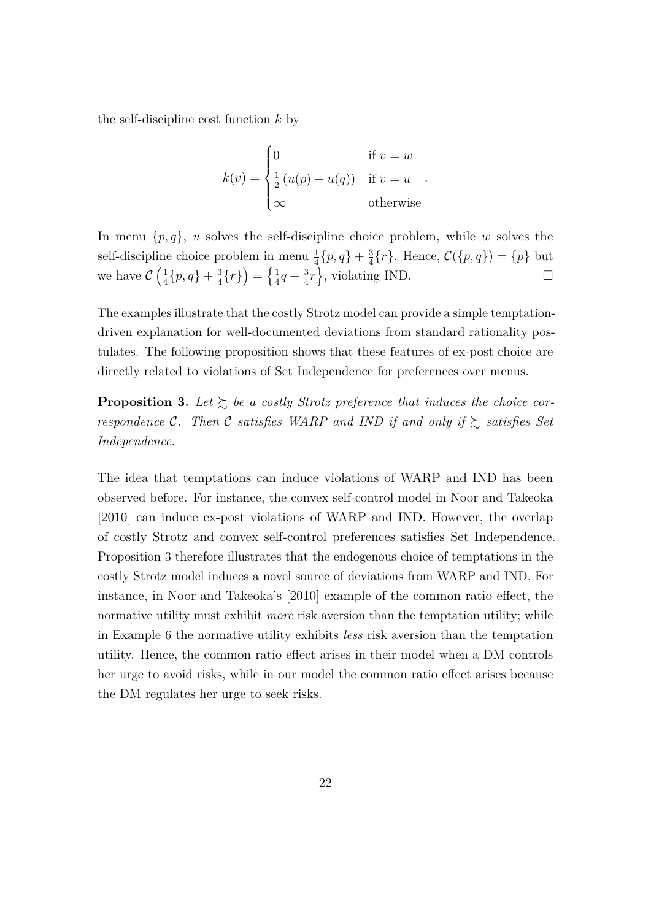the self-discipline cost function $k$ by

$$k(v) = \begin{cases} 0 & \text{if } v = w \\ \frac{1}{2}\left(u(p) - u(q)\right) & \text{if } v = u \\ \infty & \text{otherwise} \end{cases}.$$

In menu $\{p, q\}$, $u$ solves the self-discipline choice problem, while $w$ solves the self-discipline choice problem in menu $\frac{1}{4}\{p, q\} + \frac{3}{4}\{r\}$. Hence, $\mathcal{C}(\{p, q\}) = \{p\}$ but we have $\mathcal{C}\left(\frac{1}{4}\{p, q\} + \frac{3}{4}\{r\}\right) = \left\{\frac{1}{4}q + \frac{3}{4}r\right\}$, violating IND. □

The examples illustrate that the costly Strotz model can provide a simple temptation-driven explanation for well-documented deviations from standard rationality postulates. The following proposition shows that these features of ex-post choice are directly related to violations of Set Independence for preferences over menus.

**Proposition 3.** *Let $\succsim$ be a costly Strotz preference that induces the choice correspondence $\mathcal{C}$. Then $\mathcal{C}$ satisfies WARP and IND if and only if $\succsim$ satisfies Set Independence.*

The idea that temptations can induce violations of WARP and IND has been observed before. For instance, the convex self-control model in Noor and Takeoka [2010] can induce ex-post violations of WARP and IND. However, the overlap of costly Strotz and convex self-control preferences satisfies Set Independence. Proposition 3 therefore illustrates that the endogenous choice of temptations in the costly Strotz model induces a novel source of deviations from WARP and IND. For instance, in Noor and Takeoka's [2010] example of the common ratio effect, the normative utility must exhibit *more* risk aversion than the temptation utility; while in Example 6 the normative utility exhibits *less* risk aversion than the temptation utility. Hence, the common ratio effect arises in their model when a DM controls her urge to avoid risks, while in our model the common ratio effect arises because the DM regulates her urge to seek risks.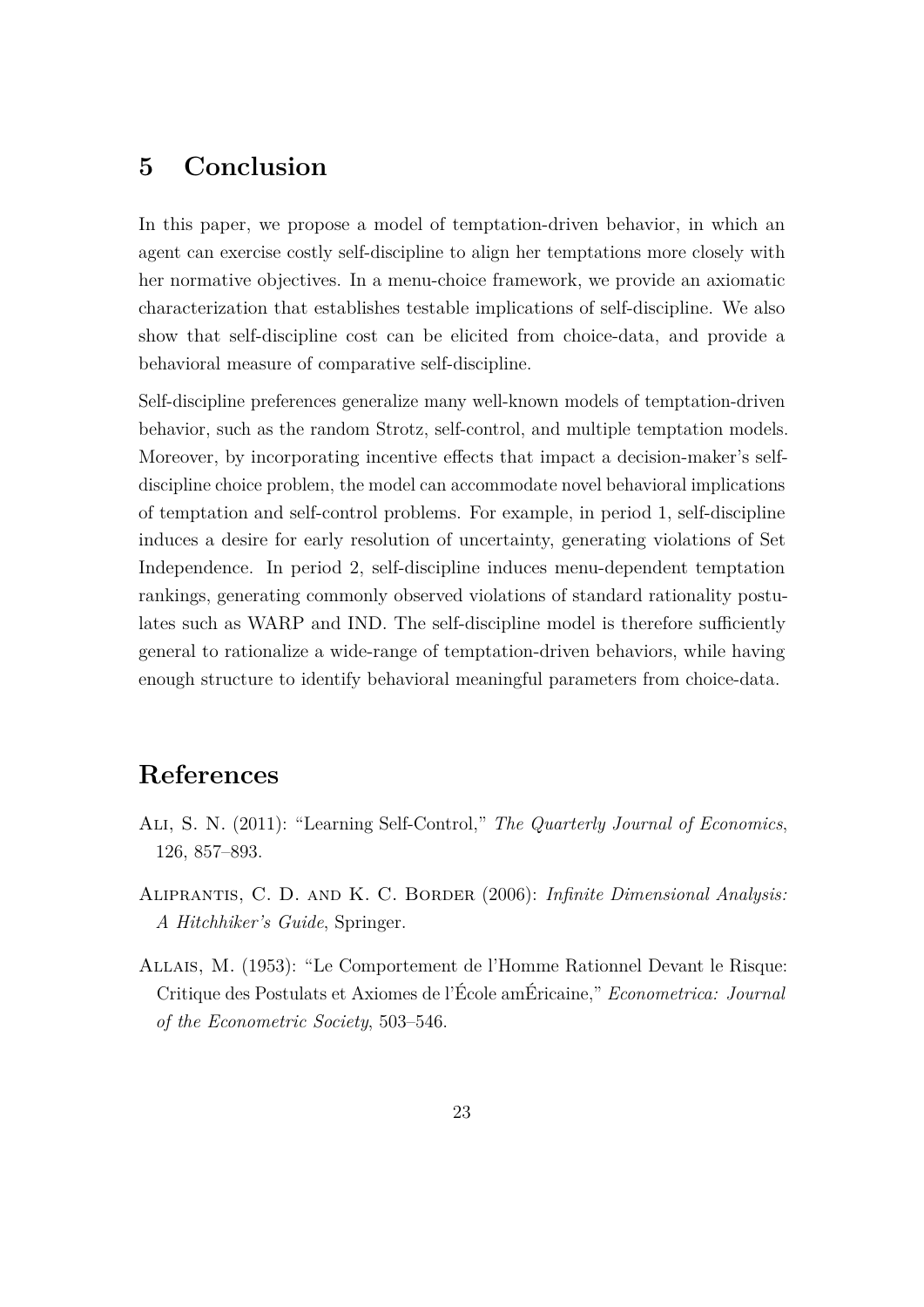## 5 Conclusion

In this paper, we propose a model of temptation-driven behavior, in which an agent can exercise costly self-discipline to align her temptations more closely with her normative objectives. In a menu-choice framework, we provide an axiomatic characterization that establishes testable implications of self-discipline. We also show that self-discipline cost can be elicited from choice-data, and provide a behavioral measure of comparative self-discipline.

Self-discipline preferences generalize many well-known models of temptation-driven behavior, such as the random Strotz, self-control, and multiple temptation models. Moreover, by incorporating incentive effects that impact a decision-maker's self-discipline choice problem, the model can accommodate novel behavioral implications of temptation and self-control problems. For example, in period 1, self-discipline induces a desire for early resolution of uncertainty, generating violations of Set Independence. In period 2, self-discipline induces menu-dependent temptation rankings, generating commonly observed violations of standard rationality postulates such as WARP and IND. The self-discipline model is therefore sufficiently general to rationalize a wide-range of temptation-driven behaviors, while having enough structure to identify behavioral meaningful parameters from choice-data.

## References

Ali, S. N. (2011): "Learning Self-Control," *The Quarterly Journal of Economics*, 126, 857–893.

Aliprantis, C. D. and K. C. Border (2006): *Infinite Dimensional Analysis: A Hitchhiker's Guide*, Springer.

Allais, M. (1953): "Le Comportement de l'Homme Rationnel Devant le Risque: Critique des Postulats et Axiomes de l'École amÉricaine," *Econometrica: Journal of the Econometric Society*, 503–546.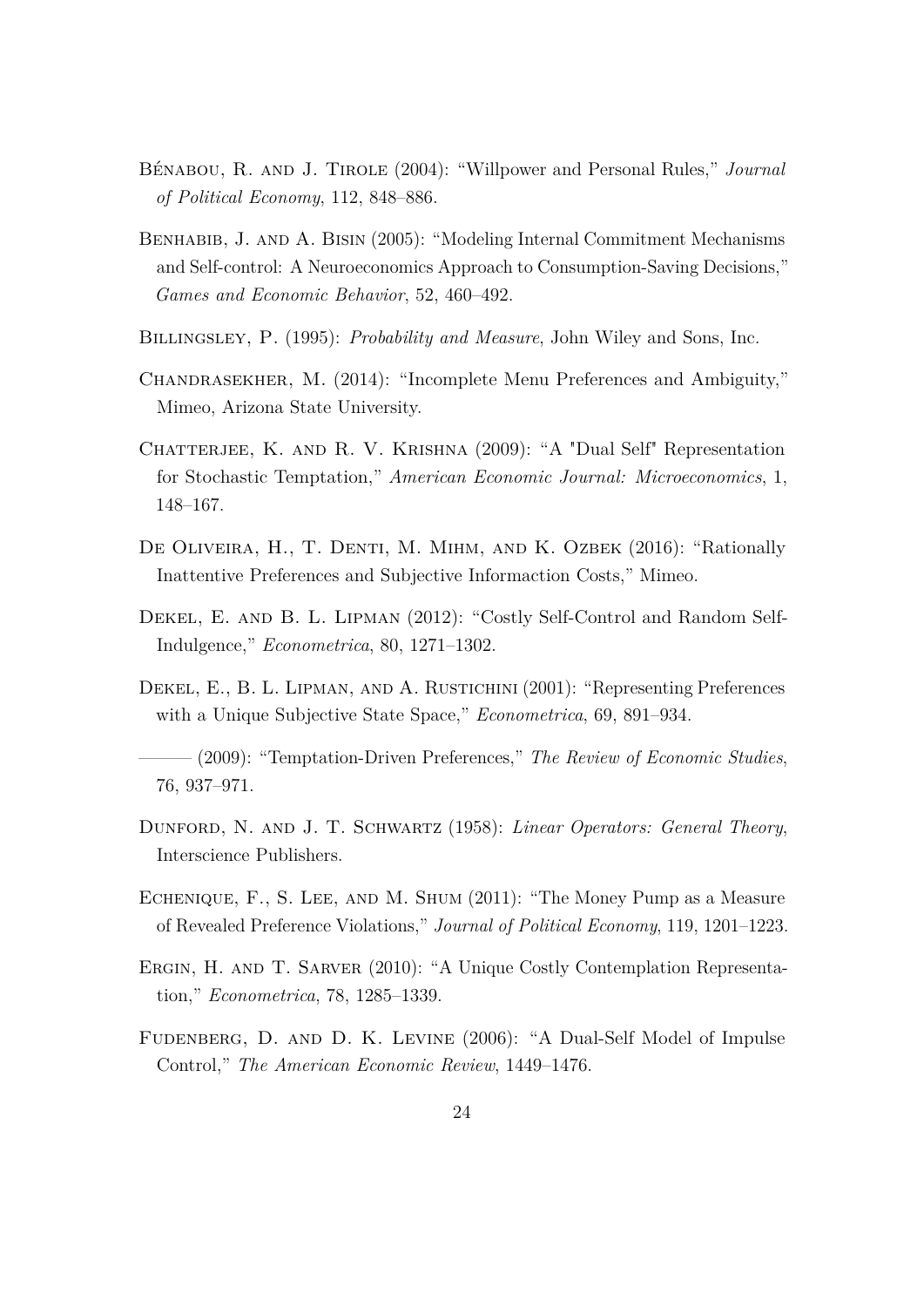Bénabou, R. and J. Tirole (2004): "Willpower and Personal Rules," *Journal of Political Economy*, 112, 848–886.

Benhabib, J. and A. Bisin (2005): "Modeling Internal Commitment Mechanisms and Self-control: A Neuroeconomics Approach to Consumption-Saving Decisions," *Games and Economic Behavior*, 52, 460–492.

Billingsley, P. (1995): *Probability and Measure*, John Wiley and Sons, Inc.

Chandrasekher, M. (2014): "Incomplete Menu Preferences and Ambiguity," Mimeo, Arizona State University.

Chatterjee, K. and R. V. Krishna (2009): "A "Dual Self" Representation for Stochastic Temptation," *American Economic Journal: Microeconomics*, 1, 148–167.

De Oliveira, H., T. Denti, M. Mihm, and K. Ozbek (2016): "Rationally Inattentive Preferences and Subjective Informaction Costs," Mimeo.

Dekel, E. and B. L. Lipman (2012): "Costly Self-Control and Random Self-Indulgence," *Econometrica*, 80, 1271–1302.

Dekel, E., B. L. Lipman, and A. Rustichini (2001): "Representing Preferences with a Unique Subjective State Space," *Econometrica*, 69, 891–934.

——— (2009): "Temptation-Driven Preferences," *The Review of Economic Studies*, 76, 937–971.

Dunford, N. and J. T. Schwartz (1958): *Linear Operators: General Theory*, Interscience Publishers.

Echenique, F., S. Lee, and M. Shum (2011): "The Money Pump as a Measure of Revealed Preference Violations," *Journal of Political Economy*, 119, 1201–1223.

Ergin, H. and T. Sarver (2010): "A Unique Costly Contemplation Representation," *Econometrica*, 78, 1285–1339.

Fudenberg, D. and D. K. Levine (2006): "A Dual-Self Model of Impulse Control," *The American Economic Review*, 1449–1476.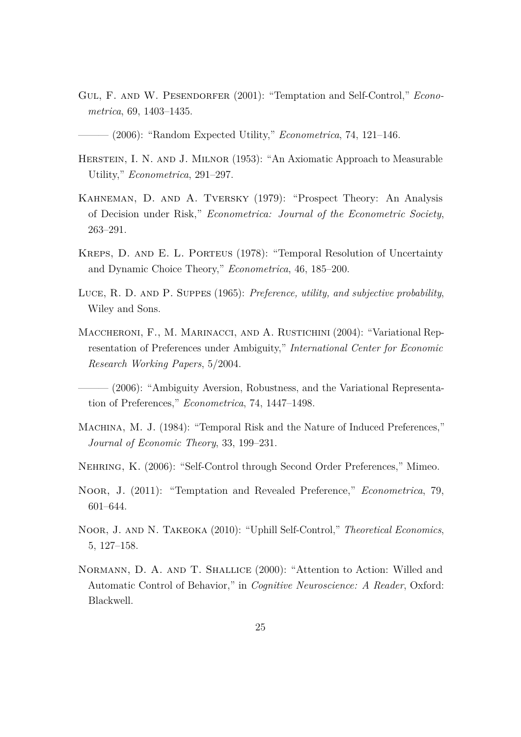Gul, F. and W. Pesendorfer (2001): "Temptation and Self-Control," *Econometrica*, 69, 1403–1435.

——— (2006): "Random Expected Utility," *Econometrica*, 74, 121–146.

Herstein, I. N. and J. Milnor (1953): "An Axiomatic Approach to Measurable Utility," *Econometrica*, 291–297.

Kahneman, D. and A. Tversky (1979): "Prospect Theory: An Analysis of Decision under Risk," *Econometrica: Journal of the Econometric Society*, 263–291.

Kreps, D. and E. L. Porteus (1978): "Temporal Resolution of Uncertainty and Dynamic Choice Theory," *Econometrica*, 46, 185–200.

Luce, R. D. and P. Suppes (1965): *Preference, utility, and subjective probability*, Wiley and Sons.

Maccheroni, F., M. Marinacci, and A. Rustichini (2004): "Variational Representation of Preferences under Ambiguity," *International Center for Economic Research Working Papers*, 5/2004.

——— (2006): "Ambiguity Aversion, Robustness, and the Variational Representation of Preferences," *Econometrica*, 74, 1447–1498.

Machina, M. J. (1984): "Temporal Risk and the Nature of Induced Preferences," *Journal of Economic Theory*, 33, 199–231.

Nehring, K. (2006): "Self-Control through Second Order Preferences," Mimeo.

Noor, J. (2011): "Temptation and Revealed Preference," *Econometrica*, 79, 601–644.

Noor, J. and N. Takeoka (2010): "Uphill Self-Control," *Theoretical Economics*, 5, 127–158.

Normann, D. A. and T. Shallice (2000): "Attention to Action: Willed and Automatic Control of Behavior," in *Cognitive Neuroscience: A Reader*, Oxford: Blackwell.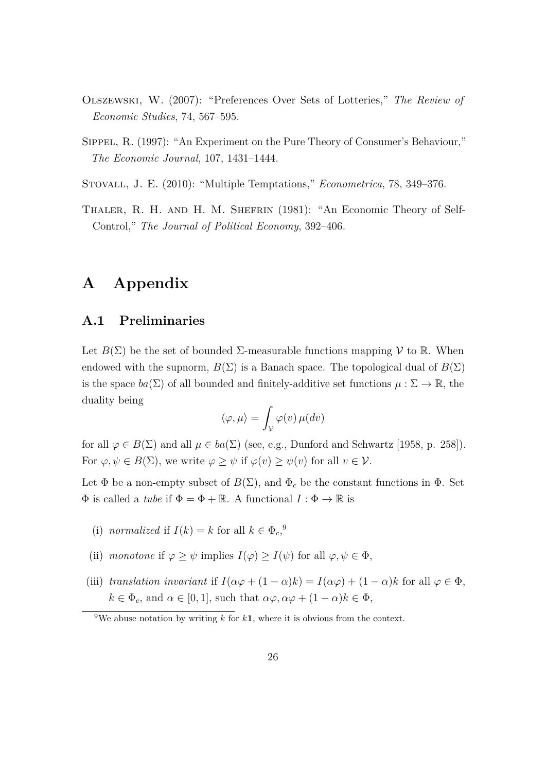Olszewski, W. (2007): "Preferences Over Sets of Lotteries," *The Review of Economic Studies*, 74, 567–595.

Sippel, R. (1997): "An Experiment on the Pure Theory of Consumer's Behaviour," *The Economic Journal*, 107, 1431–1444.

Stovall, J. E. (2010): "Multiple Temptations," *Econometrica*, 78, 349–376.

Thaler, R. H. and H. M. Shefrin (1981): "An Economic Theory of Self-Control," *The Journal of Political Economy*, 392–406.

# A Appendix

## A.1 Preliminaries

Let $B(\Sigma)$ be the set of bounded $\Sigma$-measurable functions mapping $\mathcal{V}$ to $\mathbb{R}$. When endowed with the supnorm, $B(\Sigma)$ is a Banach space. The topological dual of $B(\Sigma)$ is the space $ba(\Sigma)$ of all bounded and finitely-additive set functions $\mu : \Sigma \to \mathbb{R}$, the duality being

$$\langle \varphi, \mu \rangle = \int_{\mathcal{V}} \varphi(v)\, \mu(dv)$$

for all $\varphi \in B(\Sigma)$ and all $\mu \in ba(\Sigma)$ (see, e.g., Dunford and Schwartz [1958, p. 258]). For $\varphi, \psi \in B(\Sigma)$, we write $\varphi \geq \psi$ if $\varphi(v) \geq \psi(v)$ for all $v \in \mathcal{V}$.

Let $\Phi$ be a non-empty subset of $B(\Sigma)$, and $\Phi_c$ be the constant functions in $\Phi$. Set $\Phi$ is called a *tube* if $\Phi = \Phi + \mathbb{R}$. A functional $I : \Phi \to \mathbb{R}$ is

(i) *normalized* if $I(k) = k$ for all $k \in \Phi_c$,[9]

(ii) *monotone* if $\varphi \geq \psi$ implies $I(\varphi) \geq I(\psi)$ for all $\varphi, \psi \in \Phi$,

(iii) *translation invariant* if $I(\alpha\varphi + (1-\alpha)k) = I(\alpha\varphi) + (1-\alpha)k$ for all $\varphi \in \Phi$, $k \in \Phi_c$, and $\alpha \in [0, 1]$, such that $\alpha\varphi, \alpha\varphi + (1-\alpha)k \in \Phi$,

[9] We abuse notation by writing $k$ for $k\mathbf{1}$, where it is obvious from the context.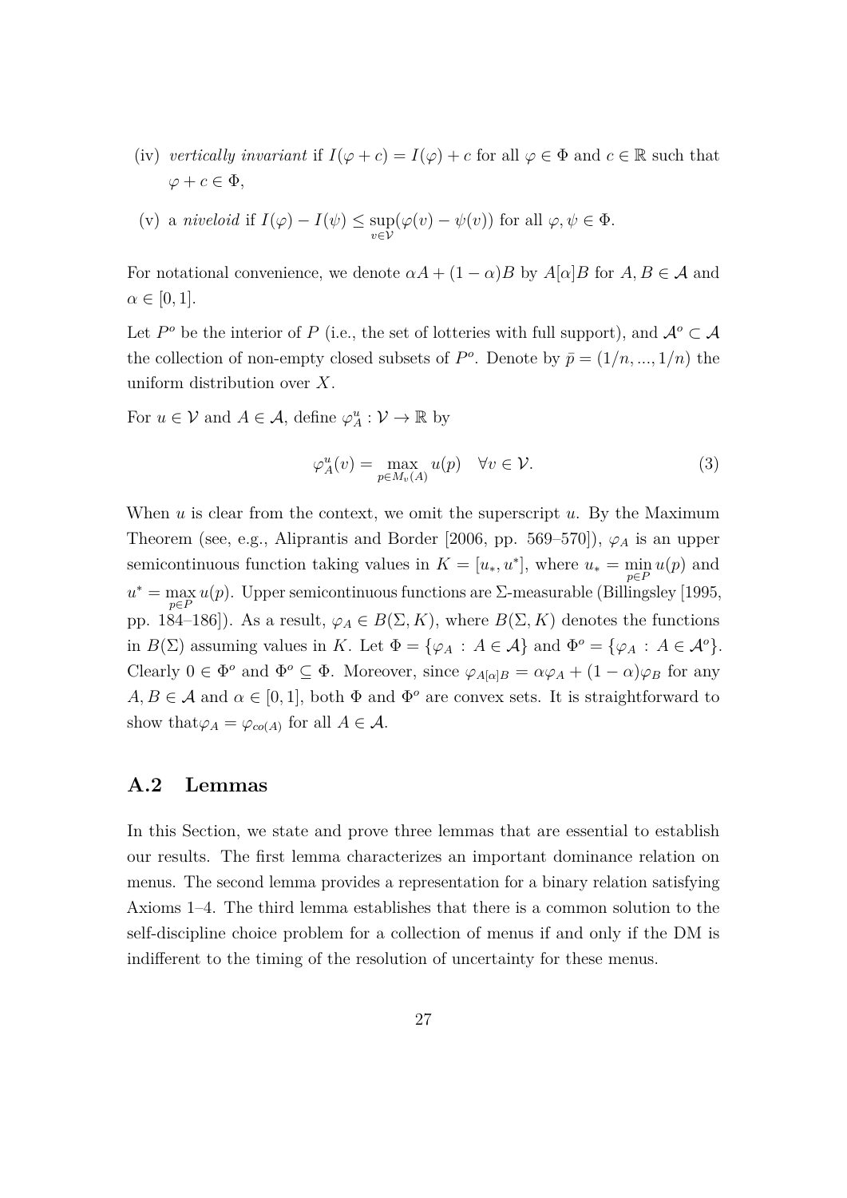(iv) *vertically invariant* if $I(\varphi + c) = I(\varphi) + c$ for all $\varphi \in \Phi$ and $c \in \mathbb{R}$ such that $\varphi + c \in \Phi$,

(v) a *niveloid* if $I(\varphi) - I(\psi) \leq \sup_{v \in \mathcal{V}}(\varphi(v) - \psi(v))$ for all $\varphi, \psi \in \Phi$.

For notational convenience, we denote $\alpha A + (1-\alpha)B$ by $A[\alpha]B$ for $A, B \in \mathcal{A}$ and $\alpha \in [0,1]$.

Let $P^o$ be the interior of $P$ (i.e., the set of lotteries with full support), and $\mathcal{A}^o \subset \mathcal{A}$ the collection of non-empty closed subsets of $P^o$. Denote by $\bar{p} = (1/n, ..., 1/n)$ the uniform distribution over $X$.

For $u \in \mathcal{V}$ and $A \in \mathcal{A}$, define $\varphi_A^u : \mathcal{V} \to \mathbb{R}$ by

$$\varphi_A^u(v) = \max_{p \in M_v(A)} u(p) \quad \forall v \in \mathcal{V}. \tag{3}$$

When $u$ is clear from the context, we omit the superscript $u$. By the Maximum Theorem (see, e.g., Aliprantis and Border [2006, pp. 569–570]), $\varphi_A$ is an upper semicontinuous function taking values in $K = [u_*, u^*]$, where $u_* = \min_{p \in P} u(p)$ and $u^* = \max_{p \in P} u(p)$. Upper semicontinuous functions are $\Sigma$-measurable (Billingsley [1995, pp. 184–186]). As a result, $\varphi_A \in B(\Sigma, K)$, where $B(\Sigma, K)$ denotes the functions in $B(\Sigma)$ assuming values in $K$. Let $\Phi = \{\varphi_A : A \in \mathcal{A}\}$ and $\Phi^o = \{\varphi_A : A \in \mathcal{A}^o\}$. Clearly $0 \in \Phi^o$ and $\Phi^o \subseteq \Phi$. Moreover, since $\varphi_{A[\alpha]B} = \alpha\varphi_A + (1-\alpha)\varphi_B$ for any $A, B \in \mathcal{A}$ and $\alpha \in [0,1]$, both $\Phi$ and $\Phi^o$ are convex sets. It is straightforward to show that$\varphi_A = \varphi_{co(A)}$ for all $A \in \mathcal{A}$.

## A.2 Lemmas

In this Section, we state and prove three lemmas that are essential to establish our results. The first lemma characterizes an important dominance relation on menus. The second lemma provides a representation for a binary relation satisfying Axioms 1–4. The third lemma establishes that there is a common solution to the self-discipline choice problem for a collection of menus if and only if the DM is indifferent to the timing of the resolution of uncertainty for these menus.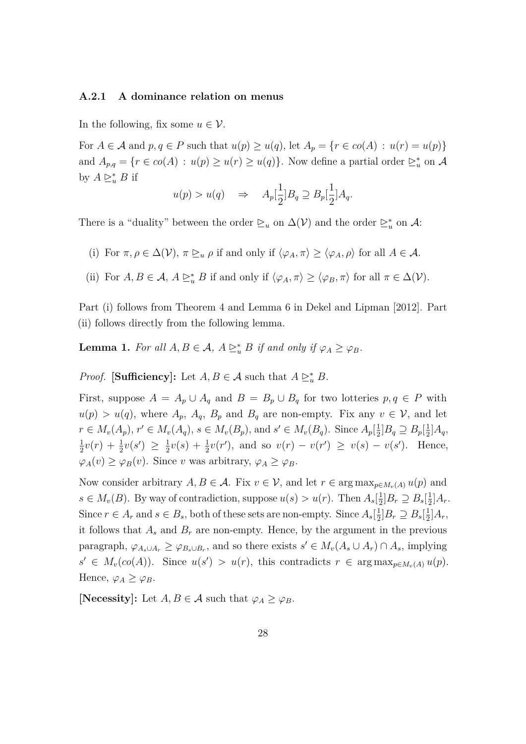### A.2.1 A dominance relation on menus

In the following, fix some $u \in \mathcal{V}$.

For $A \in \mathcal{A}$ and $p, q \in P$ such that $u(p) \geq u(q)$, let $A_p = \{r \in co(A) : u(r) = u(p)\}$ and $A_{p,q} = \{r \in co(A) : u(p) \geq u(r) \geq u(q)\}$. Now define a partial order $\trianglerighteq_u^*$ on $\mathcal{A}$ by $A \trianglerighteq_u^* B$ if

$$u(p) > u(q) \quad \Rightarrow \quad A_p[\frac{1}{2}]B_q \supseteq B_p[\frac{1}{2}]A_q.$$

There is a "duality" between the order $\trianglerighteq_u$ on $\Delta(\mathcal{V})$ and the order $\trianglerighteq_u^*$ on $\mathcal{A}$:

(i) For $\pi, \rho \in \Delta(\mathcal{V})$, $\pi \trianglerighteq_u \rho$ if and only if $\langle \varphi_A, \pi \rangle \geq \langle \varphi_A, \rho \rangle$ for all $A \in \mathcal{A}$.

(ii) For $A, B \in \mathcal{A}$, $A \trianglerighteq_u^* B$ if and only if $\langle \varphi_A, \pi \rangle \geq \langle \varphi_B, \pi \rangle$ for all $\pi \in \Delta(\mathcal{V})$.

Part (i) follows from Theorem 4 and Lemma 6 in Dekel and Lipman [2012]. Part (ii) follows directly from the following lemma.

**Lemma 1.** *For all $A, B \in \mathcal{A}$, $A \trianglerighteq_u^* B$ if and only if $\varphi_A \geq \varphi_B$.*

*Proof.* **[Sufficiency]:** Let $A, B \in \mathcal{A}$ such that $A \trianglerighteq_u^* B$.

First, suppose $A = A_p \cup A_q$ and $B = B_p \cup B_q$ for two lotteries $p, q \in P$ with $u(p) > u(q)$, where $A_p$, $A_q$, $B_p$ and $B_q$ are non-empty. Fix any $v \in \mathcal{V}$, and let $r \in M_v(A_p)$, $r' \in M_v(A_q)$, $s \in M_v(B_p)$, and $s' \in M_v(B_q)$. Since $A_p[\frac{1}{2}]B_q \supseteq B_p[\frac{1}{2}]A_q$, $\frac{1}{2}v(r) + \frac{1}{2}v(s') \geq \frac{1}{2}v(s) + \frac{1}{2}v(r')$, and so $v(r) - v(r') \geq v(s) - v(s')$. Hence, $\varphi_A(v) \geq \varphi_B(v)$. Since $v$ was arbitrary, $\varphi_A \geq \varphi_B$.

Now consider arbitrary $A, B \in \mathcal{A}$. Fix $v \in \mathcal{V}$, and let $r \in \arg\max_{p \in M_v(A)} u(p)$ and $s \in M_v(B)$. By way of contradiction, suppose $u(s) > u(r)$. Then $A_s[\frac{1}{2}]B_r \supseteq B_s[\frac{1}{2}]A_r$. Since $r \in A_r$ and $s \in B_s$, both of these sets are non-empty. Since $A_s[\frac{1}{2}]B_r \supseteq B_s[\frac{1}{2}]A_r$, it follows that $A_s$ and $B_r$ are non-empty. Hence, by the argument in the previous paragraph, $\varphi_{A_s \cup A_r} \geq \varphi_{B_s \cup B_r}$, and so there exists $s' \in M_v(A_s \cup A_r) \cap A_s$, implying $s' \in M_v(co(A))$. Since $u(s') > u(r)$, this contradicts $r \in \arg\max_{p \in M_v(A)} u(p)$. Hence, $\varphi_A \geq \varphi_B$.

**[Necessity]:** Let $A, B \in \mathcal{A}$ such that $\varphi_A \geq \varphi_B$.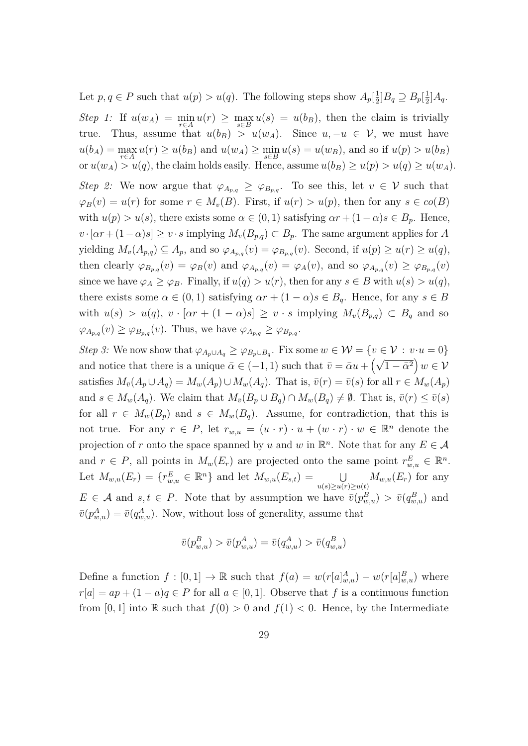Let $p, q \in P$ such that $u(p) > u(q)$. The following steps show $A_p[\frac{1}{2}]B_q \supseteq B_p[\frac{1}{2}]A_q$.

*Step 1:* If $u(w_A) = \min_{r \in A} u(r) \geq \max_{s \in B} u(s) = u(b_B)$, then the claim is trivially true. Thus, assume that $u(b_B) > u(w_A)$. Since $u, -u \in \mathcal{V}$, we must have $u(b_A) = \max_{r \in A} u(r) \geq u(b_B)$ and $u(w_A) \geq \min_{s \in B} u(s) = u(w_B)$, and so if $u(p) > u(b_B)$ or $u(w_A) > u(q)$, the claim holds easily. Hence, assume $u(b_B) \geq u(p) > u(q) \geq u(w_A)$.

*Step 2:* We now argue that $\varphi_{A_{p,q}} \geq \varphi_{B_{p,q}}$. To see this, let $v \in \mathcal{V}$ such that $\varphi_B(v) = u(r)$ for some $r \in M_v(B)$. First, if $u(r) > u(p)$, then for any $s \in co(B)$ with $u(p) > u(s)$, there exists some $\alpha \in (0,1)$ satisfying $\alpha r + (1-\alpha)s \in B_p$. Hence, $v \cdot [\alpha r + (1-\alpha)s] \geq v \cdot s$ implying $M_v(B_{p,q}) \subset B_p$. The same argument applies for $A$ yielding $M_v(A_{p,q}) \subseteq A_p$, and so $\varphi_{A_{p,q}}(v) = \varphi_{B_{p,q}}(v)$. Second, if $u(p) \geq u(r) \geq u(q)$, then clearly $\varphi_{B_{p,q}}(v) = \varphi_B(v)$ and $\varphi_{A_{p,q}}(v) = \varphi_A(v)$, and so $\varphi_{A_{p,q}}(v) \geq \varphi_{B_{p,q}}(v)$ since we have $\varphi_A \geq \varphi_B$. Finally, if $u(q) > u(r)$, then for any $s \in B$ with $u(s) > u(q)$, there exists some $\alpha \in (0,1)$ satisfying $\alpha r + (1-\alpha)s \in B_q$. Hence, for any $s \in B$ with $u(s) > u(q)$, $v \cdot [\alpha r + (1-\alpha)s] \geq v \cdot s$ implying $M_v(B_{p,q}) \subset B_q$ and so $\varphi_{A_{p,q}}(v) \geq \varphi_{B_{p,q}}(v)$. Thus, we have $\varphi_{A_{p,q}} \geq \varphi_{B_{p,q}}$.

*Step 3:* We now show that $\varphi_{A_p \cup A_q} \geq \varphi_{B_p \cup B_q}$. Fix some $w \in \mathcal{W} = \{v \in \mathcal{V} : v \cdot u = 0\}$ and notice that there is a unique $\bar{\alpha} \in (-1,1)$ such that $\bar{v} = \bar{\alpha} u + \left(\sqrt{1-\bar{\alpha}^2}\right) w \in \mathcal{V}$ satisfies $M_{\bar{v}}(A_p \cup A_q) = M_w(A_p) \cup M_w(A_q)$. That is, $\bar{v}(r) = \bar{v}(s)$ for all $r \in M_w(A_p)$ and $s \in M_w(A_q)$. We claim that $M_{\bar{v}}(B_p \cup B_q) \cap M_w(B_q) \neq \emptyset$. That is, $\bar{v}(r) \leq \bar{v}(s)$ for all $r \in M_w(B_p)$ and $s \in M_w(B_q)$. Assume, for contradiction, that this is not true. For any $r \in P$, let $r_{w,u} = (u \cdot r) \cdot u + (w \cdot r) \cdot w \in \mathbb{R}^n$ denote the projection of $r$ onto the space spanned by $u$ and $w$ in $\mathbb{R}^n$. Note that for any $E \in \mathcal{A}$ and $r \in P$, all points in $M_w(E_r)$ are projected onto the same point $r^E_{w,u} \in \mathbb{R}^n$. Let $M_{w,u}(E_r) = \{r^E_{w,u} \in \mathbb{R}^n\}$ and let $M_{w,u}(E_{s,t}) = \bigcup_{u(s) \geq u(r) \geq u(t)} M_{w,u}(E_r)$ for any $E \in \mathcal{A}$ and $s, t \in P$. Note that by assumption we have $\bar{v}(p^B_{w,u}) > \bar{v}(q^B_{w,u})$ and $\bar{v}(p^A_{w,u}) = \bar{v}(q^A_{w,u})$. Now, without loss of generality, assume that

$$\bar{v}(p^B_{w,u}) > \bar{v}(p^A_{w,u}) = \bar{v}(q^A_{w,u}) > \bar{v}(q^B_{w,u})$$

Define a function $f : [0,1] \to \mathbb{R}$ such that $f(a) = w(r[a]^A_{w,u}) - w(r[a]^B_{w,u})$ where $r[a] = ap + (1-a)q \in P$ for all $a \in [0,1]$. Observe that $f$ is a continuous function from $[0,1]$ into $\mathbb{R}$ such that $f(0) > 0$ and $f(1) < 0$. Hence, by the Intermediate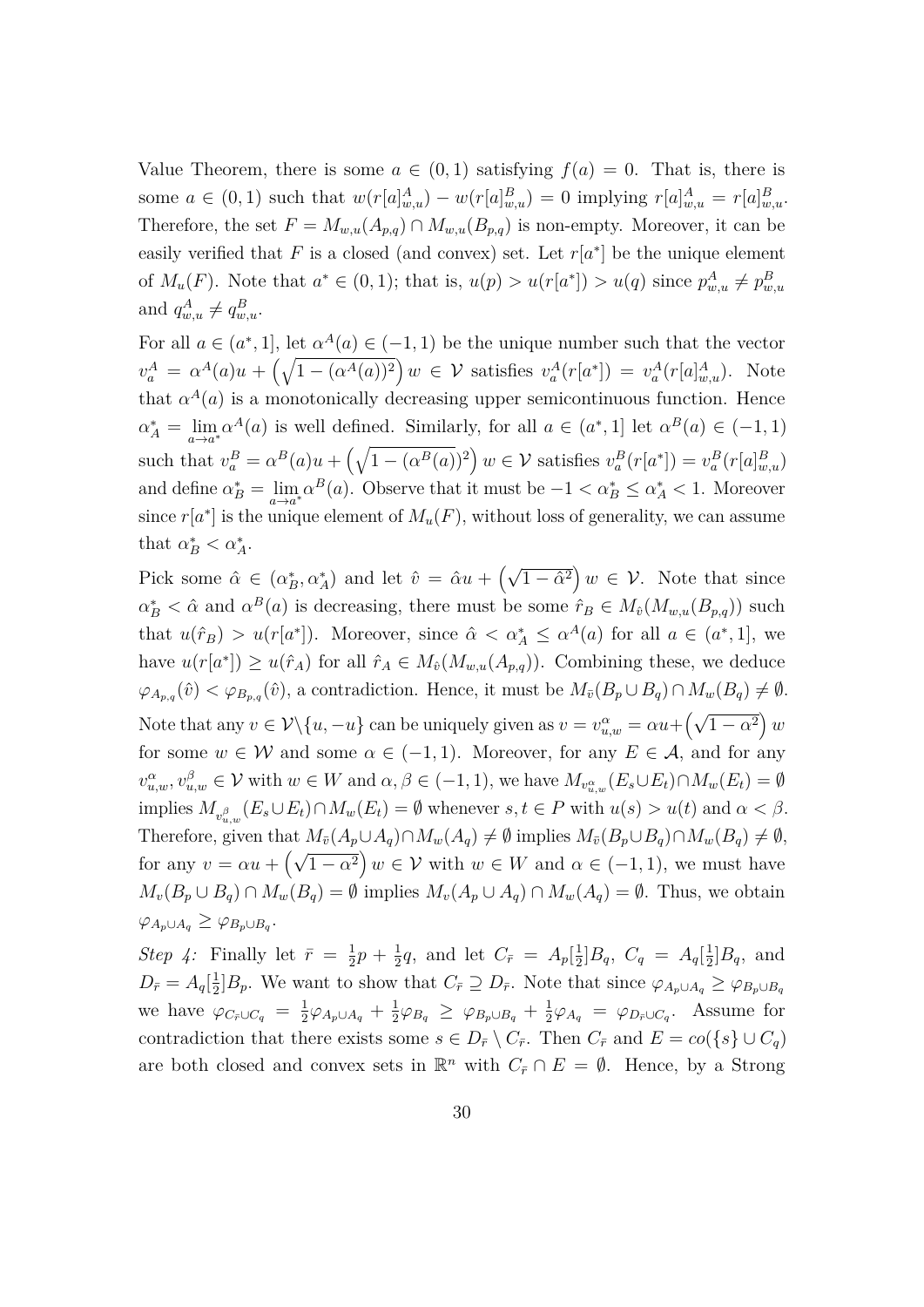Value Theorem, there is some $a \in (0,1)$ satisfying $f(a) = 0$. That is, there is some $a \in (0,1)$ such that $w(r[a]^A_{w,u}) - w(r[a]^B_{w,u}) = 0$ implying $r[a]^A_{w,u} = r[a]^B_{w,u}$. Therefore, the set $F = M_{w,u}(A_{p,q}) \cap M_{w,u}(B_{p,q})$ is non-empty. Moreover, it can be easily verified that $F$ is a closed (and convex) set. Let $r[a^*]$ be the unique element of $M_u(F)$. Note that $a^* \in (0,1)$; that is, $u(p) > u(r[a^*]) > u(q)$ since $p^A_{w,u} \neq p^B_{w,u}$ and $q^A_{w,u} \neq q^B_{w,u}$.

For all $a \in (a^*, 1]$, let $\alpha^A(a) \in (-1,1)$ be the unique number such that the vector $v^A_a = \alpha^A(a)u + \left(\sqrt{1-(\alpha^A(a))^2}\right) w \in \mathcal{V}$ satisfies $v^A_a(r[a^*]) = v^A_a(r[a]^A_{w,u})$. Note that $\alpha^A(a)$ is a monotonically decreasing upper semicontinuous function. Hence $\alpha^*_A = \lim_{a \to a^*} \alpha^A(a)$ is well defined. Similarly, for all $a \in (a^*, 1]$ let $\alpha^B(a) \in (-1,1)$ such that $v^B_a = \alpha^B(a)u + \left(\sqrt{1-(\alpha^B(a))^2}\right) w \in \mathcal{V}$ satisfies $v^B_a(r[a^*]) = v^B_a(r[a]^B_{w,u})$ and define $\alpha^*_B = \lim_{a \to a^*} \alpha^B(a)$. Observe that it must be $-1 < \alpha^*_B \leq \alpha^*_A < 1$. Moreover since $r[a^*]$ is the unique element of $M_u(F)$, without loss of generality, we can assume that $\alpha^*_B < \alpha^*_A$.

Pick some $\hat{\alpha} \in (\alpha^*_B, \alpha^*_A)$ and let $\hat{v} = \hat{\alpha}u + \left(\sqrt{1-\hat{\alpha}^2}\right) w \in \mathcal{V}$. Note that since $\alpha^*_B < \hat{\alpha}$ and $\alpha^B(a)$ is decreasing, there must be some $\hat{r}_B \in M_{\hat{v}}(M_{w,u}(B_{p,q}))$ such that $u(\hat{r}_B) > u(r[a^*])$. Moreover, since $\hat{\alpha} < \alpha^*_A \leq \alpha^A(a)$ for all $a \in (a^*, 1]$, we have $u(r[a^*]) \geq u(\hat{r}_A)$ for all $\hat{r}_A \in M_{\hat{v}}(M_{w,u}(A_{p,q}))$. Combining these, we deduce $\varphi_{A_{p,q}}(\hat{v}) < \varphi_{B_{p,q}}(\hat{v})$, a contradiction. Hence, it must be $M_{\bar{v}}(B_p \cup B_q) \cap M_w(B_q) \neq \emptyset$.

Note that any $v \in \mathcal{V} \backslash \{u, -u\}$ can be uniquely given as $v = v^\alpha_{u,w} = \alpha u + \left(\sqrt{1-\alpha^2}\right) w$ for some $w \in \mathcal{W}$ and some $\alpha \in (-1,1)$. Moreover, for any $E \in \mathcal{A}$, and for any $v^\alpha_{u,w}, v^\beta_{u,w} \in \mathcal{V}$ with $w \in W$ and $\alpha, \beta \in (-1,1)$, we have $M_{v^\alpha_{u,w}}(E_s \cup E_t) \cap M_w(E_t) = \emptyset$ implies $M_{v^\beta_{u,w}}(E_s \cup E_t) \cap M_w(E_t) = \emptyset$ whenever $s, t \in P$ with $u(s) > u(t)$ and $\alpha < \beta$. Therefore, given that $M_{\bar{v}}(A_p \cup A_q) \cap M_w(A_q) \neq \emptyset$ implies $M_{\bar{v}}(B_p \cup B_q) \cap M_w(B_q) \neq \emptyset$, for any $v = \alpha u + \left(\sqrt{1-\alpha^2}\right) w \in \mathcal{V}$ with $w \in W$ and $\alpha \in (-1,1)$, we must have $M_v(B_p \cup B_q) \cap M_w(B_q) = \emptyset$ implies $M_v(A_p \cup A_q) \cap M_w(A_q) = \emptyset$. Thus, we obtain $\varphi_{A_p \cup A_q} \geq \varphi_{B_p \cup B_q}$.

*Step 4:* Finally let $\bar{r} = \frac{1}{2}p + \frac{1}{2}q$, and let $C_{\bar{r}} = A_p[\frac{1}{2}]B_q$, $C_q = A_q[\frac{1}{2}]B_q$, and $D_{\bar{r}} = A_q[\frac{1}{2}]B_p$. We want to show that $C_{\bar{r}} \supseteq D_{\bar{r}}$. Note that since $\varphi_{A_p \cup A_q} \geq \varphi_{B_p \cup B_q}$ we have $\varphi_{C_{\bar{r}} \cup C_q} = \frac{1}{2}\varphi_{A_p \cup A_q} + \frac{1}{2}\varphi_{B_q} \geq \varphi_{B_p \cup B_q} + \frac{1}{2}\varphi_{A_q} = \varphi_{D_{\bar{r}} \cup C_q}$. Assume for contradiction that there exists some $s \in D_{\bar{r}} \setminus C_{\bar{r}}$. Then $C_{\bar{r}}$ and $E = co(\{s\} \cup C_q)$ are both closed and convex sets in $\mathbb{R}^n$ with $C_{\bar{r}} \cap E = \emptyset$. Hence, by a Strong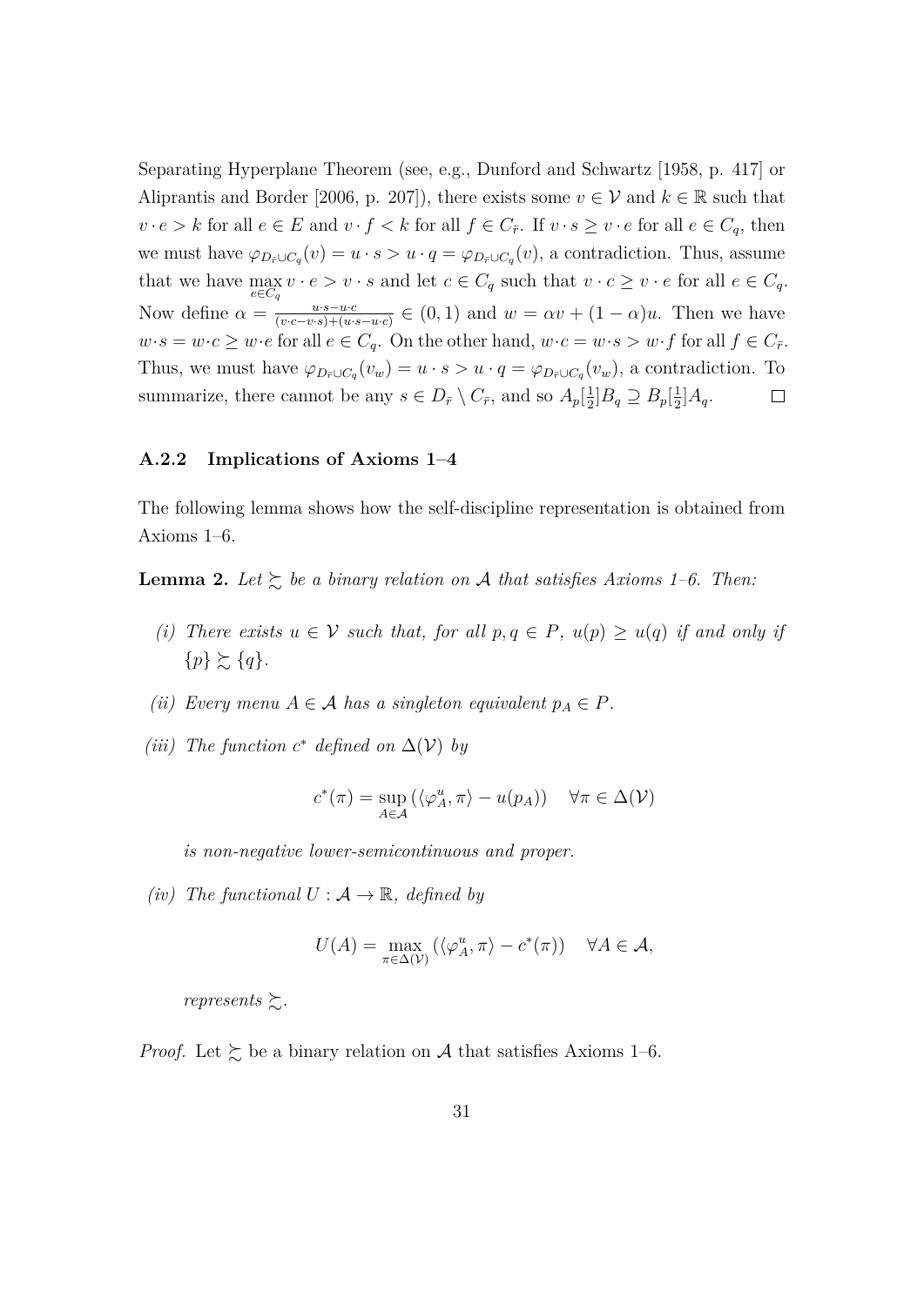Separating Hyperplane Theorem (see, e.g., Dunford and Schwartz [1958, p. 417] or Aliprantis and Border [2006, p. 207]), there exists some $v \in \mathcal{V}$ and $k \in \mathbb{R}$ such that $v \cdot e > k$ for all $e \in E$ and $v \cdot f < k$ for all $f \in C_{\bar{r}}$. If $v \cdot s \geq v \cdot e$ for all $e \in C_q$, then we must have $\varphi_{D_{\bar{r}} \cup C_q}(v) = u \cdot s > u \cdot q = \varphi_{D_{\bar{r}} \cup C_q}(v)$, a contradiction. Thus, assume that we have $\max_{e \in C_q} v \cdot e > v \cdot s$ and let $c \in C_q$ such that $v \cdot c \geq v \cdot e$ for all $e \in C_q$. Now define $\alpha = \frac{u \cdot s - u \cdot c}{(v \cdot c - v \cdot s) + (u \cdot s - u \cdot c)} \in (0, 1)$ and $w = \alpha v + (1 - \alpha) u$. Then we have $w \cdot s = w \cdot c \geq w \cdot e$ for all $e \in C_q$. On the other hand, $w \cdot c = w \cdot s > w \cdot f$ for all $f \in C_{\bar{r}}$. Thus, we must have $\varphi_{D_{\bar{r}} \cup C_q}(v_w) = u \cdot s > u \cdot q = \varphi_{D_{\bar{r}} \cup C_q}(v_w)$, a contradiction. To summarize, there cannot be any $s \in D_{\bar{r}} \setminus C_{\bar{r}}$, and so $A_p[\frac{1}{2}]B_q \supseteq B_p[\frac{1}{2}]A_q$. $\square$

### A.2.2 Implications of Axioms 1–4

The following lemma shows how the self-discipline representation is obtained from Axioms 1–6.

**Lemma 2.** *Let $\succsim$ be a binary relation on $\mathcal{A}$ that satisfies Axioms 1–6. Then:*

*(i) There exists $u \in \mathcal{V}$ such that, for all $p, q \in P$, $u(p) \geq u(q)$ if and only if $\{p\} \succsim \{q\}$.*

*(ii) Every menu $A \in \mathcal{A}$ has a singleton equivalent $p_A \in P$.*

*(iii) The function $c^*$ defined on $\Delta(\mathcal{V})$ by*

$$c^*(\pi) = \sup_{A \in \mathcal{A}} \left( \langle \varphi_A^u, \pi \rangle - u(p_A) \right) \quad \forall \pi \in \Delta(\mathcal{V})$$

*is non-negative lower-semicontinuous and proper.*

*(iv) The functional $U : \mathcal{A} \to \mathbb{R}$, defined by*

$$U(A) = \max_{\pi \in \Delta(\mathcal{V})} \left( \langle \varphi_A^u, \pi \rangle - c^*(\pi) \right) \quad \forall A \in \mathcal{A},$$

*represents $\succsim$.*

*Proof.* Let $\succsim$ be a binary relation on $\mathcal{A}$ that satisfies Axioms 1–6.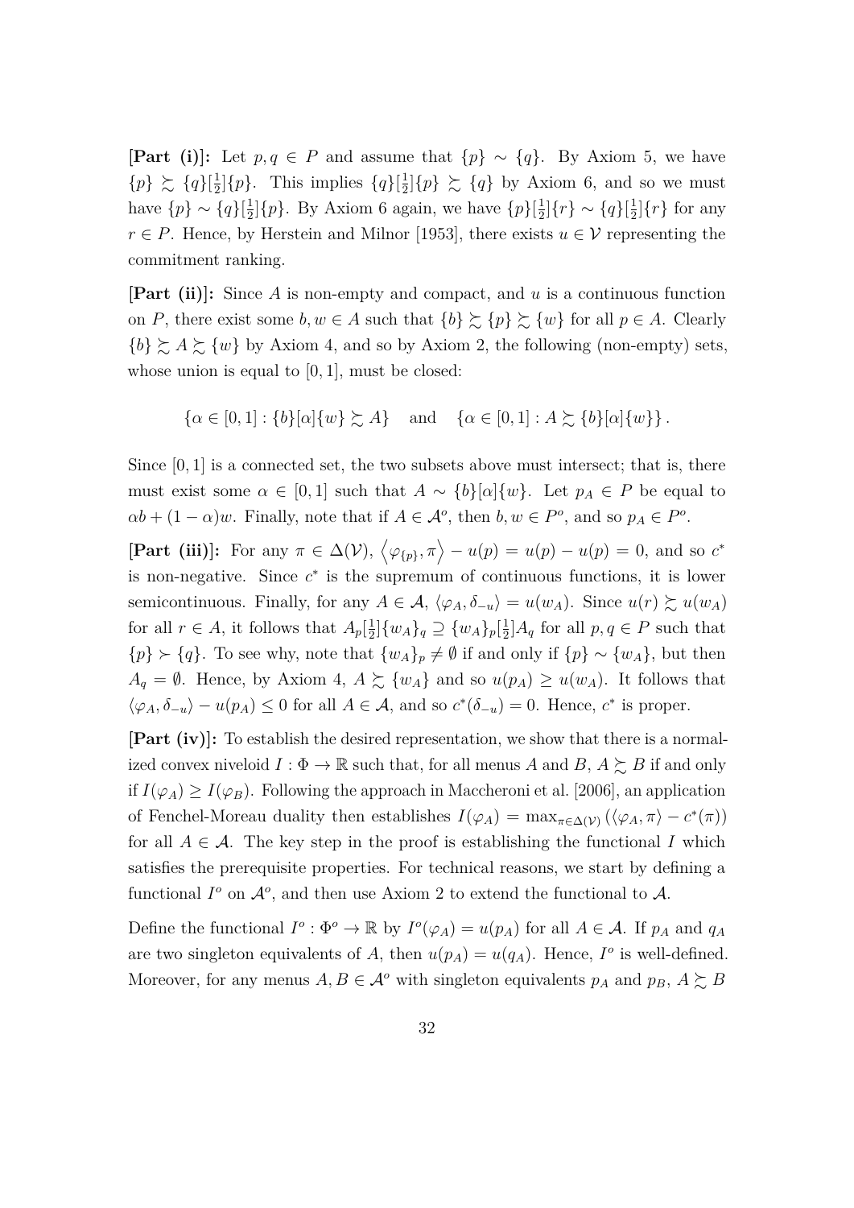**[Part (i)]:** Let $p, q \in P$ and assume that $\{p\} \sim \{q\}$. By Axiom 5, we have $\{p\} \succsim \{q\}[\frac{1}{2}]\{p\}$. This implies $\{q\}[\frac{1}{2}]\{p\} \succsim \{q\}$ by Axiom 6, and so we must have $\{p\} \sim \{q\}[\frac{1}{2}]\{p\}$. By Axiom 6 again, we have $\{p\}[\frac{1}{2}]\{r\} \sim \{q\}[\frac{1}{2}]\{r\}$ for any $r \in P$. Hence, by Herstein and Milnor [1953], there exists $u \in \mathcal{V}$ representing the commitment ranking.

**[Part (ii)]:** Since $A$ is non-empty and compact, and $u$ is a continuous function on $P$, there exist some $b, w \in A$ such that $\{b\} \succsim \{p\} \succsim \{w\}$ for all $p \in A$. Clearly $\{b\} \succsim A \succsim \{w\}$ by Axiom 4, and so by Axiom 2, the following (non-empty) sets, whose union is equal to $[0, 1]$, must be closed:

$$\{\alpha \in [0,1] : \{b\}[\alpha]\{w\} \succsim A\} \quad \text{and} \quad \{\alpha \in [0,1] : A \succsim \{b\}[\alpha]\{w\}\}.$$

Since $[0, 1]$ is a connected set, the two subsets above must intersect; that is, there must exist some $\alpha \in [0, 1]$ such that $A \sim \{b\}[\alpha]\{w\}$. Let $p_A \in P$ be equal to $\alpha b + (1 - \alpha)w$. Finally, note that if $A \in \mathcal{A}^o$, then $b, w \in P^o$, and so $p_A \in P^o$.

**[Part (iii)]:** For any $\pi \in \Delta(\mathcal{V})$, $\left\langle \varphi_{\{p\}}, \pi \right\rangle - u(p) = u(p) - u(p) = 0$, and so $c^*$ is non-negative. Since $c^*$ is the supremum of continuous functions, it is lower semicontinuous. Finally, for any $A \in \mathcal{A}$, $\langle \varphi_A, \delta_{-u} \rangle = u(w_A)$. Since $u(r) \succsim u(w_A)$ for all $r \in A$, it follows that $A_p[\frac{1}{2}]\{w_A\}_q \supseteq \{w_A\}_p[\frac{1}{2}]A_q$ for all $p, q \in P$ such that $\{p\} \succ \{q\}$. To see why, note that $\{w_A\}_p \neq \emptyset$ if and only if $\{p\} \sim \{w_A\}$, but then $A_q = \emptyset$. Hence, by Axiom 4, $A \succsim \{w_A\}$ and so $u(p_A) \geq u(w_A)$. It follows that $\langle \varphi_A, \delta_{-u} \rangle - u(p_A) \leq 0$ for all $A \in \mathcal{A}$, and so $c^*(\delta_{-u}) = 0$. Hence, $c^*$ is proper.

**[Part (iv)]:** To establish the desired representation, we show that there is a normalized convex niveloid $I : \Phi \to \mathbb{R}$ such that, for all menus $A$ and $B$, $A \succsim B$ if and only if $I(\varphi_A) \geq I(\varphi_B)$. Following the approach in Maccheroni et al. [2006], an application of Fenchel-Moreau duality then establishes $I(\varphi_A) = \max_{\pi \in \Delta(\mathcal{V})} (\langle \varphi_A, \pi \rangle - c^*(\pi))$ for all $A \in \mathcal{A}$. The key step in the proof is establishing the functional $I$ which satisfies the prerequisite properties. For technical reasons, we start by defining a functional $I^o$ on $\mathcal{A}^o$, and then use Axiom 2 to extend the functional to $\mathcal{A}$.

Define the functional $I^o : \Phi^o \to \mathbb{R}$ by $I^o(\varphi_A) = u(p_A)$ for all $A \in \mathcal{A}$. If $p_A$ and $q_A$ are two singleton equivalents of $A$, then $u(p_A) = u(q_A)$. Hence, $I^o$ is well-defined. Moreover, for any menus $A, B \in \mathcal{A}^o$ with singleton equivalents $p_A$ and $p_B$, $A \succsim B$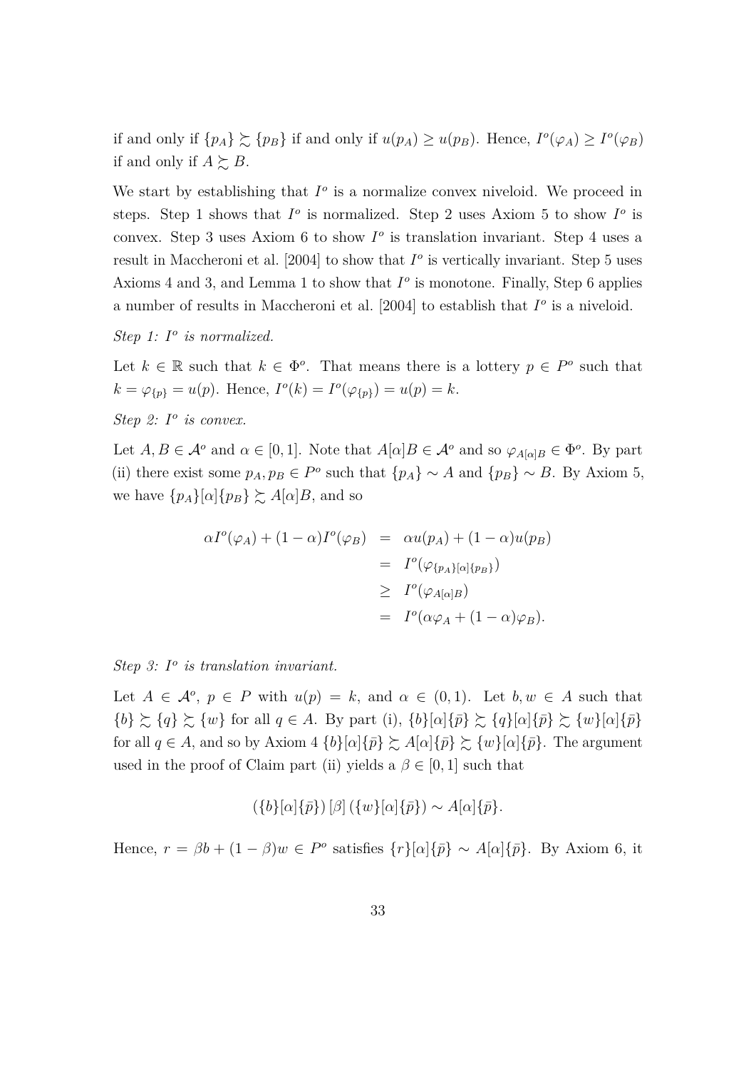if and only if $\{p_A\} \succsim \{p_B\}$ if and only if $u(p_A) \geq u(p_B)$. Hence, $I^o(\varphi_A) \geq I^o(\varphi_B)$ if and only if $A \succsim B$.

We start by establishing that $I^o$ is a normalize convex niveloid. We proceed in steps. Step 1 shows that $I^o$ is normalized. Step 2 uses Axiom 5 to show $I^o$ is convex. Step 3 uses Axiom 6 to show $I^o$ is translation invariant. Step 4 uses a result in Maccheroni et al. [2004] to show that $I^o$ is vertically invariant. Step 5 uses Axioms 4 and 3, and Lemma 1 to show that $I^o$ is monotone. Finally, Step 6 applies a number of results in Maccheroni et al. [2004] to establish that $I^o$ is a niveloid.

*Step 1: $I^o$ is normalized.*

Let $k \in \mathbb{R}$ such that $k \in \Phi^o$. That means there is a lottery $p \in P^o$ such that $k = \varphi_{\{p\}} = u(p)$. Hence, $I^o(k) = I^o(\varphi_{\{p\}}) = u(p) = k$.

*Step 2: $I^o$ is convex.*

Let $A, B \in \mathcal{A}^o$ and $\alpha \in [0,1]$. Note that $A[\alpha]B \in \mathcal{A}^o$ and so $\varphi_{A[\alpha]B} \in \Phi^o$. By part (ii) there exist some $p_A, p_B \in P^o$ such that $\{p_A\} \sim A$ and $\{p_B\} \sim B$. By Axiom 5, we have $\{p_A\}[\alpha]\{p_B\} \succsim A[\alpha]B$, and so

$$
\begin{aligned}
\alpha I^o(\varphi_A) + (1-\alpha) I^o(\varphi_B) &= \alpha u(p_A) + (1-\alpha) u(p_B) \\
&= I^o(\varphi_{\{p_A\}[\alpha]\{p_B\}}) \\
&\geq I^o(\varphi_{A[\alpha]B}) \\
&= I^o(\alpha \varphi_A + (1-\alpha)\varphi_B).
\end{aligned}
$$

*Step 3: $I^o$ is translation invariant.*

Let $A \in \mathcal{A}^o$, $p \in P$ with $u(p) = k$, and $\alpha \in (0,1)$. Let $b, w \in A$ such that $\{b\} \succsim \{q\} \succsim \{w\}$ for all $q \in A$. By part (i), $\{b\}[\alpha]\{\bar{p}\} \succsim \{q\}[\alpha]\{\bar{p}\} \succsim \{w\}[\alpha]\{\bar{p}\}$ for all $q \in A$, and so by Axiom 4 $\{b\}[\alpha]\{\bar{p}\} \succsim A[\alpha]\{\bar{p}\} \succsim \{w\}[\alpha]\{\bar{p}\}$. The argument used in the proof of Claim part (ii) yields a $\beta \in [0,1]$ such that

$$
(\{b\}[\alpha]\{\bar{p}\})\,[\beta]\,(\{w\}[\alpha]\{\bar{p}\}) \sim A[\alpha]\{\bar{p}\}.
$$

Hence, $r = \beta b + (1-\beta) w \in P^o$ satisfies $\{r\}[\alpha]\{\bar{p}\} \sim A[\alpha]\{\bar{p}\}$. By Axiom 6, it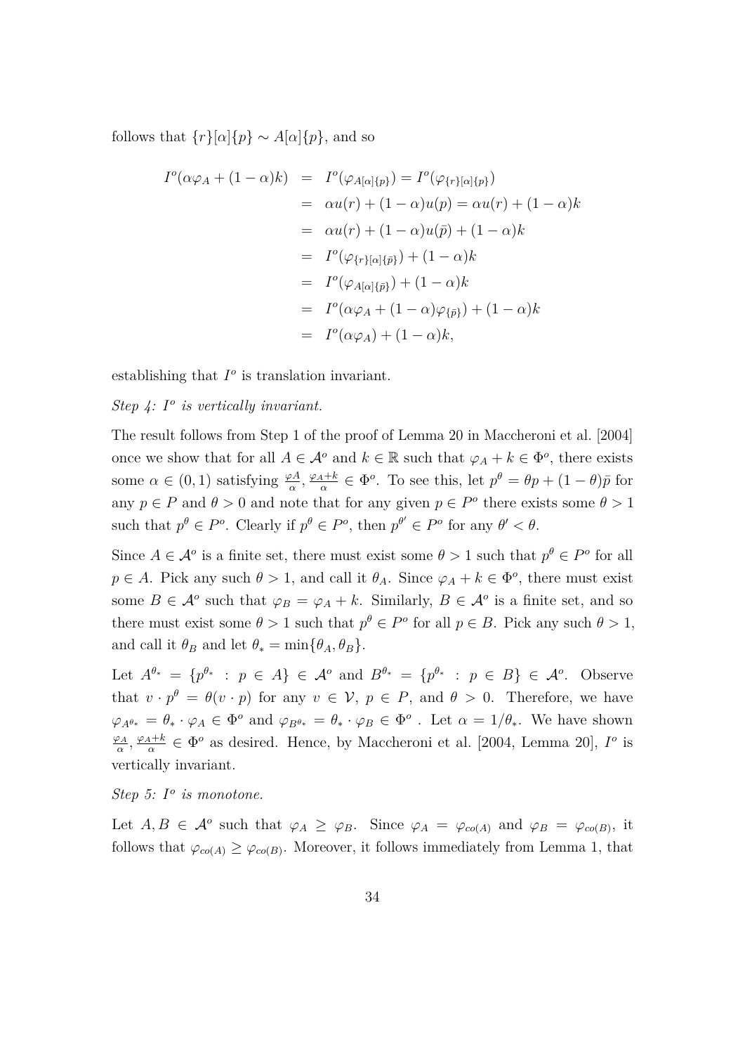follows that $\{r\}[\alpha]\{p\} \sim A[\alpha]\{p\}$, and so

$$
\begin{aligned}
I^o(\alpha\varphi_A + (1-\alpha)k) &= I^o(\varphi_{A[\alpha]\{p\}}) = I^o(\varphi_{\{r\}[\alpha]\{p\}}) \\
&= \alpha u(r) + (1-\alpha)u(p) = \alpha u(r) + (1-\alpha)k \\
&= \alpha u(r) + (1-\alpha)u(\bar{p}) + (1-\alpha)k \\
&= I^o(\varphi_{\{r\}[\alpha]\{\bar{p}\}}) + (1-\alpha)k \\
&= I^o(\varphi_{A[\alpha]\{\bar{p}\}}) + (1-\alpha)k \\
&= I^o(\alpha\varphi_A + (1-\alpha)\varphi_{\{\bar{p}\}}) + (1-\alpha)k \\
&= I^o(\alpha\varphi_A) + (1-\alpha)k,
\end{aligned}
$$

establishing that $I^o$ is translation invariant.

*Step 4: $I^o$ is vertically invariant.*

The result follows from Step 1 of the proof of Lemma 20 in Maccheroni et al. [2004] once we show that for all $A \in \mathcal{A}^o$ and $k \in \mathbb{R}$ such that $\varphi_A + k \in \Phi^o$, there exists some $\alpha \in (0,1)$ satisfying $\frac{\varphi_A}{\alpha}, \frac{\varphi_A + k}{\alpha} \in \Phi^o$. To see this, let $p^\theta = \theta p + (1-\theta)\bar{p}$ for any $p \in P$ and $\theta > 0$ and note that for any given $p \in P^o$ there exists some $\theta > 1$ such that $p^\theta \in P^o$. Clearly if $p^\theta \in P^o$, then $p^{\theta'} \in P^o$ for any $\theta' < \theta$.

Since $A \in \mathcal{A}^o$ is a finite set, there must exist some $\theta > 1$ such that $p^\theta \in P^o$ for all $p \in A$. Pick any such $\theta > 1$, and call it $\theta_A$. Since $\varphi_A + k \in \Phi^o$, there must exist some $B \in \mathcal{A}^o$ such that $\varphi_B = \varphi_A + k$. Similarly, $B \in \mathcal{A}^o$ is a finite set, and so there must exist some $\theta > 1$ such that $p^\theta \in P^o$ for all $p \in B$. Pick any such $\theta > 1$, and call it $\theta_B$ and let $\theta_* = \min\{\theta_A, \theta_B\}$.

Let $A^{\theta_*} = \{p^{\theta_*} : p \in A\} \in \mathcal{A}^o$ and $B^{\theta_*} = \{p^{\theta_*} : p \in B\} \in \mathcal{A}^o$. Observe that $v \cdot p^\theta = \theta(v \cdot p)$ for any $v \in \mathcal{V}$, $p \in P$, and $\theta > 0$. Therefore, we have $\varphi_{A^{\theta_*}} = \theta_* \cdot \varphi_A \in \Phi^o$ and $\varphi_{B^{\theta_*}} = \theta_* \cdot \varphi_B \in \Phi^o$ . Let $\alpha = 1/\theta_*$. We have shown $\frac{\varphi_A}{\alpha}, \frac{\varphi_A + k}{\alpha} \in \Phi^o$ as desired. Hence, by Maccheroni et al. [2004, Lemma 20], $I^o$ is vertically invariant.

*Step 5: $I^o$ is monotone.*

Let $A, B \in \mathcal{A}^o$ such that $\varphi_A \geq \varphi_B$. Since $\varphi_A = \varphi_{co(A)}$ and $\varphi_B = \varphi_{co(B)}$, it follows that $\varphi_{co(A)} \geq \varphi_{co(B)}$. Moreover, it follows immediately from Lemma 1, that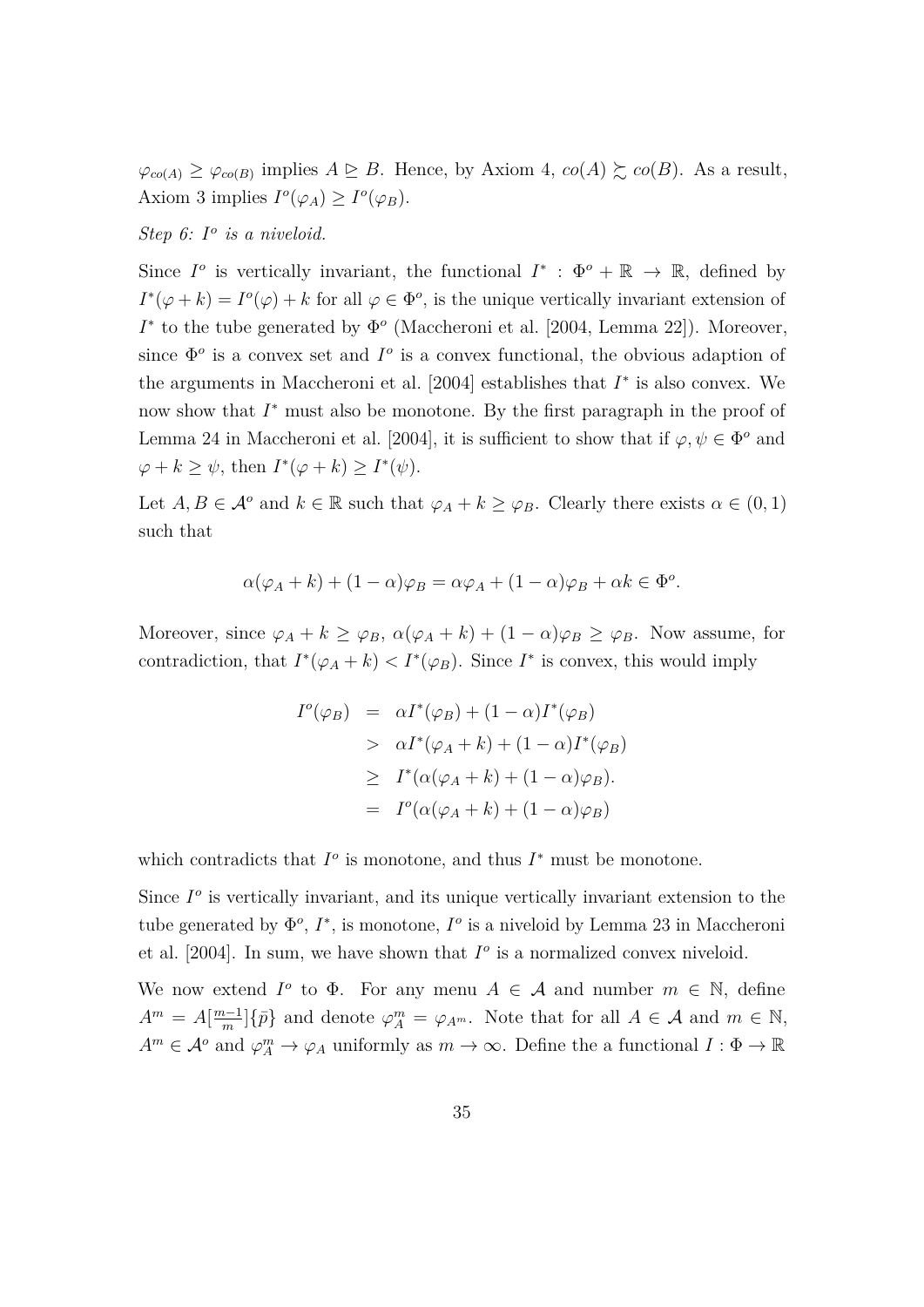$\varphi_{co(A)} \geq \varphi_{co(B)}$ implies $A \trianglerighteq B$. Hence, by Axiom 4, $co(A) \succsim co(B)$. As a result, Axiom 3 implies $I^o(\varphi_A) \geq I^o(\varphi_B)$.

*Step 6: $I^o$ is a niveloid.*

Since $I^o$ is vertically invariant, the functional $I^* : \Phi^o + \mathbb{R} \to \mathbb{R}$, defined by $I^*(\varphi + k) = I^o(\varphi) + k$ for all $\varphi \in \Phi^o$, is the unique vertically invariant extension of $I^*$ to the tube generated by $\Phi^o$ (Maccheroni et al. [2004, Lemma 22]). Moreover, since $\Phi^o$ is a convex set and $I^o$ is a convex functional, the obvious adaption of the arguments in Maccheroni et al. [2004] establishes that $I^*$ is also convex. We now show that $I^*$ must also be monotone. By the first paragraph in the proof of Lemma 24 in Maccheroni et al. [2004], it is sufficient to show that if $\varphi, \psi \in \Phi^o$ and $\varphi + k \geq \psi$, then $I^*(\varphi + k) \geq I^*(\psi)$.

Let $A, B \in \mathcal{A}^o$ and $k \in \mathbb{R}$ such that $\varphi_A + k \geq \varphi_B$. Clearly there exists $\alpha \in (0, 1)$ such that

$$\alpha(\varphi_A + k) + (1 - \alpha)\varphi_B = \alpha\varphi_A + (1 - \alpha)\varphi_B + \alpha k \in \Phi^o.$$

Moreover, since $\varphi_A + k \geq \varphi_B$, $\alpha(\varphi_A + k) + (1 - \alpha)\varphi_B \geq \varphi_B$. Now assume, for contradiction, that $I^*(\varphi_A + k) < I^*(\varphi_B)$. Since $I^*$ is convex, this would imply

$$\begin{aligned}
I^o(\varphi_B) &= \alpha I^*(\varphi_B) + (1 - \alpha)I^*(\varphi_B) \\
&> \alpha I^*(\varphi_A + k) + (1 - \alpha)I^*(\varphi_B) \\
&\geq I^*(\alpha(\varphi_A + k) + (1 - \alpha)\varphi_B). \\
&= I^o(\alpha(\varphi_A + k) + (1 - \alpha)\varphi_B)
\end{aligned}$$

which contradicts that $I^o$ is monotone, and thus $I^*$ must be monotone.

Since $I^o$ is vertically invariant, and its unique vertically invariant extension to the tube generated by $\Phi^o$, $I^*$, is monotone, $I^o$ is a niveloid by Lemma 23 in Maccheroni et al. [2004]. In sum, we have shown that $I^o$ is a normalized convex niveloid.

We now extend $I^o$ to $\Phi$. For any menu $A \in \mathcal{A}$ and number $m \in \mathbb{N}$, define $A^m = A[\frac{m-1}{m}]\{\bar{p}\}$ and denote $\varphi_A^m = \varphi_{A^m}$. Note that for all $A \in \mathcal{A}$ and $m \in \mathbb{N}$, $A^m \in \mathcal{A}^o$ and $\varphi_A^m \to \varphi_A$ uniformly as $m \to \infty$. Define the a functional $I : \Phi \to \mathbb{R}$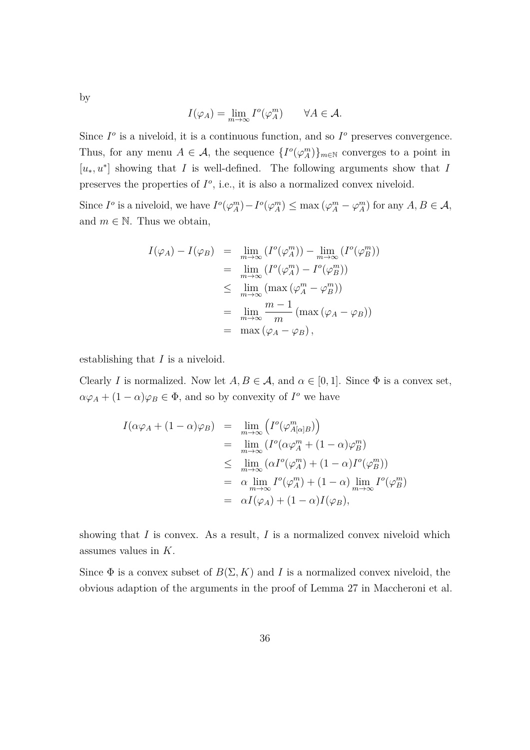by

$$I(\varphi_A) = \lim_{m\to\infty} I^o(\varphi_A^m) \qquad \forall A \in \mathcal{A}.$$

Since $I^o$ is a niveloid, it is a continuous function, and so $I^o$ preserves convergence. Thus, for any menu $A \in \mathcal{A}$, the sequence $\{I^o(\varphi_A^m)\}_{m\in\mathbb{N}}$ converges to a point in $[u_*, u^*]$ showing that $I$ is well-defined. The following arguments show that $I$ preserves the properties of $I^o$, i.e., it is also a normalized convex niveloid.

Since $I^o$ is a niveloid, we have $I^o(\varphi_A^m) - I^o(\varphi_A^m) \leq \max(\varphi_A^m - \varphi_A^m)$ for any $A, B \in \mathcal{A}$, and $m \in \mathbb{N}$. Thus we obtain,

$$\begin{aligned}
I(\varphi_A) - I(\varphi_B) &= \lim_{m\to\infty}(I^o(\varphi_A^m)) - \lim_{m\to\infty}(I^o(\varphi_B^m)) \\
&= \lim_{m\to\infty}(I^o(\varphi_A^m) - I^o(\varphi_B^m)) \\
&\leq \lim_{m\to\infty}(\max(\varphi_A^m - \varphi_B^m)) \\
&= \lim_{m\to\infty}\frac{m-1}{m}(\max(\varphi_A - \varphi_B)) \\
&= \max(\varphi_A - \varphi_B),
\end{aligned}$$

establishing that $I$ is a niveloid.

Clearly $I$ is normalized. Now let $A, B \in \mathcal{A}$, and $\alpha \in [0,1]$. Since $\Phi$ is a convex set, $\alpha\varphi_A + (1-\alpha)\varphi_B \in \Phi$, and so by convexity of $I^o$ we have

$$\begin{aligned}
I(\alpha\varphi_A + (1-\alpha)\varphi_B) &= \lim_{m\to\infty}\left(I^o(\varphi_{A[\alpha]B}^m)\right) \\
&= \lim_{m\to\infty}(I^o(\alpha\varphi_A^m + (1-\alpha)\varphi_B^m) \\
&\leq \lim_{m\to\infty}(\alpha I^o(\varphi_A^m) + (1-\alpha)I^o(\varphi_B^m)) \\
&= \alpha\lim_{m\to\infty} I^o(\varphi_A^m) + (1-\alpha)\lim_{m\to\infty} I^o(\varphi_B^m) \\
&= \alpha I(\varphi_A) + (1-\alpha)I(\varphi_B),
\end{aligned}$$

showing that $I$ is convex. As a result, $I$ is a normalized convex niveloid which assumes values in $K$.

Since $\Phi$ is a convex subset of $B(\Sigma, K)$ and $I$ is a normalized convex niveloid, the obvious adaption of the arguments in the proof of Lemma 27 in Maccheroni et al.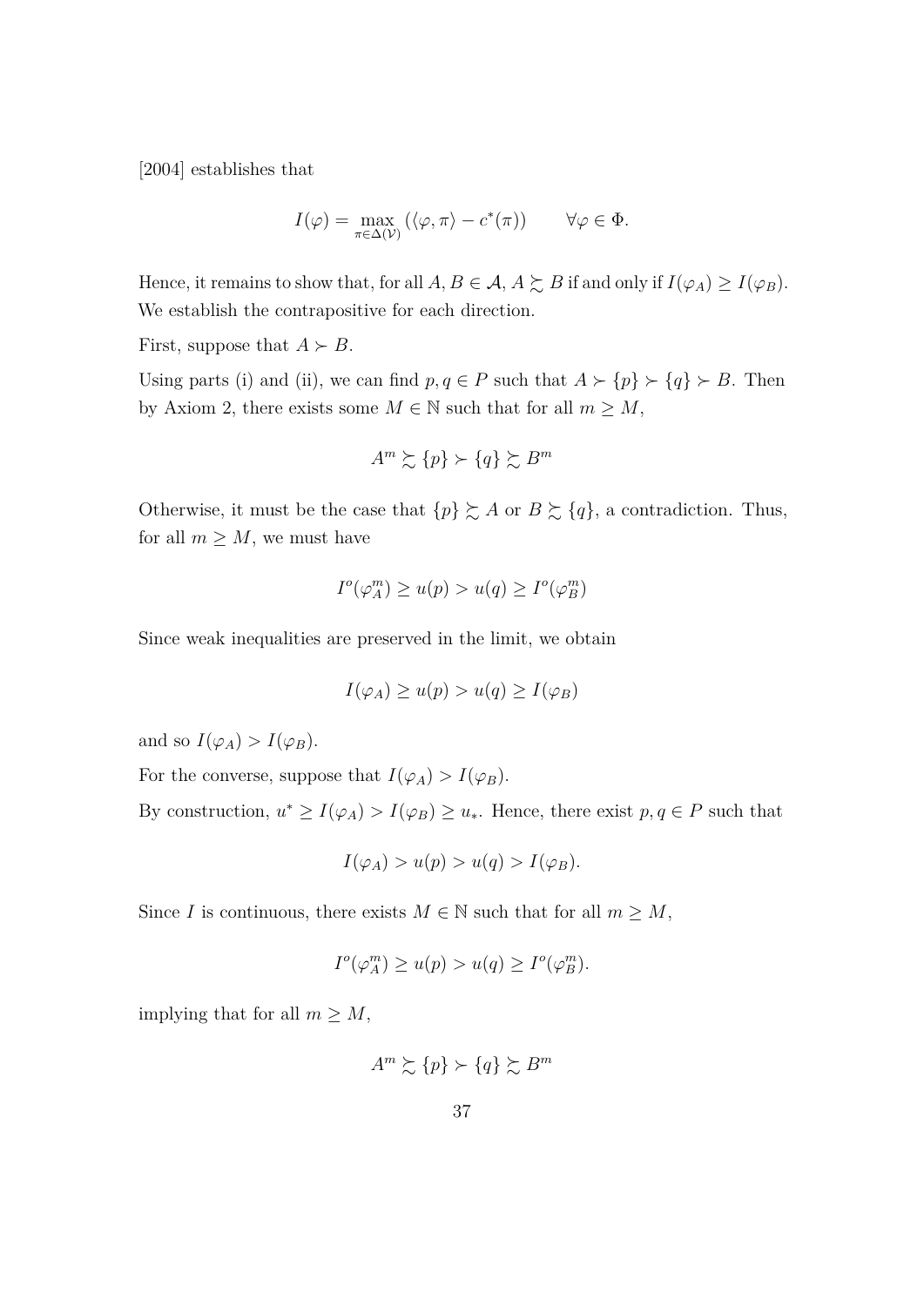[2004] establishes that

$$I(\varphi) = \max_{\pi \in \Delta(\mathcal{V})} (\langle \varphi, \pi \rangle - c^*(\pi)) \qquad \forall \varphi \in \Phi.$$

Hence, it remains to show that, for all $A, B \in \mathcal{A}$, $A \succsim B$ if and only if $I(\varphi_A) \geq I(\varphi_B)$. We establish the contrapositive for each direction.

First, suppose that $A \succ B$.

Using parts (i) and (ii), we can find $p, q \in P$ such that $A \succ \{p\} \succ \{q\} \succ B$. Then by Axiom 2, there exists some $M \in \mathbb{N}$ such that for all $m \geq M$,

$$A^m \succsim \{p\} \succ \{q\} \succsim B^m$$

Otherwise, it must be the case that $\{p\} \succsim A$ or $B \succsim \{q\}$, a contradiction. Thus, for all $m \geq M$, we must have

$$I^o(\varphi_A^m) \geq u(p) > u(q) \geq I^o(\varphi_B^m)$$

Since weak inequalities are preserved in the limit, we obtain

$$I(\varphi_A) \geq u(p) > u(q) \geq I(\varphi_B)$$

and so $I(\varphi_A) > I(\varphi_B)$.

For the converse, suppose that $I(\varphi_A) > I(\varphi_B)$.

By construction, $u^* \geq I(\varphi_A) > I(\varphi_B) \geq u_*$. Hence, there exist $p, q \in P$ such that

$$I(\varphi_A) > u(p) > u(q) > I(\varphi_B).$$

Since $I$ is continuous, there exists $M \in \mathbb{N}$ such that for all $m \geq M$,

$$I^o(\varphi_A^m) \geq u(p) > u(q) \geq I^o(\varphi_B^m).$$

implying that for all $m \geq M$,

$$A^m \succsim \{p\} \succ \{q\} \succsim B^m$$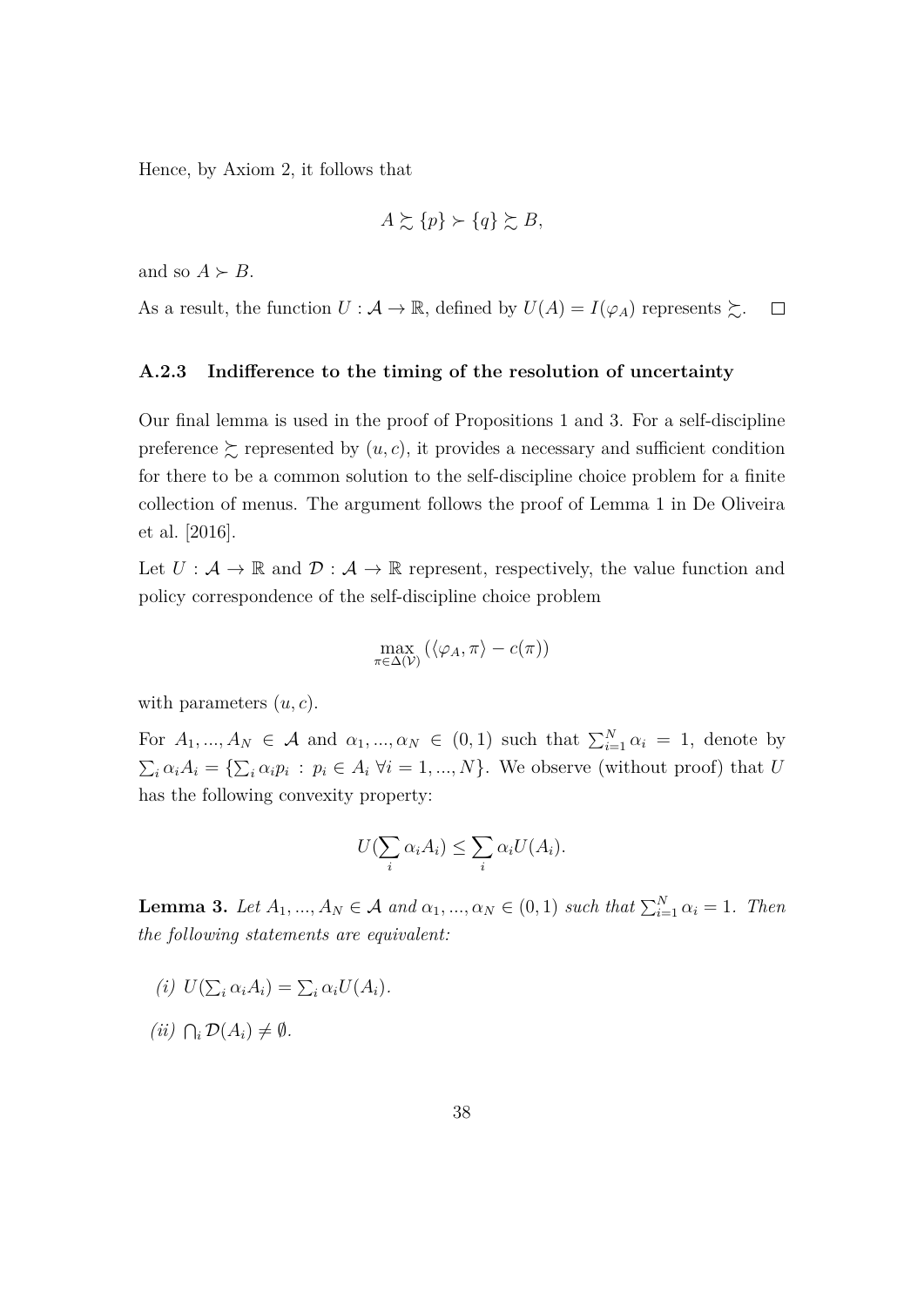Hence, by Axiom 2, it follows that

$$A \succsim \{p\} \succ \{q\} \succsim B,$$

and so $A \succ B$.

As a result, the function $U : \mathcal{A} \to \mathbb{R}$, defined by $U(A) = I(\varphi_A)$ represents $\succsim$. $\square$

### A.2.3 Indifference to the timing of the resolution of uncertainty

Our final lemma is used in the proof of Propositions 1 and 3. For a self-discipline preference $\succsim$ represented by $(u, c)$, it provides a necessary and sufficient condition for there to be a common solution to the self-discipline choice problem for a finite collection of menus. The argument follows the proof of Lemma 1 in De Oliveira et al. [2016].

Let $U : \mathcal{A} \to \mathbb{R}$ and $\mathcal{D} : \mathcal{A} \to \mathbb{R}$ represent, respectively, the value function and policy correspondence of the self-discipline choice problem

$$\max_{\pi \in \Delta(\mathcal{V})} (\langle \varphi_A, \pi \rangle - c(\pi))$$

with parameters $(u, c)$.

For $A_1, ..., A_N \in \mathcal{A}$ and $\alpha_1, ..., \alpha_N \in (0, 1)$ such that $\sum_{i=1}^N \alpha_i = 1$, denote by $\sum_i \alpha_i A_i = \{\sum_i \alpha_i p_i : p_i \in A_i \ \forall i = 1, ..., N\}$. We observe (without proof) that $U$ has the following convexity property:

$$U(\sum_i \alpha_i A_i) \leq \sum_i \alpha_i U(A_i).$$

**Lemma 3.** *Let $A_1, ..., A_N \in \mathcal{A}$ and $\alpha_1, ..., \alpha_N \in (0, 1)$ such that $\sum_{i=1}^N \alpha_i = 1$. Then the following statements are equivalent:*

*(i)* $U(\sum_i \alpha_i A_i) = \sum_i \alpha_i U(A_i)$.

*(ii)* $\bigcap_i \mathcal{D}(A_i) \neq \emptyset$.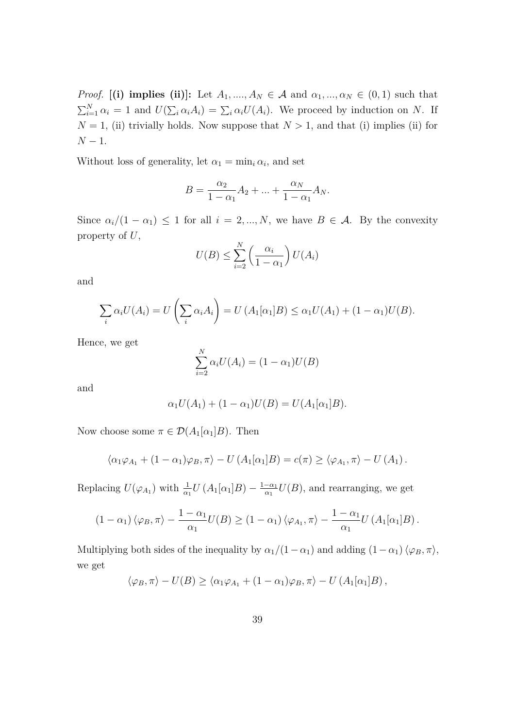*Proof.* [**(i) implies (ii)**]: Let $A_1, ...., A_N \in \mathcal{A}$ and $\alpha_1, ..., \alpha_N \in (0,1)$ such that $\sum_{i=1}^N \alpha_i = 1$ and $U(\sum_i \alpha_i A_i) = \sum_i \alpha_i U(A_i)$. We proceed by induction on $N$. If $N = 1$, (ii) trivially holds. Now suppose that $N > 1$, and that (i) implies (ii) for $N - 1$.

Without loss of generality, let $\alpha_1 = \min_i \alpha_i$, and set

$$B = \frac{\alpha_2}{1-\alpha_1} A_2 + ... + \frac{\alpha_N}{1-\alpha_1} A_N.$$

Since $\alpha_i/(1-\alpha_1) \leq 1$ for all $i = 2, ..., N$, we have $B \in \mathcal{A}$. By the convexity property of $U$,

$$U(B) \leq \sum_{i=2}^N \left(\frac{\alpha_i}{1-\alpha_1}\right) U(A_i)$$

and

$$\sum_i \alpha_i U(A_i) = U\left(\sum_i \alpha_i A_i\right) = U\left(A_1[\alpha_1]B\right) \leq \alpha_1 U(A_1) + (1-\alpha_1) U(B).$$

Hence, we get

$$\sum_{i=2}^N \alpha_i U(A_i) = (1-\alpha_1) U(B)$$

and

$$\alpha_1 U(A_1) + (1-\alpha_1) U(B) = U(A_1[\alpha_1]B).$$

Now choose some $\pi \in \mathcal{D}(A_1[\alpha_1]B)$. Then

$$\langle \alpha_1 \varphi_{A_1} + (1-\alpha_1)\varphi_B, \pi \rangle - U\left(A_1[\alpha_1]B\right) = c(\pi) \geq \langle \varphi_{A_1}, \pi \rangle - U\left(A_1\right).$$

Replacing $U(\varphi_{A_1})$ with $\frac{1}{\alpha_1} U\left(A_1[\alpha_1]B\right) - \frac{1-\alpha_1}{\alpha_1} U(B)$, and rearranging, we get

$$(1-\alpha_1) \langle \varphi_B, \pi \rangle - \frac{1-\alpha_1}{\alpha_1} U(B) \geq (1-\alpha_1) \langle \varphi_{A_1}, \pi \rangle - \frac{1-\alpha_1}{\alpha_1} U\left(A_1[\alpha_1]B\right).$$

Multiplying both sides of the inequality by $\alpha_1/(1-\alpha_1)$ and adding $(1-\alpha_1) \langle \varphi_B, \pi \rangle$, we get

$$\langle \varphi_B, \pi \rangle - U(B) \geq \langle \alpha_1 \varphi_{A_1} + (1-\alpha_1)\varphi_B, \pi \rangle - U\left(A_1[\alpha_1]B\right),$$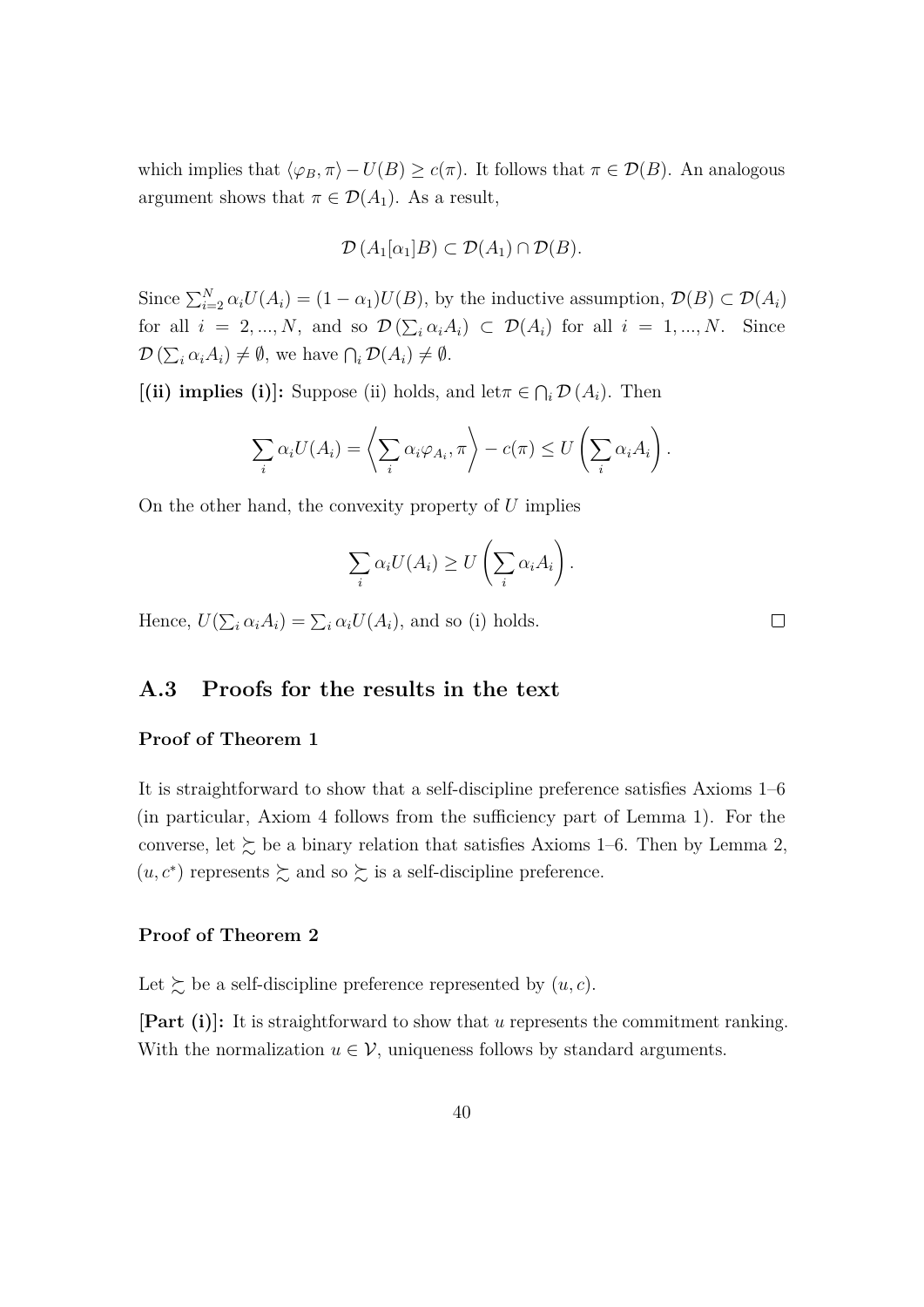which implies that $\langle \varphi_B, \pi \rangle - U(B) \geq c(\pi)$. It follows that $\pi \in \mathcal{D}(B)$. An analogous argument shows that $\pi \in \mathcal{D}(A_1)$. As a result,

$$\mathcal{D}(A_1[\alpha_1]B) \subset \mathcal{D}(A_1) \cap \mathcal{D}(B).$$

Since $\sum_{i=2}^N \alpha_i U(A_i) = (1-\alpha_1)U(B)$, by the inductive assumption, $\mathcal{D}(B) \subset \mathcal{D}(A_i)$ for all $i = 2, ..., N$, and so $\mathcal{D}(\sum_i \alpha_i A_i) \subset \mathcal{D}(A_i)$ for all $i = 1, ..., N$. Since $\mathcal{D}(\sum_i \alpha_i A_i) \neq \emptyset$, we have $\bigcap_i \mathcal{D}(A_i) \neq \emptyset$.

**[(ii) implies (i)]:** Suppose (ii) holds, and let$\pi \in \bigcap_i \mathcal{D}(A_i)$. Then

$$\sum_i \alpha_i U(A_i) = \left\langle \sum_i \alpha_i \varphi_{A_i}, \pi \right\rangle - c(\pi) \leq U\left(\sum_i \alpha_i A_i\right).$$

On the other hand, the convexity property of $U$ implies

$$\sum_i \alpha_i U(A_i) \geq U\left(\sum_i \alpha_i A_i\right).$$

Hence, $U(\sum_i \alpha_i A_i) = \sum_i \alpha_i U(A_i)$, and so (i) holds. $\square$

## A.3 Proofs for the results in the text

### Proof of Theorem 1

It is straightforward to show that a self-discipline preference satisfies Axioms 1–6 (in particular, Axiom 4 follows from the sufficiency part of Lemma 1). For the converse, let $\succsim$ be a binary relation that satisfies Axioms 1–6. Then by Lemma 2, $(u, c^*)$ represents $\succsim$ and so $\succsim$ is a self-discipline preference.

### Proof of Theorem 2

Let $\succsim$ be a self-discipline preference represented by $(u, c)$.

**[Part (i)]:** It is straightforward to show that $u$ represents the commitment ranking. With the normalization $u \in \mathcal{V}$, uniqueness follows by standard arguments.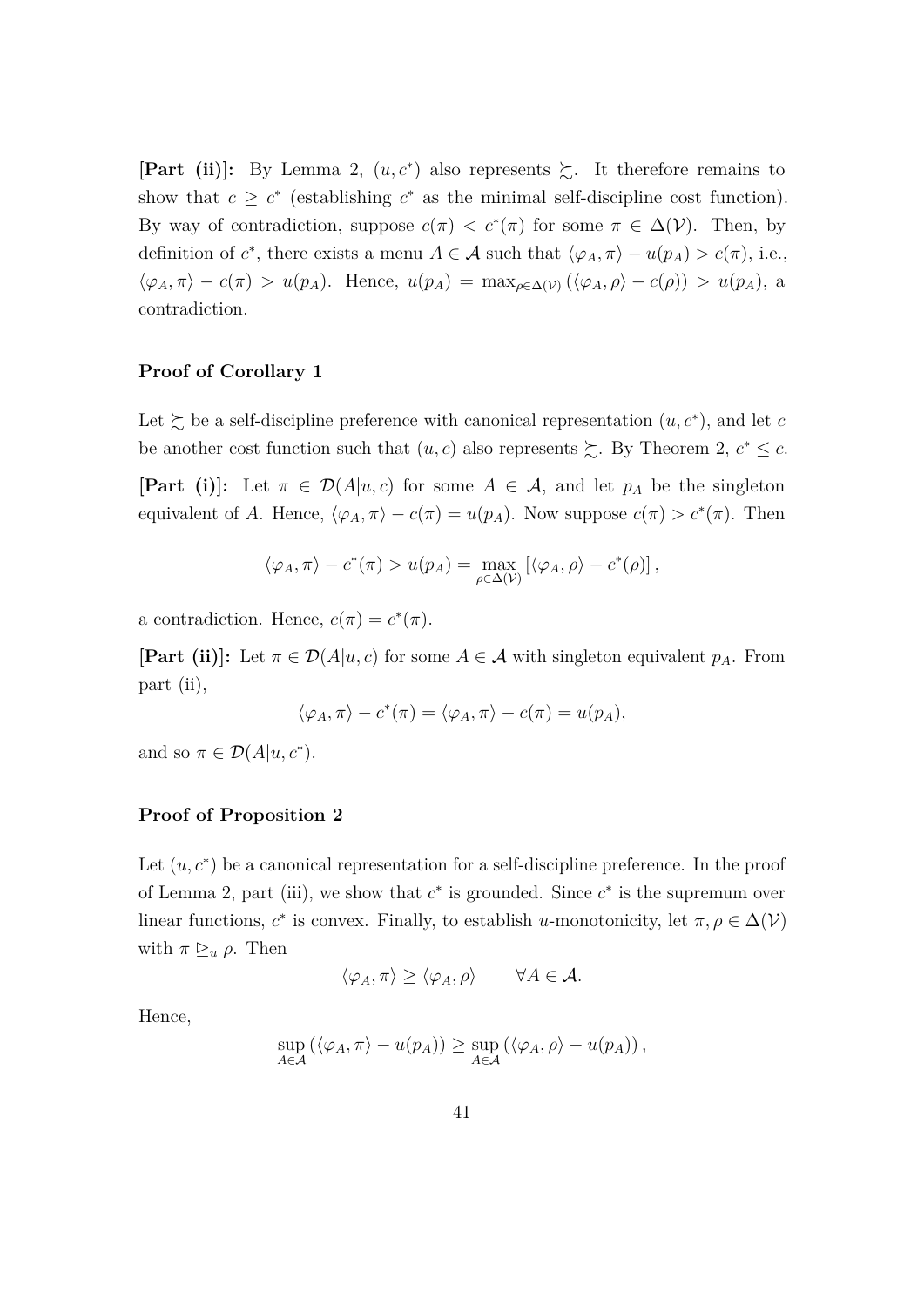**[Part (ii)]:** By Lemma 2, $(u, c^*)$ also represents $\succsim$. It therefore remains to show that $c \geq c^*$ (establishing $c^*$ as the minimal self-discipline cost function). By way of contradiction, suppose $c(\pi) < c^*(\pi)$ for some $\pi \in \Delta(\mathcal{V})$. Then, by definition of $c^*$, there exists a menu $A \in \mathcal{A}$ such that $\langle \varphi_A, \pi \rangle - u(p_A) > c(\pi)$, i.e., $\langle \varphi_A, \pi \rangle - c(\pi) > u(p_A)$. Hence, $u(p_A) = \max_{\rho \in \Delta(\mathcal{V})} (\langle \varphi_A, \rho \rangle - c(\rho)) > u(p_A)$, a contradiction.

### Proof of Corollary 1

Let $\succsim$ be a self-discipline preference with canonical representation $(u, c^*)$, and let $c$ be another cost function such that $(u, c)$ also represents $\succsim$. By Theorem 2, $c^* \leq c$.

**[Part (i)]:** Let $\pi \in \mathcal{D}(A|u, c)$ for some $A \in \mathcal{A}$, and let $p_A$ be the singleton equivalent of $A$. Hence, $\langle \varphi_A, \pi \rangle - c(\pi) = u(p_A)$. Now suppose $c(\pi) > c^*(\pi)$. Then

$$\langle \varphi_A, \pi \rangle - c^*(\pi) > u(p_A) = \max_{\rho \in \Delta(\mathcal{V})} \left[ \langle \varphi_A, \rho \rangle - c^*(\rho) \right],$$

a contradiction. Hence, $c(\pi) = c^*(\pi)$.

**[Part (ii)]:** Let $\pi \in \mathcal{D}(A|u, c)$ for some $A \in \mathcal{A}$ with singleton equivalent $p_A$. From part (ii),

$$\langle \varphi_A, \pi \rangle - c^*(\pi) = \langle \varphi_A, \pi \rangle - c(\pi) = u(p_A),$$

and so $\pi \in \mathcal{D}(A|u, c^*)$.

### Proof of Proposition 2

Let $(u, c^*)$ be a canonical representation for a self-discipline preference. In the proof of Lemma 2, part (iii), we show that $c^*$ is grounded. Since $c^*$ is the supremum over linear functions, $c^*$ is convex. Finally, to establish $u$-monotonicity, let $\pi, \rho \in \Delta(\mathcal{V})$ with $\pi \trianglerighteq_u \rho$. Then

$$\langle \varphi_A, \pi \rangle \geq \langle \varphi_A, \rho \rangle \qquad \forall A \in \mathcal{A}.$$

Hence,

$$\sup_{A \in \mathcal{A}} \left( \langle \varphi_A, \pi \rangle - u(p_A) \right) \geq \sup_{A \in \mathcal{A}} \left( \langle \varphi_A, \rho \rangle - u(p_A) \right),$$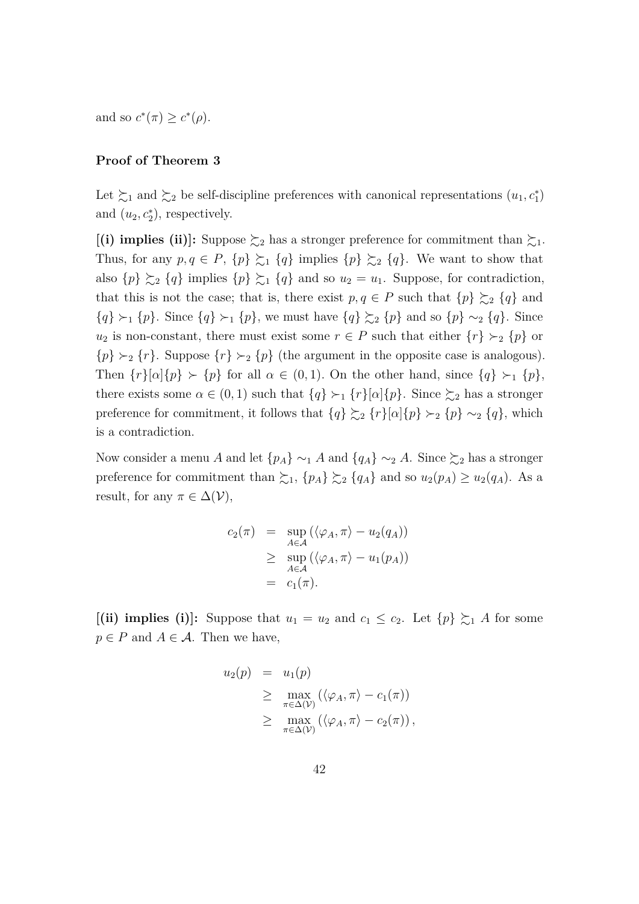and so $c^*(\pi) \geq c^*(\rho)$.

### Proof of Theorem 3

Let $\succsim_1$ and $\succsim_2$ be self-discipline preferences with canonical representations $(u_1, c_1^*)$ and $(u_2, c_2^*)$, respectively.

**[(i) implies (ii)]:** Suppose $\succsim_2$ has a stronger preference for commitment than $\succsim_1$. Thus, for any $p, q \in P$, $\{p\} \succsim_1 \{q\}$ implies $\{p\} \succsim_2 \{q\}$. We want to show that also $\{p\} \succsim_2 \{q\}$ implies $\{p\} \succsim_1 \{q\}$ and so $u_2 = u_1$. Suppose, for contradiction, that this is not the case; that is, there exist $p, q \in P$ such that $\{p\} \succsim_2 \{q\}$ and $\{q\} \succ_1 \{p\}$. Since $\{q\} \succ_1 \{p\}$, we must have $\{q\} \succsim_2 \{p\}$ and so $\{p\} \sim_2 \{q\}$. Since $u_2$ is non-constant, there must exist some $r \in P$ such that either $\{r\} \succ_2 \{p\}$ or $\{p\} \succ_2 \{r\}$. Suppose $\{r\} \succ_2 \{p\}$ (the argument in the opposite case is analogous). Then $\{r\}[\alpha]\{p\} \succ \{p\}$ for all $\alpha \in (0, 1)$. On the other hand, since $\{q\} \succ_1 \{p\}$, there exists some $\alpha \in (0, 1)$ such that $\{q\} \succ_1 \{r\}[\alpha]\{p\}$. Since $\succsim_2$ has a stronger preference for commitment, it follows that $\{q\} \succsim_2 \{r\}[\alpha]\{p\} \succ_2 \{p\} \sim_2 \{q\}$, which is a contradiction.

Now consider a menu $A$ and let $\{p_A\} \sim_1 A$ and $\{q_A\} \sim_2 A$. Since $\succsim_2$ has a stronger preference for commitment than $\succsim_1$, $\{p_A\} \succsim_2 \{q_A\}$ and so $u_2(p_A) \geq u_2(q_A)$. As a result, for any $\pi \in \Delta(\mathcal{V})$,

$$
\begin{aligned}
c_2(\pi) &= \sup_{A \in \mathcal{A}} \left( \langle \varphi_A, \pi \rangle - u_2(q_A) \right) \\
&\geq \sup_{A \in \mathcal{A}} \left( \langle \varphi_A, \pi \rangle - u_1(p_A) \right) \\
&= c_1(\pi).
\end{aligned}
$$

**[(ii) implies (i)]:** Suppose that $u_1 = u_2$ and $c_1 \leq c_2$. Let $\{p\} \succsim_1 A$ for some $p \in P$ and $A \in \mathcal{A}$. Then we have,

$$
\begin{aligned}
u_2(p) &= u_1(p) \\
&\geq \max_{\pi \in \Delta(\mathcal{V})} \left( \langle \varphi_A, \pi \rangle - c_1(\pi) \right) \\
&\geq \max_{\pi \in \Delta(\mathcal{V})} \left( \langle \varphi_A, \pi \rangle - c_2(\pi) \right),
\end{aligned}
$$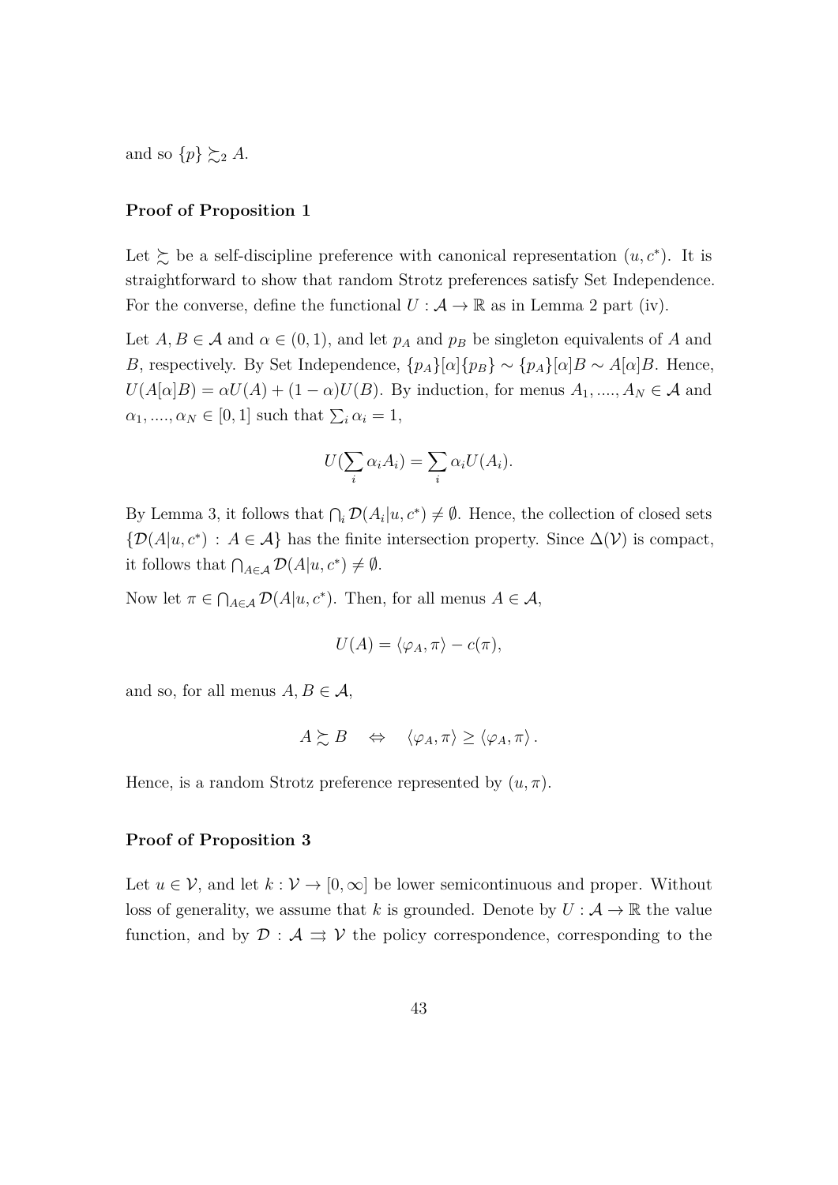and so $\{p\} \succsim_2 A$.

**Proof of Proposition 1**

Let $\succsim$ be a self-discipline preference with canonical representation $(u, c^*)$. It is straightforward to show that random Strotz preferences satisfy Set Independence. For the converse, define the functional $U : \mathcal{A} \to \mathbb{R}$ as in Lemma 2 part (iv).

Let $A, B \in \mathcal{A}$ and $\alpha \in (0, 1)$, and let $p_A$ and $p_B$ be singleton equivalents of $A$ and $B$, respectively. By Set Independence, $\{p_A\}[\alpha]\{p_B\} \sim \{p_A\}[\alpha]B \sim A[\alpha]B$. Hence, $U(A[\alpha]B) = \alpha U(A) + (1 - \alpha)U(B)$. By induction, for menus $A_1, ...., A_N \in \mathcal{A}$ and $\alpha_1, ...., \alpha_N \in [0, 1]$ such that $\sum_i \alpha_i = 1$,

$$U(\sum_i \alpha_i A_i) = \sum_i \alpha_i U(A_i).$$

By Lemma 3, it follows that $\bigcap_i \mathcal{D}(A_i|u, c^*) \neq \emptyset$. Hence, the collection of closed sets $\{\mathcal{D}(A|u, c^*) : A \in \mathcal{A}\}$ has the finite intersection property. Since $\Delta(\mathcal{V})$ is compact, it follows that $\bigcap_{A \in \mathcal{A}} \mathcal{D}(A|u, c^*) \neq \emptyset$.

Now let $\pi \in \bigcap_{A \in \mathcal{A}} \mathcal{D}(A|u, c^*)$. Then, for all menus $A \in \mathcal{A}$,

$$U(A) = \langle \varphi_A, \pi \rangle - c(\pi),$$

and so, for all menus $A, B \in \mathcal{A}$,

$$A \succsim B \quad \Leftrightarrow \quad \langle \varphi_A, \pi \rangle \geq \langle \varphi_A, \pi \rangle .$$

Hence, is a random Strotz preference represented by $(u, \pi)$.

**Proof of Proposition 3**

Let $u \in \mathcal{V}$, and let $k : \mathcal{V} \to [0, \infty]$ be lower semicontinuous and proper. Without loss of generality, we assume that $k$ is grounded. Denote by $U : \mathcal{A} \to \mathbb{R}$ the value function, and by $\mathcal{D} : \mathcal{A} \rightrightarrows \mathcal{V}$ the policy correspondence, corresponding to the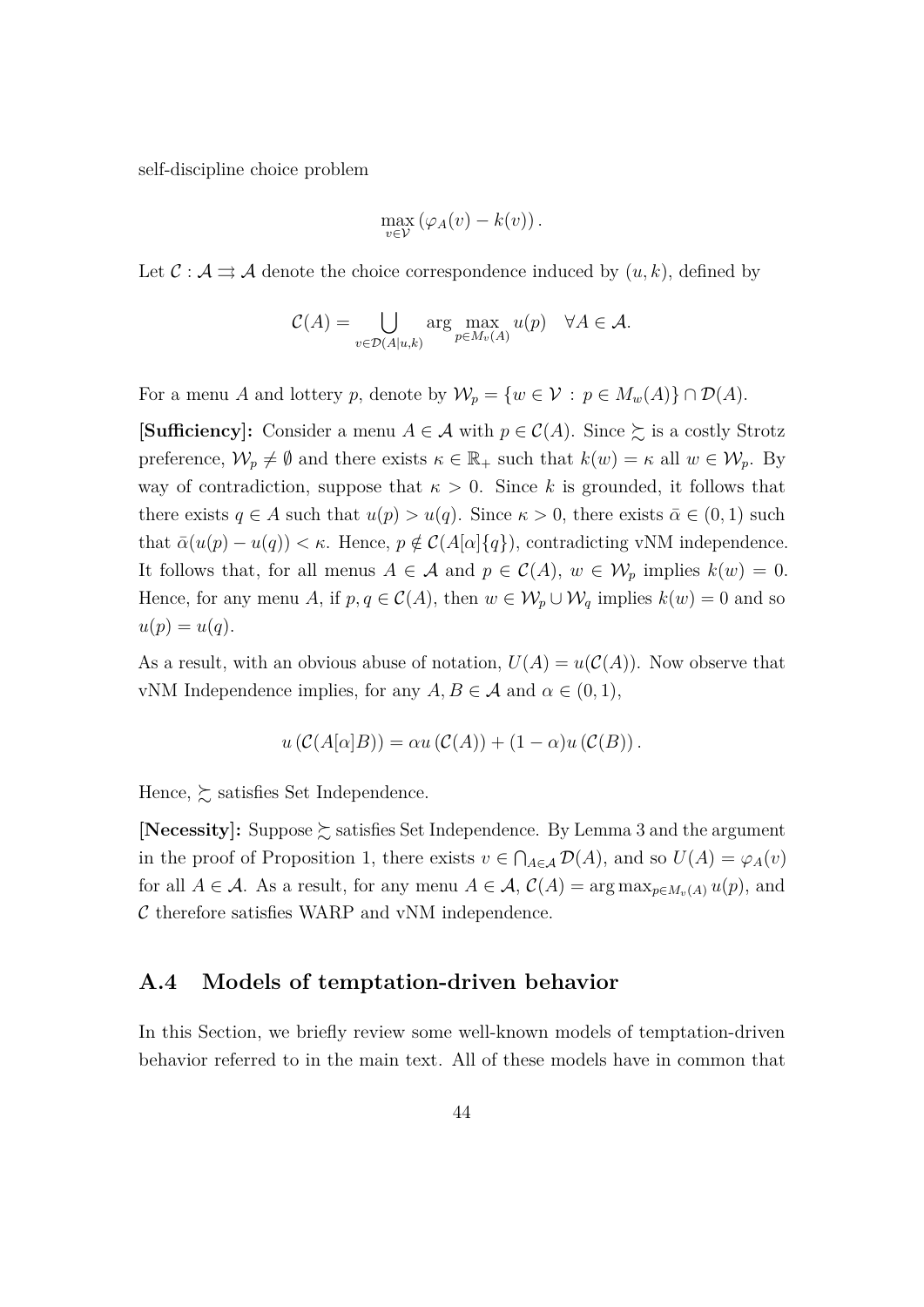self-discipline choice problem

$$\max_{v\in\mathcal{V}} \left(\varphi_A(v) - k(v)\right).$$

Let $\mathcal{C} : \mathcal{A} \rightrightarrows \mathcal{A}$ denote the choice correspondence induced by $(u, k)$, defined by

$$\mathcal{C}(A) = \bigcup_{v\in\mathcal{D}(A|u,k)} \arg\max_{p\in M_v(A)} u(p) \quad \forall A \in \mathcal{A}.$$

For a menu $A$ and lottery $p$, denote by $\mathcal{W}_p = \{w \in \mathcal{V} : p \in M_w(A)\} \cap \mathcal{D}(A)$.

**[Sufficiency]:** Consider a menu $A \in \mathcal{A}$ with $p \in \mathcal{C}(A)$. Since $\succsim$ is a costly Strotz preference, $\mathcal{W}_p \neq \emptyset$ and there exists $\kappa \in \mathbb{R}_+$ such that $k(w) = \kappa$ all $w \in \mathcal{W}_p$. By way of contradiction, suppose that $\kappa > 0$. Since $k$ is grounded, it follows that there exists $q \in A$ such that $u(p) > u(q)$. Since $\kappa > 0$, there exists $\bar{\alpha} \in (0, 1)$ such that $\bar{\alpha}(u(p) - u(q)) < \kappa$. Hence, $p \notin \mathcal{C}(A[\alpha]\{q\})$, contradicting vNM independence. It follows that, for all menus $A \in \mathcal{A}$ and $p \in \mathcal{C}(A)$, $w \in \mathcal{W}_p$ implies $k(w) = 0$. Hence, for any menu $A$, if $p, q \in \mathcal{C}(A)$, then $w \in \mathcal{W}_p \cup \mathcal{W}_q$ implies $k(w) = 0$ and so $u(p) = u(q)$.

As a result, with an obvious abuse of notation, $U(A) = u(\mathcal{C}(A))$. Now observe that vNM Independence implies, for any $A, B \in \mathcal{A}$ and $\alpha \in (0, 1)$,

$$u\left(\mathcal{C}(A[\alpha]B)\right) = \alpha u\left(\mathcal{C}(A)\right) + (1 - \alpha) u\left(\mathcal{C}(B)\right).$$

Hence, $\succsim$ satisfies Set Independence.

**[Necessity]:** Suppose $\succsim$ satisfies Set Independence. By Lemma 3 and the argument in the proof of Proposition 1, there exists $v \in \bigcap_{A\in\mathcal{A}} \mathcal{D}(A)$, and so $U(A) = \varphi_A(v)$ for all $A \in \mathcal{A}$. As a result, for any menu $A \in \mathcal{A}$, $\mathcal{C}(A) = \arg\max_{p\in M_v(A)} u(p)$, and $\mathcal{C}$ therefore satisfies WARP and vNM independence.

## A.4 Models of temptation-driven behavior

In this Section, we briefly review some well-known models of temptation-driven behavior referred to in the main text. All of these models have in common that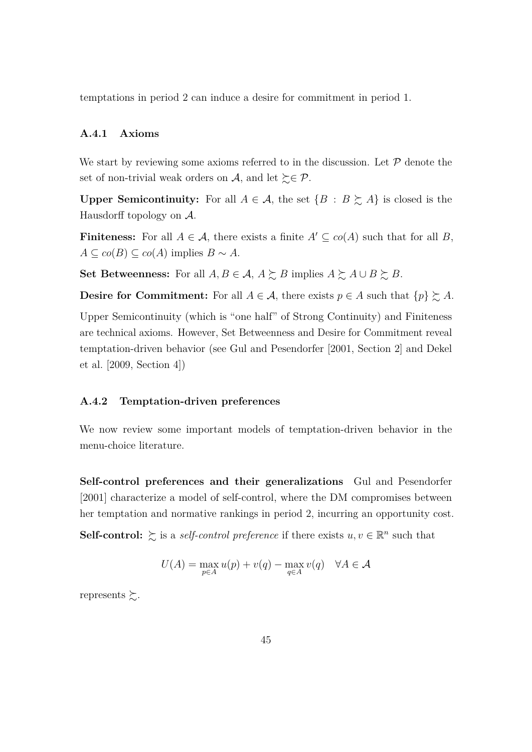temptations in period 2 can induce a desire for commitment in period 1.

### A.4.1 Axioms

We start by reviewing some axioms referred to in the discussion. Let $\mathcal{P}$ denote the set of non-trivial weak orders on $\mathcal{A}$, and let $\succsim \in \mathcal{P}$.

**Upper Semicontinuity:** For all $A \in \mathcal{A}$, the set $\{B : B \succsim A\}$ is closed is the Hausdorff topology on $\mathcal{A}$.

**Finiteness:** For all $A \in \mathcal{A}$, there exists a finite $A' \subseteq co(A)$ such that for all $B$, $A \subseteq co(B) \subseteq co(A)$ implies $B \sim A$.

**Set Betweenness:** For all $A, B \in \mathcal{A}$, $A \succsim B$ implies $A \succsim A \cup B \succsim B$.

**Desire for Commitment:** For all $A \in \mathcal{A}$, there exists $p \in A$ such that $\{p\} \succsim A$.

Upper Semicontinuity (which is "one half" of Strong Continuity) and Finiteness are technical axioms. However, Set Betweenness and Desire for Commitment reveal temptation-driven behavior (see Gul and Pesendorfer [2001, Section 2] and Dekel et al. [2009, Section 4])

### A.4.2 Temptation-driven preferences

We now review some important models of temptation-driven behavior in the menu-choice literature.

**Self-control preferences and their generalizations** Gul and Pesendorfer [2001] characterize a model of self-control, where the DM compromises between her temptation and normative rankings in period 2, incurring an opportunity cost.

**Self-control:** $\succsim$ is a *self-control preference* if there exists $u, v \in \mathbb{R}^n$ such that

$$U(A) = \max_{p \in A} u(p) + v(q) - \max_{q \in A} v(q) \quad \forall A \in \mathcal{A}$$

represents $\succsim$.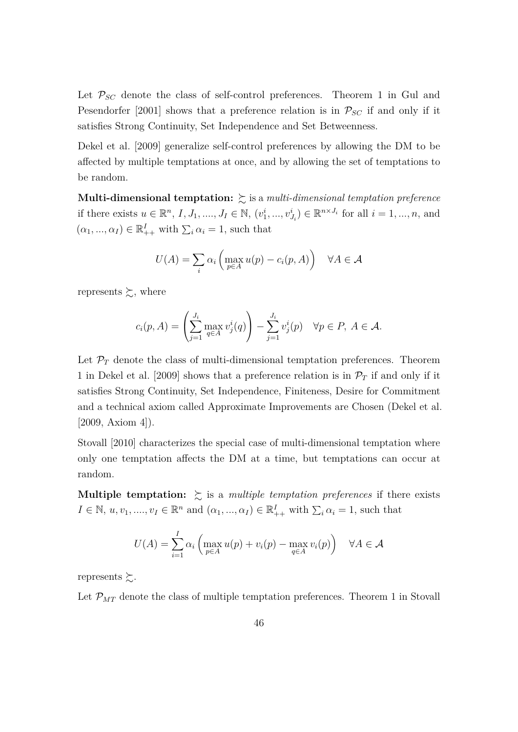Let $\mathcal{P}_{SC}$ denote the class of self-control preferences. Theorem 1 in Gul and Pesendorfer [2001] shows that a preference relation is in $\mathcal{P}_{SC}$ if and only if it satisfies Strong Continuity, Set Independence and Set Betweenness.

Dekel et al. [2009] generalize self-control preferences by allowing the DM to be affected by multiple temptations at once, and by allowing the set of temptations to be random.

**Multi-dimensional temptation:** $\succsim$ is a *multi-dimensional temptation preference* if there exists $u \in \mathbb{R}^n$, $I, J_1, ...., J_I \in \mathbb{N}$, $(v_1^i, ..., v_{J_i}^i) \in \mathbb{R}^{n \times J_i}$ for all $i = 1, ..., n$, and $(\alpha_1, ..., \alpha_I) \in \mathbb{R}_{++}^I$ with $\sum_i \alpha_i = 1$, such that

$$U(A) = \sum_i \alpha_i \left( \max_{p \in A} u(p) - c_i(p, A) \right) \quad \forall A \in \mathcal{A}$$

represents $\succsim$, where

$$c_i(p, A) = \left( \sum_{j=1}^{J_i} \max_{q \in A} v_j^i(q) \right) - \sum_{j=1}^{J_i} v_j^i(p) \quad \forall p \in P, \ A \in \mathcal{A}.$$

Let $\mathcal{P}_T$ denote the class of multi-dimensional temptation preferences. Theorem 1 in Dekel et al. [2009] shows that a preference relation is in $\mathcal{P}_T$ if and only if it satisfies Strong Continuity, Set Independence, Finiteness, Desire for Commitment and a technical axiom called Approximate Improvements are Chosen (Dekel et al. [2009, Axiom 4]).

Stovall [2010] characterizes the special case of multi-dimensional temptation where only one temptation affects the DM at a time, but temptations can occur at random.

**Multiple temptation:** $\succsim$ is a *multiple temptation preferences* if there exists $I \in \mathbb{N}$, $u, v_1, ...., v_I \in \mathbb{R}^n$ and $(\alpha_1, ..., \alpha_I) \in \mathbb{R}_{++}^I$ with $\sum_i \alpha_i = 1$, such that

$$U(A) = \sum_{i=1}^{I} \alpha_i \left( \max_{p \in A} u(p) + v_i(p) - \max_{q \in A} v_i(p) \right) \quad \forall A \in \mathcal{A}$$

represents $\succsim$.

Let $\mathcal{P}_{MT}$ denote the class of multiple temptation preferences. Theorem 1 in Stovall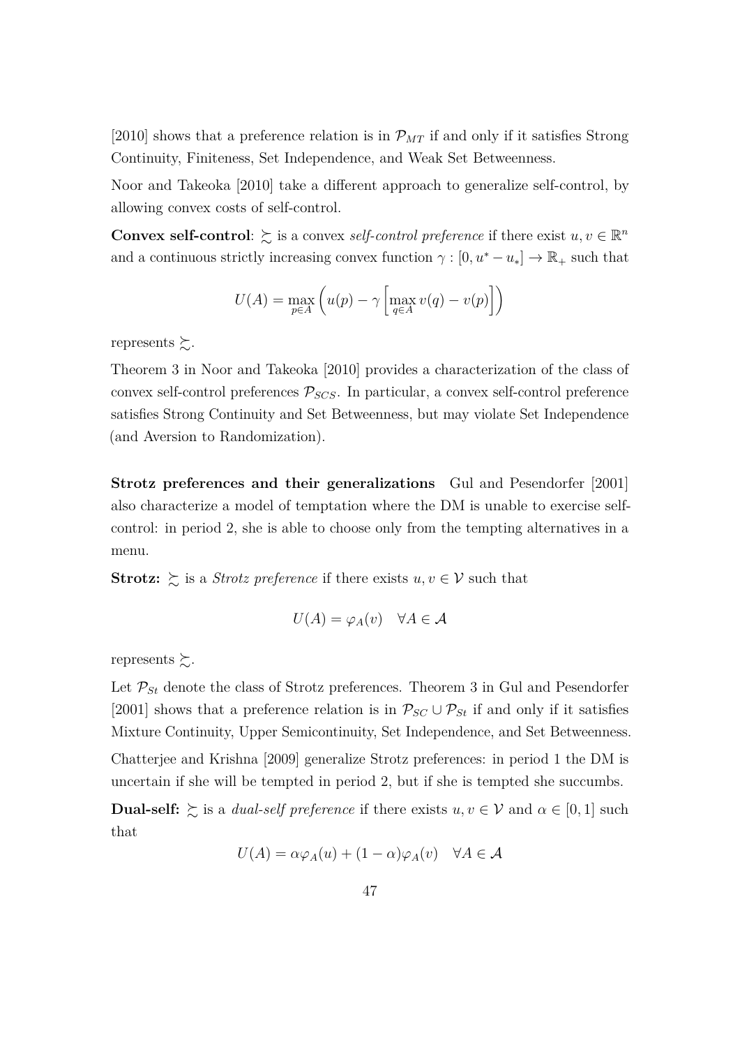[2010] shows that a preference relation is in $\mathcal{P}_{MT}$ if and only if it satisfies Strong Continuity, Finiteness, Set Independence, and Weak Set Betweenness.

Noor and Takeoka [2010] take a different approach to generalize self-control, by allowing convex costs of self-control.

**Convex self-control**: $\succsim$ is a convex *self-control preference* if there exist $u, v \in \mathbb{R}^n$ and a continuous strictly increasing convex function $\gamma : [0, u^* - u_*] \to \mathbb{R}_+$ such that

$$U(A) = \max_{p \in A} \left( u(p) - \gamma \left[ \max_{q \in A} v(q) - v(p) \right] \right)$$

represents $\succsim$.

Theorem 3 in Noor and Takeoka [2010] provides a characterization of the class of convex self-control preferences $\mathcal{P}_{SCS}$. In particular, a convex self-control preference satisfies Strong Continuity and Set Betweenness, but may violate Set Independence (and Aversion to Randomization).

**Strotz preferences and their generalizations** Gul and Pesendorfer [2001] also characterize a model of temptation where the DM is unable to exercise self-control: in period 2, she is able to choose only from the tempting alternatives in a menu.

**Strotz:** $\succsim$ is a *Strotz preference* if there exists $u, v \in \mathcal{V}$ such that

$$U(A) = \varphi_A(v) \quad \forall A \in \mathcal{A}$$

represents $\succsim$.

Let $\mathcal{P}_{St}$ denote the class of Strotz preferences. Theorem 3 in Gul and Pesendorfer [2001] shows that a preference relation is in $\mathcal{P}_{SC} \cup \mathcal{P}_{St}$ if and only if it satisfies Mixture Continuity, Upper Semicontinuity, Set Independence, and Set Betweenness.

Chatterjee and Krishna [2009] generalize Strotz preferences: in period 1 the DM is uncertain if she will be tempted in period 2, but if she is tempted she succumbs.

**Dual-self:** $\succsim$ is a *dual-self preference* if there exists $u, v \in \mathcal{V}$ and $\alpha \in [0, 1]$ such that

$$U(A) = \alpha \varphi_A(u) + (1 - \alpha) \varphi_A(v) \quad \forall A \in \mathcal{A}$$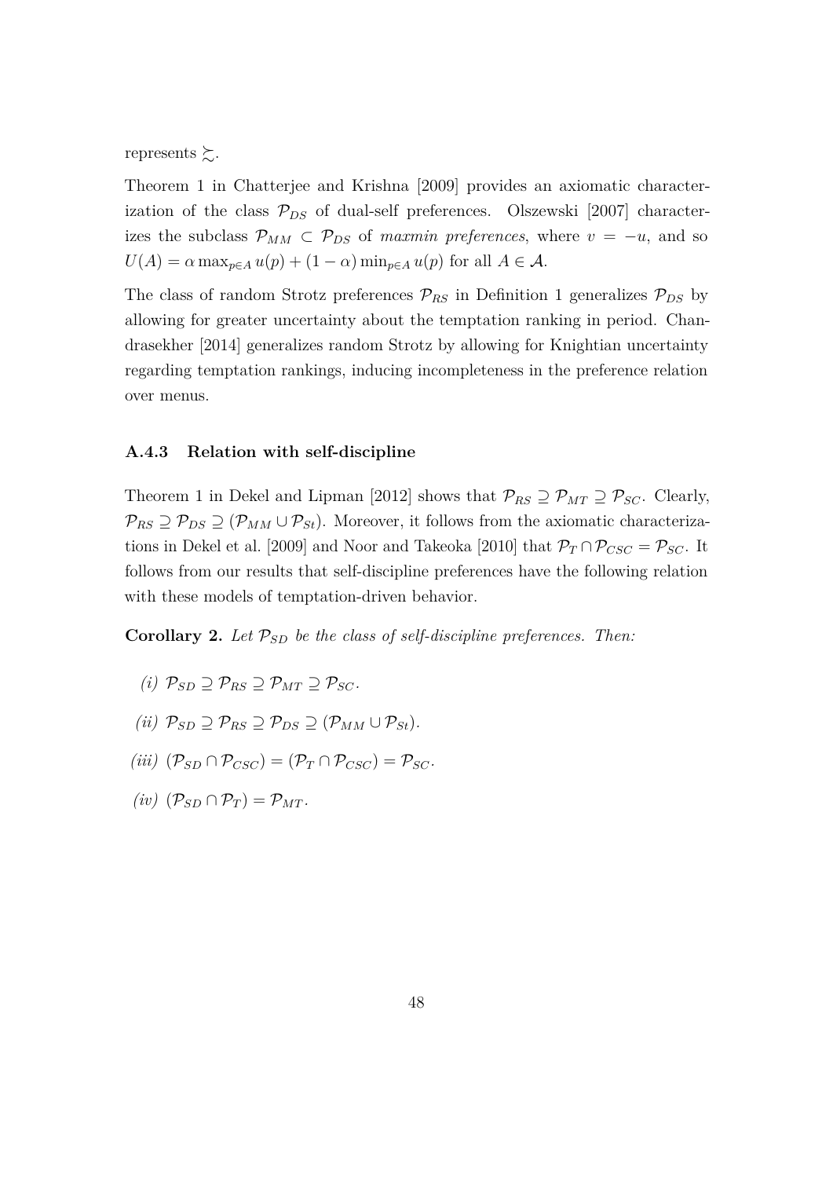represents $\succsim$.

Theorem 1 in Chatterjee and Krishna [2009] provides an axiomatic characterization of the class $\mathcal{P}_{DS}$ of dual-self preferences. Olszewski [2007] characterizes the subclass $\mathcal{P}_{MM} \subset \mathcal{P}_{DS}$ of *maxmin preferences*, where $v = -u$, and so $U(A) = \alpha \max_{p \in A} u(p) + (1 - \alpha) \min_{p \in A} u(p)$ for all $A \in \mathcal{A}$.

The class of random Strotz preferences $\mathcal{P}_{RS}$ in Definition 1 generalizes $\mathcal{P}_{DS}$ by allowing for greater uncertainty about the temptation ranking in period. Chandrasekher [2014] generalizes random Strotz by allowing for Knightian uncertainty regarding temptation rankings, inducing incompleteness in the preference relation over menus.

### A.4.3 Relation with self-discipline

Theorem 1 in Dekel and Lipman [2012] shows that $\mathcal{P}_{RS} \supseteq \mathcal{P}_{MT} \supseteq \mathcal{P}_{SC}$. Clearly, $\mathcal{P}_{RS} \supseteq \mathcal{P}_{DS} \supseteq (\mathcal{P}_{MM} \cup \mathcal{P}_{St})$. Moreover, it follows from the axiomatic characterizations in Dekel et al. [2009] and Noor and Takeoka [2010] that $\mathcal{P}_{T} \cap \mathcal{P}_{CSC} = \mathcal{P}_{SC}$. It follows from our results that self-discipline preferences have the following relation with these models of temptation-driven behavior.

**Corollary 2.** *Let $\mathcal{P}_{SD}$ be the class of self-discipline preferences. Then:*

*(i)* $\mathcal{P}_{SD} \supseteq \mathcal{P}_{RS} \supseteq \mathcal{P}_{MT} \supseteq \mathcal{P}_{SC}$.

*(ii)* $\mathcal{P}_{SD} \supseteq \mathcal{P}_{RS} \supseteq \mathcal{P}_{DS} \supseteq (\mathcal{P}_{MM} \cup \mathcal{P}_{St})$.

*(iii)* $(\mathcal{P}_{SD} \cap \mathcal{P}_{CSC}) = (\mathcal{P}_{T} \cap \mathcal{P}_{CSC}) = \mathcal{P}_{SC}$.

*(iv)* $(\mathcal{P}_{SD} \cap \mathcal{P}_{T}) = \mathcal{P}_{MT}$.